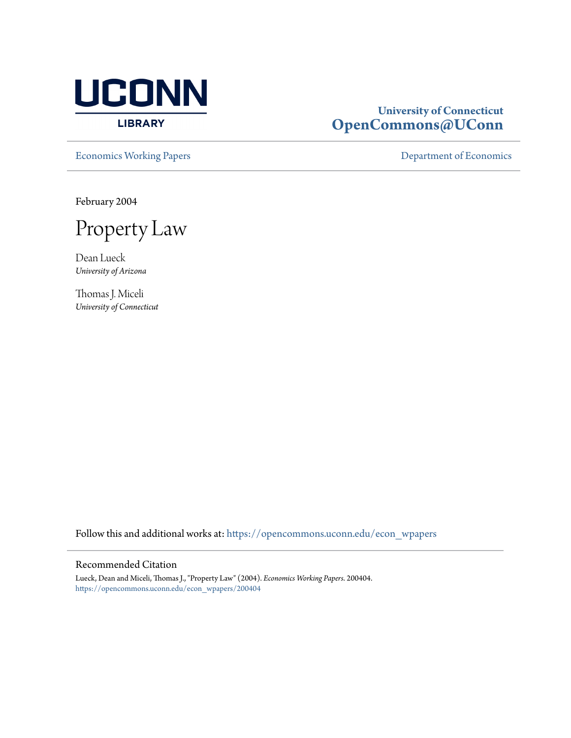UCONN LIBRARY

**University of Connecticut**
**OpenCommons@UConn**

Economics Working Papers — Department of Economics

February 2004

# Property Law

Dean Lueck
*University of Arizona*

Thomas J. Miceli
*University of Connecticut*

Follow this and additional works at: https://opencommons.uconn.edu/econ_wpapers

## Recommended Citation

Lueck, Dean and Miceli, Thomas J., "Property Law" (2004). *Economics Working Papers*. 200404.
https://opencommons.uconn.edu/econ_wpapers/200404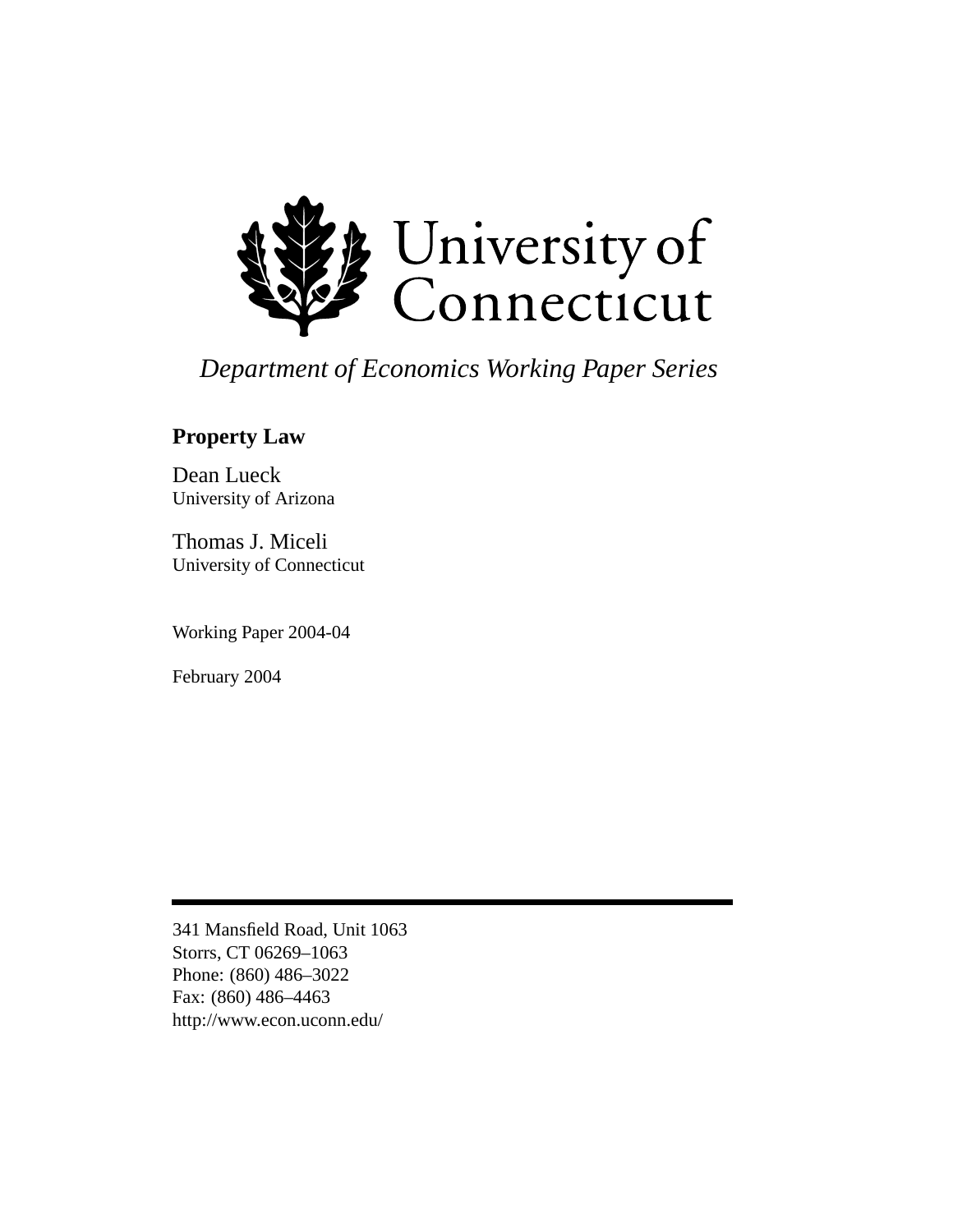University of Connecticut

*Department of Economics Working Paper Series*

**Property Law**

Dean Lueck
University of Arizona

Thomas J. Miceli
University of Connecticut

Working Paper 2004-04

February 2004

---

341 Mansfield Road, Unit 1063
Storrs, CT 06269–1063
Phone: (860) 486–3022
Fax: (860) 486–4463
http://www.econ.uconn.edu/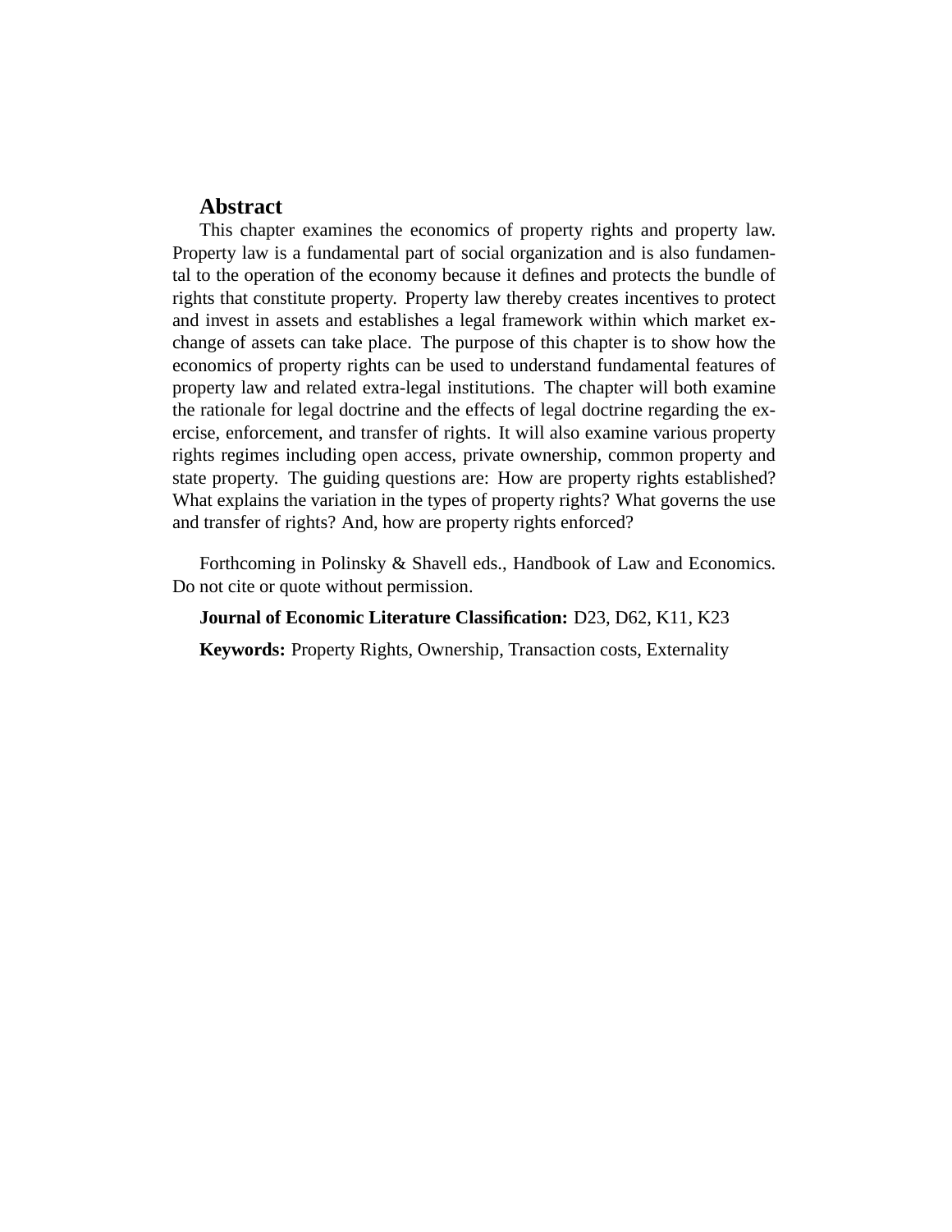## Abstract

This chapter examines the economics of property rights and property law. Property law is a fundamental part of social organization and is also fundamental to the operation of the economy because it defines and protects the bundle of rights that constitute property. Property law thereby creates incentives to protect and invest in assets and establishes a legal framework within which market exchange of assets can take place. The purpose of this chapter is to show how the economics of property rights can be used to understand fundamental features of property law and related extra-legal institutions. The chapter will both examine the rationale for legal doctrine and the effects of legal doctrine regarding the exercise, enforcement, and transfer of rights. It will also examine various property rights regimes including open access, private ownership, common property and state property. The guiding questions are: How are property rights established? What explains the variation in the types of property rights? What governs the use and transfer of rights? And, how are property rights enforced?

Forthcoming in Polinsky & Shavell eds., Handbook of Law and Economics. Do not cite or quote without permission.

**Journal of Economic Literature Classification:** D23, D62, K11, K23

**Keywords:** Property Rights, Ownership, Transaction costs, Externality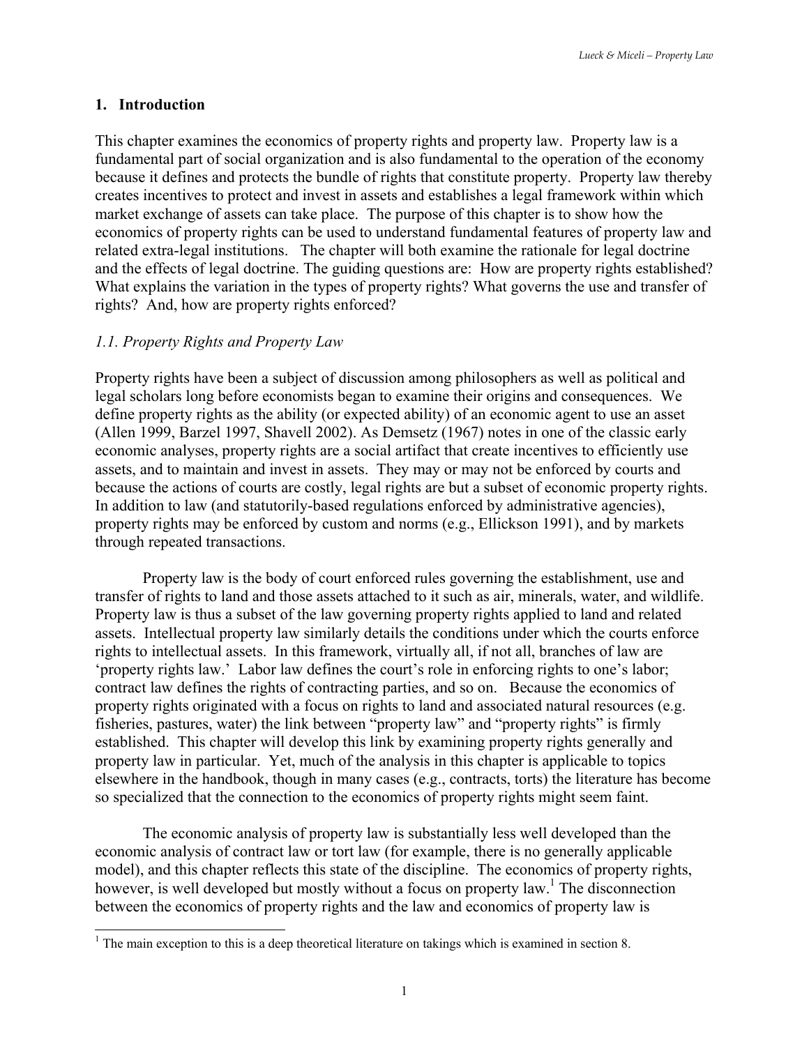## 1. Introduction

This chapter examines the economics of property rights and property law. Property law is a fundamental part of social organization and is also fundamental to the operation of the economy because it defines and protects the bundle of rights that constitute property. Property law thereby creates incentives to protect and invest in assets and establishes a legal framework within which market exchange of assets can take place. The purpose of this chapter is to show how the economics of property rights can be used to understand fundamental features of property law and related extra-legal institutions. The chapter will both examine the rationale for legal doctrine and the effects of legal doctrine. The guiding questions are: How are property rights established? What explains the variation in the types of property rights? What governs the use and transfer of rights? And, how are property rights enforced?

### *1.1. Property Rights and Property Law*

Property rights have been a subject of discussion among philosophers as well as political and legal scholars long before economists began to examine their origins and consequences. We define property rights as the ability (or expected ability) of an economic agent to use an asset (Allen 1999, Barzel 1997, Shavell 2002). As Demsetz (1967) notes in one of the classic early economic analyses, property rights are a social artifact that create incentives to efficiently use assets, and to maintain and invest in assets. They may or may not be enforced by courts and because the actions of courts are costly, legal rights are but a subset of economic property rights. In addition to law (and statutorily-based regulations enforced by administrative agencies), property rights may be enforced by custom and norms (e.g., Ellickson 1991), and by markets through repeated transactions.

Property law is the body of court enforced rules governing the establishment, use and transfer of rights to land and those assets attached to it such as air, minerals, water, and wildlife. Property law is thus a subset of the law governing property rights applied to land and related assets. Intellectual property law similarly details the conditions under which the courts enforce rights to intellectual assets. In this framework, virtually all, if not all, branches of law are 'property rights law.' Labor law defines the court's role in enforcing rights to one's labor; contract law defines the rights of contracting parties, and so on. Because the economics of property rights originated with a focus on rights to land and associated natural resources (e.g. fisheries, pastures, water) the link between "property law" and "property rights" is firmly established. This chapter will develop this link by examining property rights generally and property law in particular. Yet, much of the analysis in this chapter is applicable to topics elsewhere in the handbook, though in many cases (e.g., contracts, torts) the literature has become so specialized that the connection to the economics of property rights might seem faint.

The economic analysis of property law is substantially less well developed than the economic analysis of contract law or tort law (for example, there is no generally applicable model), and this chapter reflects this state of the discipline. The economics of property rights, however, is well developed but mostly without a focus on property law.[1] The disconnection between the economics of property rights and the law and economics of property law is

[1] The main exception to this is a deep theoretical literature on takings which is examined in section 8.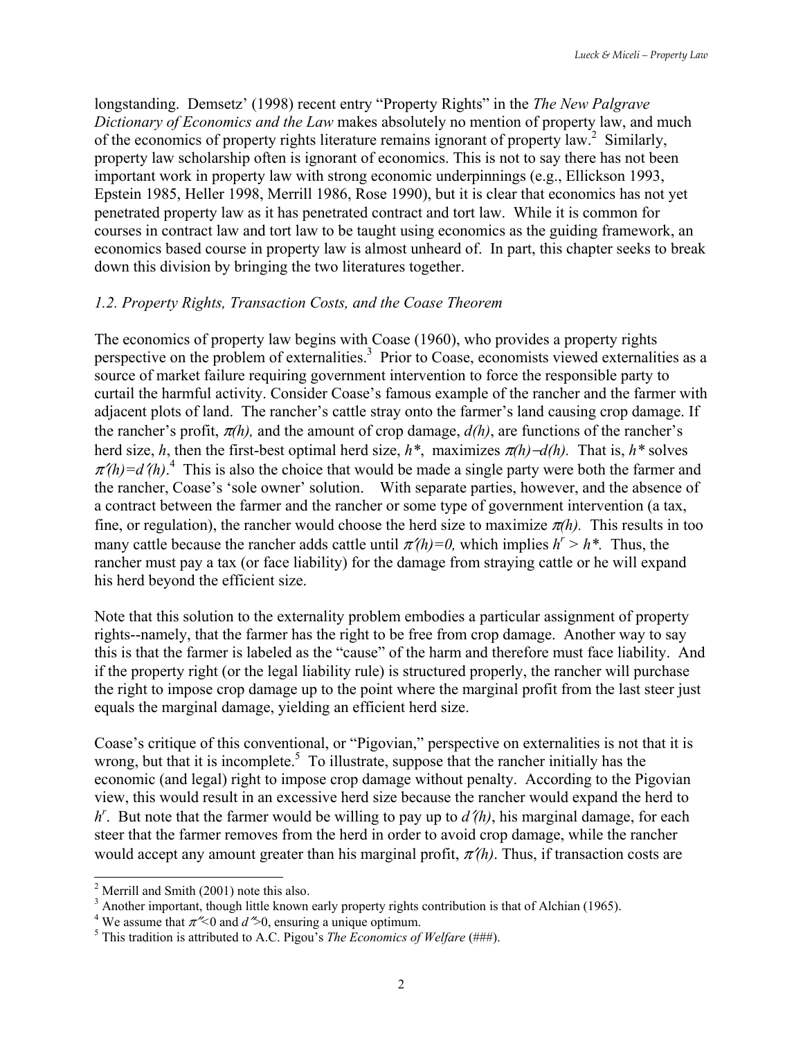longstanding. Demsetz' (1998) recent entry "Property Rights" in the *The New Palgrave Dictionary of Economics and the Law* makes absolutely no mention of property law, and much of the economics of property rights literature remains ignorant of property law.[2] Similarly, property law scholarship often is ignorant of economics. This is not to say there has not been important work in property law with strong economic underpinnings (e.g., Ellickson 1993, Epstein 1985, Heller 1998, Merrill 1986, Rose 1990), but it is clear that economics has not yet penetrated property law as it has penetrated contract and tort law. While it is common for courses in contract law and tort law to be taught using economics as the guiding framework, an economics based course in property law is almost unheard of. In part, this chapter seeks to break down this division by bringing the two literatures together.

### *1.2. Property Rights, Transaction Costs, and the Coase Theorem*

The economics of property law begins with Coase (1960), who provides a property rights perspective on the problem of externalities.[3] Prior to Coase, economists viewed externalities as a source of market failure requiring government intervention to force the responsible party to curtail the harmful activity. Consider Coase's famous example of the rancher and the farmer with adjacent plots of land. The rancher's cattle stray onto the farmer's land causing crop damage. If the rancher's profit, $\pi(h)$, and the amount of crop damage, $d(h)$, are functions of the rancher's herd size, $h$, then the first-best optimal herd size, $h^*$, maximizes $\pi(h)-d(h)$. That is, $h^*$ solves $\pi'(h)=d'(h)$.[4] This is also the choice that would be made a single party were both the farmer and the rancher, Coase's 'sole owner' solution. With separate parties, however, and the absence of a contract between the farmer and the rancher or some type of government intervention (a tax, fine, or regulation), the rancher would choose the herd size to maximize $\pi(h)$. This results in too many cattle because the rancher adds cattle until $\pi'(h)=0$, which implies $h^r > h^*$. Thus, the rancher must pay a tax (or face liability) for the damage from straying cattle or he will expand his herd beyond the efficient size.

Note that this solution to the externality problem embodies a particular assignment of property rights--namely, that the farmer has the right to be free from crop damage. Another way to say this is that the farmer is labeled as the "cause" of the harm and therefore must face liability. And if the property right (or the legal liability rule) is structured properly, the rancher will purchase the right to impose crop damage up to the point where the marginal profit from the last steer just equals the marginal damage, yielding an efficient herd size.

Coase's critique of this conventional, or "Pigovian," perspective on externalities is not that it is wrong, but that it is incomplete.[5] To illustrate, suppose that the rancher initially has the economic (and legal) right to impose crop damage without penalty. According to the Pigovian view, this would result in an excessive herd size because the rancher would expand the herd to $h^r$. But note that the farmer would be willing to pay up to $d'(h)$, his marginal damage, for each steer that the farmer removes from the herd in order to avoid crop damage, while the rancher would accept any amount greater than his marginal profit, $\pi'(h)$. Thus, if transaction costs are

---

[2] Merrill and Smith (2001) note this also.

[3] Another important, though little known early property rights contribution is that of Alchian (1965).

[4] We assume that $\pi''<0$ and $d''>0$, ensuring a unique optimum.

[5] This tradition is attributed to A.C. Pigou's *The Economics of Welfare* (###).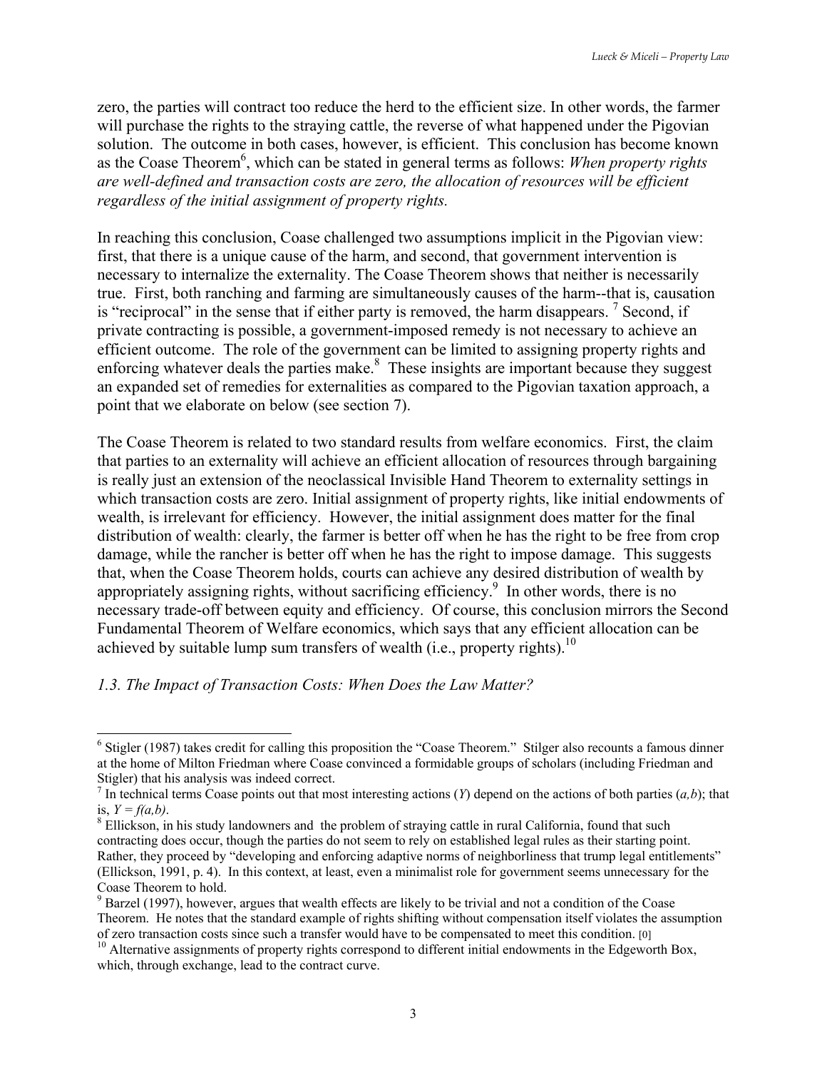zero, the parties will contract too reduce the herd to the efficient size. In other words, the farmer will purchase the rights to the straying cattle, the reverse of what happened under the Pigovian solution. The outcome in both cases, however, is efficient. This conclusion has become known as the Coase Theorem[6], which can be stated in general terms as follows: *When property rights are well-defined and transaction costs are zero, the allocation of resources will be efficient regardless of the initial assignment of property rights.*

In reaching this conclusion, Coase challenged two assumptions implicit in the Pigovian view: first, that there is a unique cause of the harm, and second, that government intervention is necessary to internalize the externality. The Coase Theorem shows that neither is necessarily true. First, both ranching and farming are simultaneously causes of the harm--that is, causation is "reciprocal" in the sense that if either party is removed, the harm disappears. [7] Second, if private contracting is possible, a government-imposed remedy is not necessary to achieve an efficient outcome. The role of the government can be limited to assigning property rights and enforcing whatever deals the parties make.[8] These insights are important because they suggest an expanded set of remedies for externalities as compared to the Pigovian taxation approach, a point that we elaborate on below (see section 7).

The Coase Theorem is related to two standard results from welfare economics. First, the claim that parties to an externality will achieve an efficient allocation of resources through bargaining is really just an extension of the neoclassical Invisible Hand Theorem to externality settings in which transaction costs are zero. Initial assignment of property rights, like initial endowments of wealth, is irrelevant for efficiency. However, the initial assignment does matter for the final distribution of wealth: clearly, the farmer is better off when he has the right to be free from crop damage, while the rancher is better off when he has the right to impose damage. This suggests that, when the Coase Theorem holds, courts can achieve any desired distribution of wealth by appropriately assigning rights, without sacrificing efficiency.[9] In other words, there is no necessary trade-off between equity and efficiency. Of course, this conclusion mirrors the Second Fundamental Theorem of Welfare economics, which says that any efficient allocation can be achieved by suitable lump sum transfers of wealth (i.e., property rights).[10]

### *1.3. The Impact of Transaction Costs: When Does the Law Matter?*

---

[6] Stigler (1987) takes credit for calling this proposition the "Coase Theorem." Stilger also recounts a famous dinner at the home of Milton Friedman where Coase convinced a formidable groups of scholars (including Friedman and Stigler) that his analysis was indeed correct.

[7] In technical terms Coase points out that most interesting actions ($Y$) depend on the actions of both parties ($a,b$); that is, $Y = f(a,b)$.

[8] Ellickson, in his study landowners and the problem of straying cattle in rural California, found that such contracting does occur, though the parties do not seem to rely on established legal rules as their starting point. Rather, they proceed by "developing and enforcing adaptive norms of neighborliness that trump legal entitlements" (Ellickson, 1991, p. 4). In this context, at least, even a minimalist role for government seems unnecessary for the Coase Theorem to hold.

[9] Barzel (1997), however, argues that wealth effects are likely to be trivial and not a condition of the Coase Theorem. He notes that the standard example of rights shifting without compensation itself violates the assumption of zero transaction costs since such a transfer would have to be compensated to meet this condition. [0]

[10] Alternative assignments of property rights correspond to different initial endowments in the Edgeworth Box, which, through exchange, lead to the contract curve.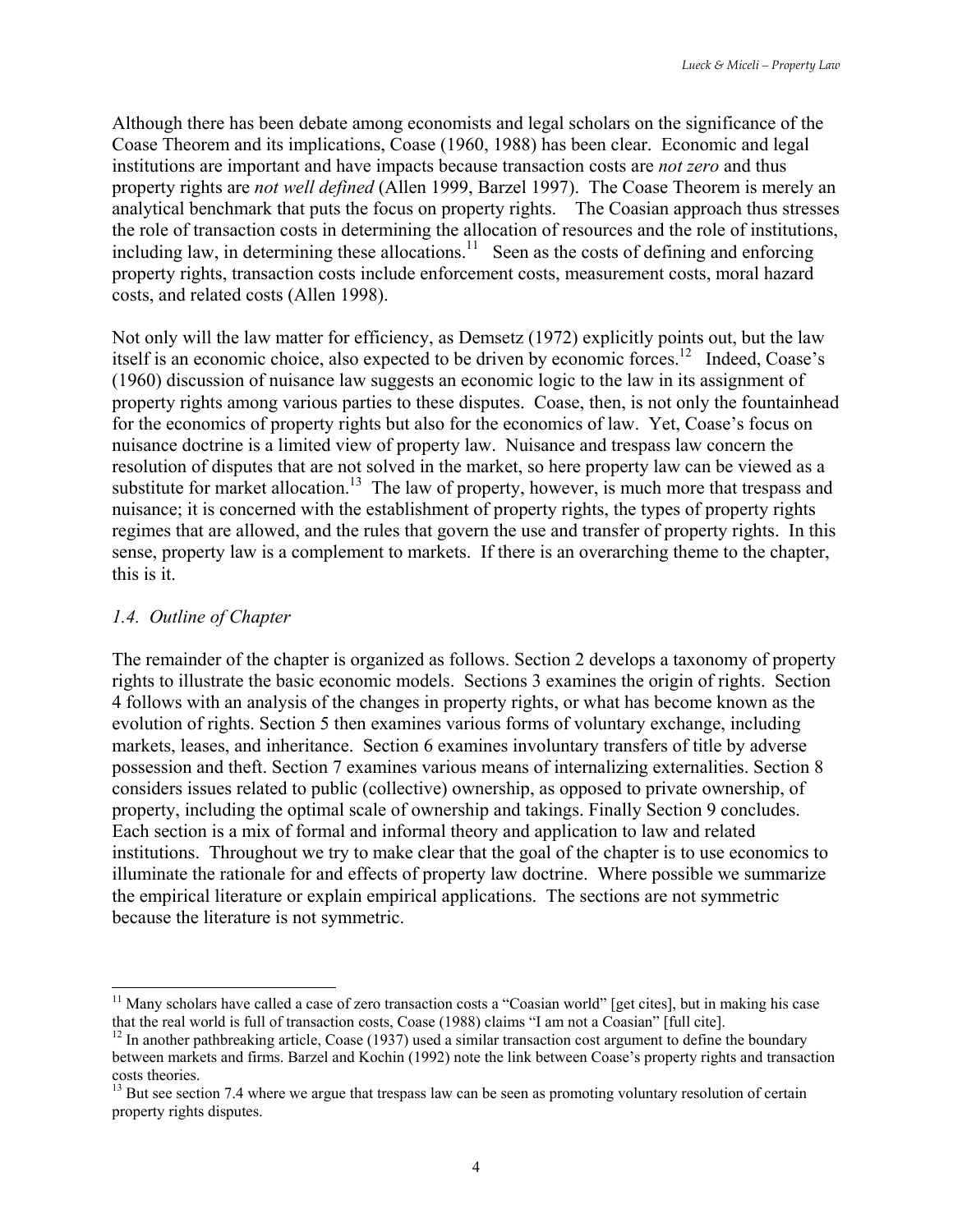Although there has been debate among economists and legal scholars on the significance of the Coase Theorem and its implications, Coase (1960, 1988) has been clear. Economic and legal institutions are important and have impacts because transaction costs are *not zero* and thus property rights are *not well defined* (Allen 1999, Barzel 1997). The Coase Theorem is merely an analytical benchmark that puts the focus on property rights. The Coasian approach thus stresses the role of transaction costs in determining the allocation of resources and the role of institutions, including law, in determining these allocations.[11] Seen as the costs of defining and enforcing property rights, transaction costs include enforcement costs, measurement costs, moral hazard costs, and related costs (Allen 1998).

Not only will the law matter for efficiency, as Demsetz (1972) explicitly points out, but the law itself is an economic choice, also expected to be driven by economic forces.[12] Indeed, Coase's (1960) discussion of nuisance law suggests an economic logic to the law in its assignment of property rights among various parties to these disputes. Coase, then, is not only the fountainhead for the economics of property rights but also for the economics of law. Yet, Coase's focus on nuisance doctrine is a limited view of property law. Nuisance and trespass law concern the resolution of disputes that are not solved in the market, so here property law can be viewed as a substitute for market allocation.[13] The law of property, however, is much more that trespass and nuisance; it is concerned with the establishment of property rights, the types of property rights regimes that are allowed, and the rules that govern the use and transfer of property rights. In this sense, property law is a complement to markets. If there is an overarching theme to the chapter, this is it.

### *1.4. Outline of Chapter*

The remainder of the chapter is organized as follows. Section 2 develops a taxonomy of property rights to illustrate the basic economic models. Sections 3 examines the origin of rights. Section 4 follows with an analysis of the changes in property rights, or what has become known as the evolution of rights. Section 5 then examines various forms of voluntary exchange, including markets, leases, and inheritance. Section 6 examines involuntary transfers of title by adverse possession and theft. Section 7 examines various means of internalizing externalities. Section 8 considers issues related to public (collective) ownership, as opposed to private ownership, of property, including the optimal scale of ownership and takings. Finally Section 9 concludes. Each section is a mix of formal and informal theory and application to law and related institutions. Throughout we try to make clear that the goal of the chapter is to use economics to illuminate the rationale for and effects of property law doctrine. Where possible we summarize the empirical literature or explain empirical applications. The sections are not symmetric because the literature is not symmetric.

---

[11] Many scholars have called a case of zero transaction costs a "Coasian world" [get cites], but in making his case that the real world is full of transaction costs, Coase (1988) claims "I am not a Coasian" [full cite].

[12] In another pathbreaking article, Coase (1937) used a similar transaction cost argument to define the boundary between markets and firms. Barzel and Kochin (1992) note the link between Coase's property rights and transaction costs theories.

[13] But see section 7.4 where we argue that trespass law can be seen as promoting voluntary resolution of certain property rights disputes.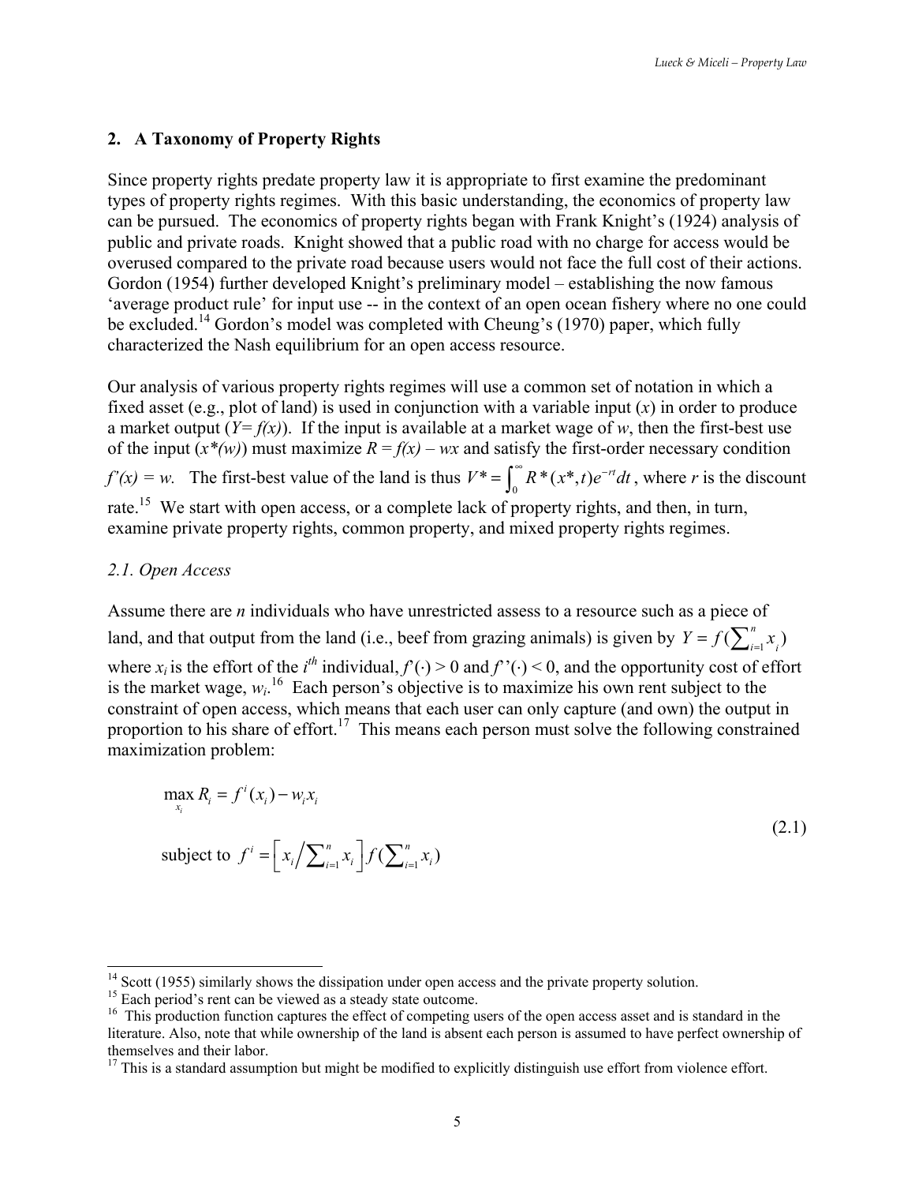## 2. A Taxonomy of Property Rights

Since property rights predate property law it is appropriate to first examine the predominant types of property rights regimes. With this basic understanding, the economics of property law can be pursued. The economics of property rights began with Frank Knight's (1924) analysis of public and private roads. Knight showed that a public road with no charge for access would be overused compared to the private road because users would not face the full cost of their actions. Gordon (1954) further developed Knight's preliminary model – establishing the now famous 'average product rule' for input use -- in the context of an open ocean fishery where no one could be excluded.[14] Gordon's model was completed with Cheung's (1970) paper, which fully characterized the Nash equilibrium for an open access resource.

Our analysis of various property rights regimes will use a common set of notation in which a fixed asset (e.g., plot of land) is used in conjunction with a variable input ($x$) in order to produce a market output ($Y= f(x)$). If the input is available at a market wage of $w$, then the first-best use of the input ($x^*(w)$) must maximize $R = f(x) – wx$ and satisfy the first-order necessary condition $f'(x) = w$. The first-best value of the land is thus $V^* = \int_0^\infty R^*(x^*,t)e^{-rt}dt$, where $r$ is the discount rate.[15] We start with open access, or a complete lack of property rights, and then, in turn, examine private property rights, common property, and mixed property rights regimes.

### *2.1. Open Access*

Assume there are $n$ individuals who have unrestricted assess to a resource such as a piece of land, and that output from the land (i.e., beef from grazing animals) is given by $Y = f(\sum_{i=1}^{n} x_i)$ where $x_i$ is the effort of the $i^{th}$ individual, $f'(\cdot) > 0$ and $f''(\cdot) < 0$, and the opportunity cost of effort is the market wage, $w_i$.[16] Each person's objective is to maximize his own rent subject to the constraint of open access, which means that each user can only capture (and own) the output in proportion to his share of effort.[17] This means each person must solve the following constrained maximization problem:

$$\max_{x_i} R_i = f^i(x_i) - w_i x_i$$

$$\text{subject to } f^i = \left[ x_i \Big/ \sum_{i=1}^{n} x_i \right] f(\sum_{i=1}^{n} x_i) \tag{2.1}$$

---

[14] Scott (1955) similarly shows the dissipation under open access and the private property solution.

[15] Each period's rent can be viewed as a steady state outcome.

[16] This production function captures the effect of competing users of the open access asset and is standard in the literature. Also, note that while ownership of the land is absent each person is assumed to have perfect ownership of themselves and their labor.

[17] This is a standard assumption but might be modified to explicitly distinguish use effort from violence effort.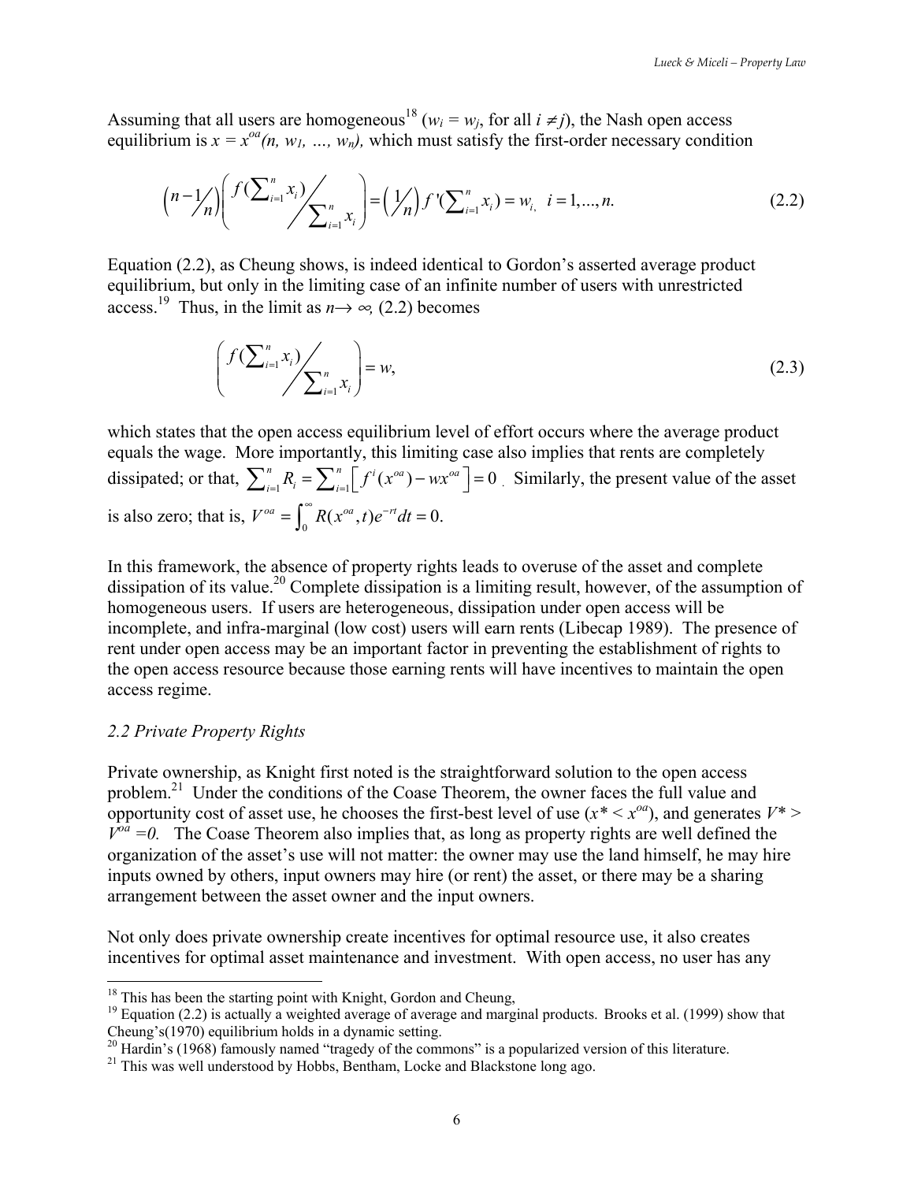Assuming that all users are homogeneous[18] ($w_i = w_j$, for all $i \neq j$), the Nash open access equilibrium is $x = x^{oa}(n, w_1, \ldots, w_n)$, which must satisfy the first-order necessary condition

$$\left(n-1\Big/n\right)\left(f\left(\sum_{i=1}^{n} x_i\right)\Big/\sum_{i=1}^{n} x_i\right) = \left(1\Big/n\right) f'\left(\sum_{i=1}^{n} x_i\right) = w_i, \quad i = 1, \ldots, n. \tag{2.2}$$

Equation (2.2), as Cheung shows, is indeed identical to Gordon's asserted average product equilibrium, but only in the limiting case of an infinite number of users with unrestricted access.[19] Thus, in the limit as $n \rightarrow \infty$, (2.2) becomes

$$\left(f\left(\sum_{i=1}^{n} x_i\right)\Big/\sum_{i=1}^{n} x_i\right) = w, \tag{2.3}$$

which states that the open access equilibrium level of effort occurs where the average product equals the wage. More importantly, this limiting case also implies that rents are completely dissipated; or that, $\sum_{i=1}^{n} R_i = \sum_{i=1}^{n}\left[f^i(x^{oa}) - wx^{oa}\right] = 0$. Similarly, the present value of the asset is also zero; that is, $V^{oa} = \int_0^{\infty} R(x^{oa}, t)e^{-rt}dt = 0.$

In this framework, the absence of property rights leads to overuse of the asset and complete dissipation of its value.[20] Complete dissipation is a limiting result, however, of the assumption of homogeneous users. If users are heterogeneous, dissipation under open access will be incomplete, and infra-marginal (low cost) users will earn rents (Libecap 1989). The presence of rent under open access may be an important factor in preventing the establishment of rights to the open access resource because those earning rents will have incentives to maintain the open access regime.

### *2.2 Private Property Rights*

Private ownership, as Knight first noted is the straightforward solution to the open access problem.[21] Under the conditions of the Coase Theorem, the owner faces the full value and opportunity cost of asset use, he chooses the first-best level of use ($x^* < x^{oa}$), and generates $V^* > V^{oa} = 0$. The Coase Theorem also implies that, as long as property rights are well defined the organization of the asset's use will not matter: the owner may use the land himself, he may hire inputs owned by others, input owners may hire (or rent) the asset, or there may be a sharing arrangement between the asset owner and the input owners.

Not only does private ownership create incentives for optimal resource use, it also creates incentives for optimal asset maintenance and investment. With open access, no user has any

---

[18] This has been the starting point with Knight, Gordon and Cheung,

[19] Equation (2.2) is actually a weighted average of average and marginal products. Brooks et al. (1999) show that Cheung's(1970) equilibrium holds in a dynamic setting.

[20] Hardin's (1968) famously named "tragedy of the commons" is a popularized version of this literature.

[21] This was well understood by Hobbs, Bentham, Locke and Blackstone long ago.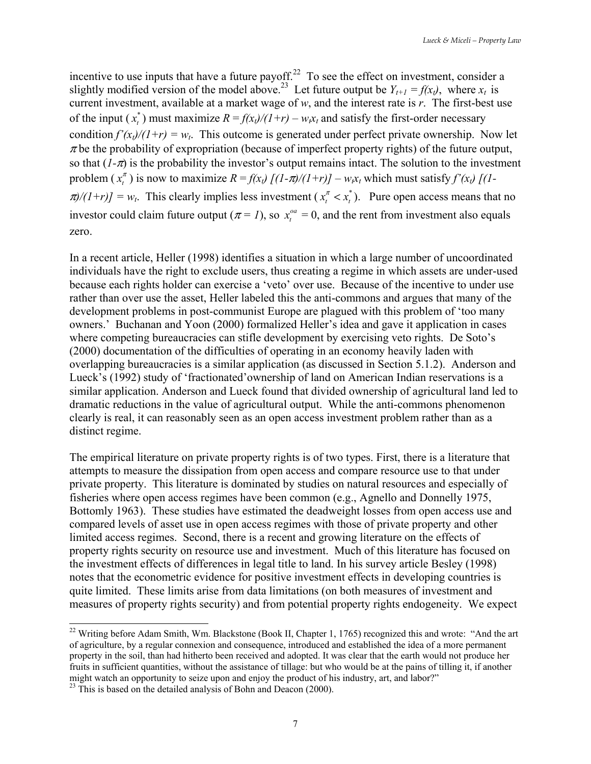incentive to use inputs that have a future payoff.[22] To see the effect on investment, consider a slightly modified version of the model above.[23] Let future output be $Y_{t+1} = f(x_t)$, where $x_t$ is current investment, available at a market wage of $w$, and the interest rate is $r$. The first-best use of the input ($x_t^*$) must maximize $R = f(x_t)/(1+r) - w_t x_t$ and satisfy the first-order necessary condition $f'(x_t)/(1+r) = w_t$. This outcome is generated under perfect private ownership. Now let $\pi$ be the probability of expropriation (because of imperfect property rights) of the future output, so that $(1-\pi)$ is the probability the investor's output remains intact. The solution to the investment problem ($x_t^\pi$) is now to maximize $R = f(x_t)\,[(1-\pi)/(1+r)] - w_t x_t$ which must satisfy $f'(x_t)\,[(1-\pi)/(1+r)] = w_t$. This clearly implies less investment ($x_t^\pi < x_t^*$). Pure open access means that no investor could claim future output ($\pi = 1$), so $x_t^{oa} = 0$, and the rent from investment also equals zero.

In a recent article, Heller (1998) identifies a situation in which a large number of uncoordinated individuals have the right to exclude users, thus creating a regime in which assets are under-used because each rights holder can exercise a 'veto' over use. Because of the incentive to under use rather than over use the asset, Heller labeled this the anti-commons and argues that many of the development problems in post-communist Europe are plagued with this problem of 'too many owners.' Buchanan and Yoon (2000) formalized Heller's idea and gave it application in cases where competing bureaucracies can stifle development by exercising veto rights. De Soto's (2000) documentation of the difficulties of operating in an economy heavily laden with overlapping bureaucracies is a similar application (as discussed in Section 5.1.2). Anderson and Lueck's (1992) study of 'fractionated'ownership of land on American Indian reservations is a similar application. Anderson and Lueck found that divided ownership of agricultural land led to dramatic reductions in the value of agricultural output. While the anti-commons phenomenon clearly is real, it can reasonably seen as an open access investment problem rather than as a distinct regime.

The empirical literature on private property rights is of two types. First, there is a literature that attempts to measure the dissipation from open access and compare resource use to that under private property. This literature is dominated by studies on natural resources and especially of fisheries where open access regimes have been common (e.g., Agnello and Donnelly 1975, Bottomly 1963). These studies have estimated the deadweight losses from open access use and compared levels of asset use in open access regimes with those of private property and other limited access regimes. Second, there is a recent and growing literature on the effects of property rights security on resource use and investment. Much of this literature has focused on the investment effects of differences in legal title to land. In his survey article Besley (1998) notes that the econometric evidence for positive investment effects in developing countries is quite limited. These limits arise from data limitations (on both measures of investment and measures of property rights security) and from potential property rights endogeneity. We expect

---

[22] Writing before Adam Smith, Wm. Blackstone (Book II, Chapter 1, 1765) recognized this and wrote: "And the art of agriculture, by a regular connexion and consequence, introduced and established the idea of a more permanent property in the soil, than had hitherto been received and adopted. It was clear that the earth would not produce her fruits in sufficient quantities, without the assistance of tillage: but who would be at the pains of tilling it, if another might watch an opportunity to seize upon and enjoy the product of his industry, art, and labor?"

[23] This is based on the detailed analysis of Bohn and Deacon (2000).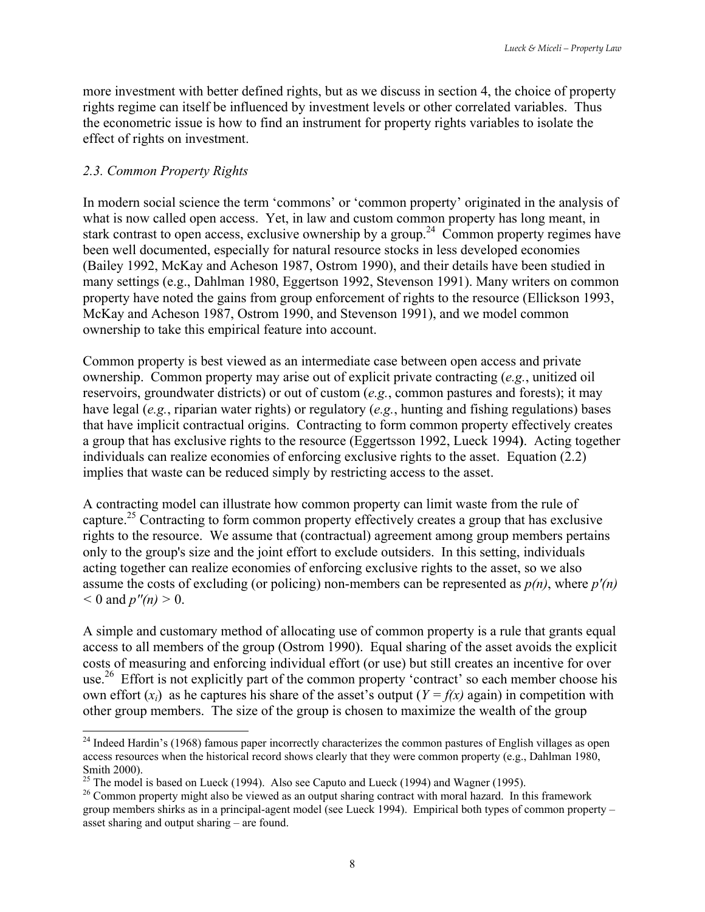more investment with better defined rights, but as we discuss in section 4, the choice of property rights regime can itself be influenced by investment levels or other correlated variables. Thus the econometric issue is how to find an instrument for property rights variables to isolate the effect of rights on investment.

### *2.3. Common Property Rights*

In modern social science the term 'commons' or 'common property' originated in the analysis of what is now called open access. Yet, in law and custom common property has long meant, in stark contrast to open access, exclusive ownership by a group.[24] Common property regimes have been well documented, especially for natural resource stocks in less developed economies (Bailey 1992, McKay and Acheson 1987, Ostrom 1990), and their details have been studied in many settings (e.g., Dahlman 1980, Eggertson 1992, Stevenson 1991). Many writers on common property have noted the gains from group enforcement of rights to the resource (Ellickson 1993, McKay and Acheson 1987, Ostrom 1990, and Stevenson 1991), and we model common ownership to take this empirical feature into account.

Common property is best viewed as an intermediate case between open access and private ownership. Common property may arise out of explicit private contracting (*e.g.*, unitized oil reservoirs, groundwater districts) or out of custom (*e.g.*, common pastures and forests); it may have legal (*e.g.*, riparian water rights) or regulatory (*e.g.*, hunting and fishing regulations) bases that have implicit contractual origins. Contracting to form common property effectively creates a group that has exclusive rights to the resource (Eggertsson 1992, Lueck 1994**)**. Acting together individuals can realize economies of enforcing exclusive rights to the asset. Equation (2.2) implies that waste can be reduced simply by restricting access to the asset.

A contracting model can illustrate how common property can limit waste from the rule of capture.[25] Contracting to form common property effectively creates a group that has exclusive rights to the resource. We assume that (contractual) agreement among group members pertains only to the group's size and the joint effort to exclude outsiders. In this setting, individuals acting together can realize economies of enforcing exclusive rights to the asset, so we also assume the costs of excluding (or policing) non-members can be represented as $p(n)$, where $p'(n) < 0$ and $p''(n) > 0$.

A simple and customary method of allocating use of common property is a rule that grants equal access to all members of the group (Ostrom 1990). Equal sharing of the asset avoids the explicit costs of measuring and enforcing individual effort (or use) but still creates an incentive for over use.[26] Effort is not explicitly part of the common property 'contract' so each member choose his own effort ($x_i$) as he captures his share of the asset's output ($Y = f(x)$ again) in competition with other group members. The size of the group is chosen to maximize the wealth of the group

---

[24] Indeed Hardin's (1968) famous paper incorrectly characterizes the common pastures of English villages as open access resources when the historical record shows clearly that they were common property (e.g., Dahlman 1980, Smith 2000).

[25] The model is based on Lueck (1994). Also see Caputo and Lueck (1994) and Wagner (1995).

[26] Common property might also be viewed as an output sharing contract with moral hazard. In this framework group members shirks as in a principal-agent model (see Lueck 1994). Empirical both types of common property – asset sharing and output sharing – are found.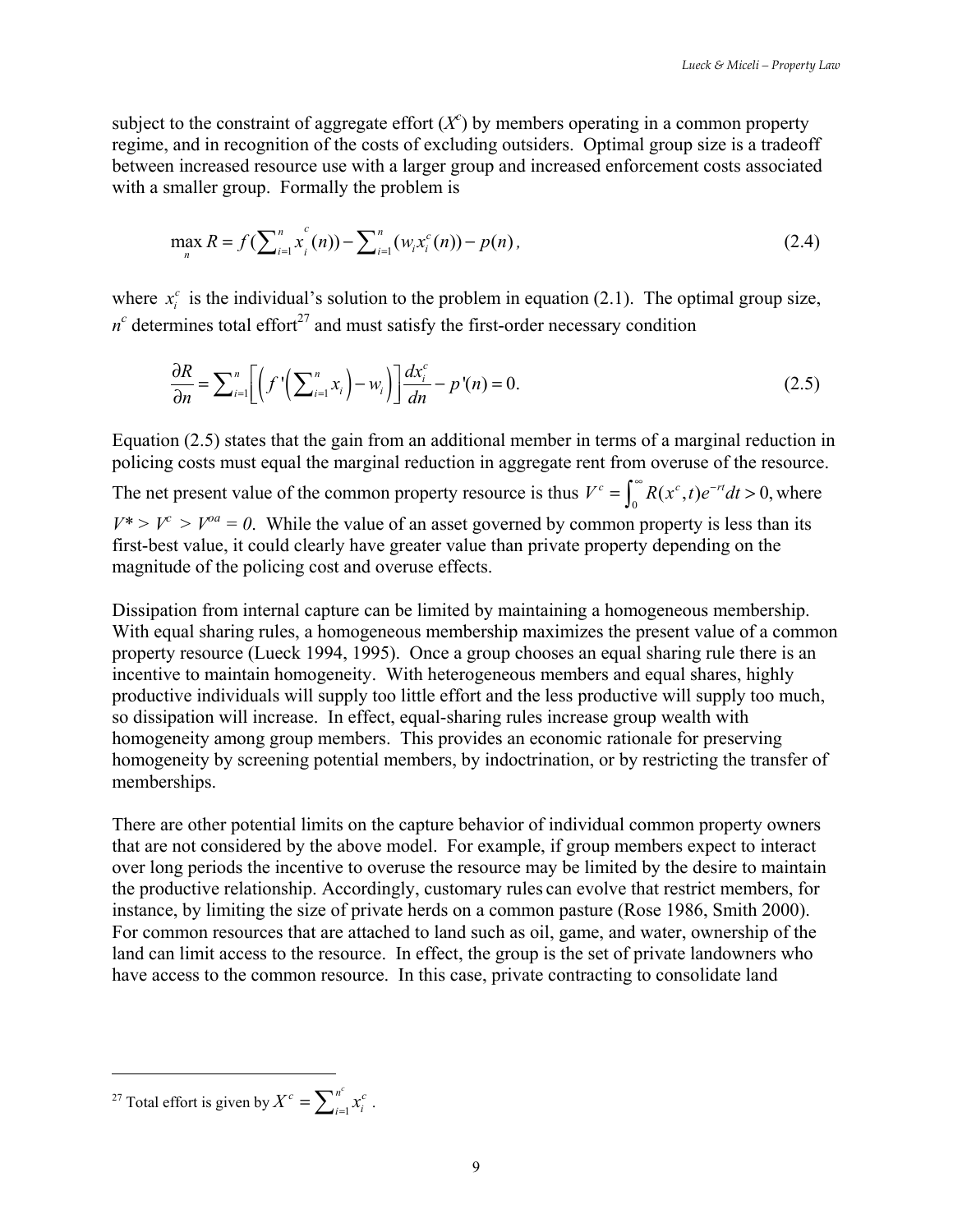subject to the constraint of aggregate effort ($X^c$) by members operating in a common property regime, and in recognition of the costs of excluding outsiders. Optimal group size is a tradeoff between increased resource use with a larger group and increased enforcement costs associated with a smaller group. Formally the problem is

$$\max_{n} R = f(\sum_{i=1}^{n} x_i^c(n)) - \sum_{i=1}^{n} (w_i x_i^c(n)) - p(n), \tag{2.4}$$

where $x_i^c$ is the individual's solution to the problem in equation (2.1). The optimal group size, $n^c$ determines total effort[27] and must satisfy the first-order necessary condition

$$\frac{\partial R}{\partial n} = \sum_{i=1}^{n} \left[ \left( f'\left( \sum_{i=1}^{n} x_i \right) - w_i \right) \right] \frac{dx_i^c}{dn} - p'(n) = 0. \tag{2.5}$$

Equation (2.5) states that the gain from an additional member in terms of a marginal reduction in policing costs must equal the marginal reduction in aggregate rent from overuse of the resource. The net present value of the common property resource is thus $V^c = \int_0^\infty R(x^c, t)e^{-rt}dt > 0,$ where $V^* > V^c > V^{oa} = 0$. While the value of an asset governed by common property is less than its first-best value, it could clearly have greater value than private property depending on the magnitude of the policing cost and overuse effects.

Dissipation from internal capture can be limited by maintaining a homogeneous membership. With equal sharing rules, a homogeneous membership maximizes the present value of a common property resource (Lueck 1994, 1995). Once a group chooses an equal sharing rule there is an incentive to maintain homogeneity. With heterogeneous members and equal shares, highly productive individuals will supply too little effort and the less productive will supply too much, so dissipation will increase. In effect, equal-sharing rules increase group wealth with homogeneity among group members. This provides an economic rationale for preserving homogeneity by screening potential members, by indoctrination, or by restricting the transfer of memberships.

There are other potential limits on the capture behavior of individual common property owners that are not considered by the above model. For example, if group members expect to interact over long periods the incentive to overuse the resource may be limited by the desire to maintain the productive relationship. Accordingly, customary rules can evolve that restrict members, for instance, by limiting the size of private herds on a common pasture (Rose 1986, Smith 2000). For common resources that are attached to land such as oil, game, and water, ownership of the land can limit access to the resource. In effect, the group is the set of private landowners who have access to the common resource. In this case, private contracting to consolidate land

---

[27] Total effort is given by $X^c = \sum_{i=1}^{n^c} x_i^c$ .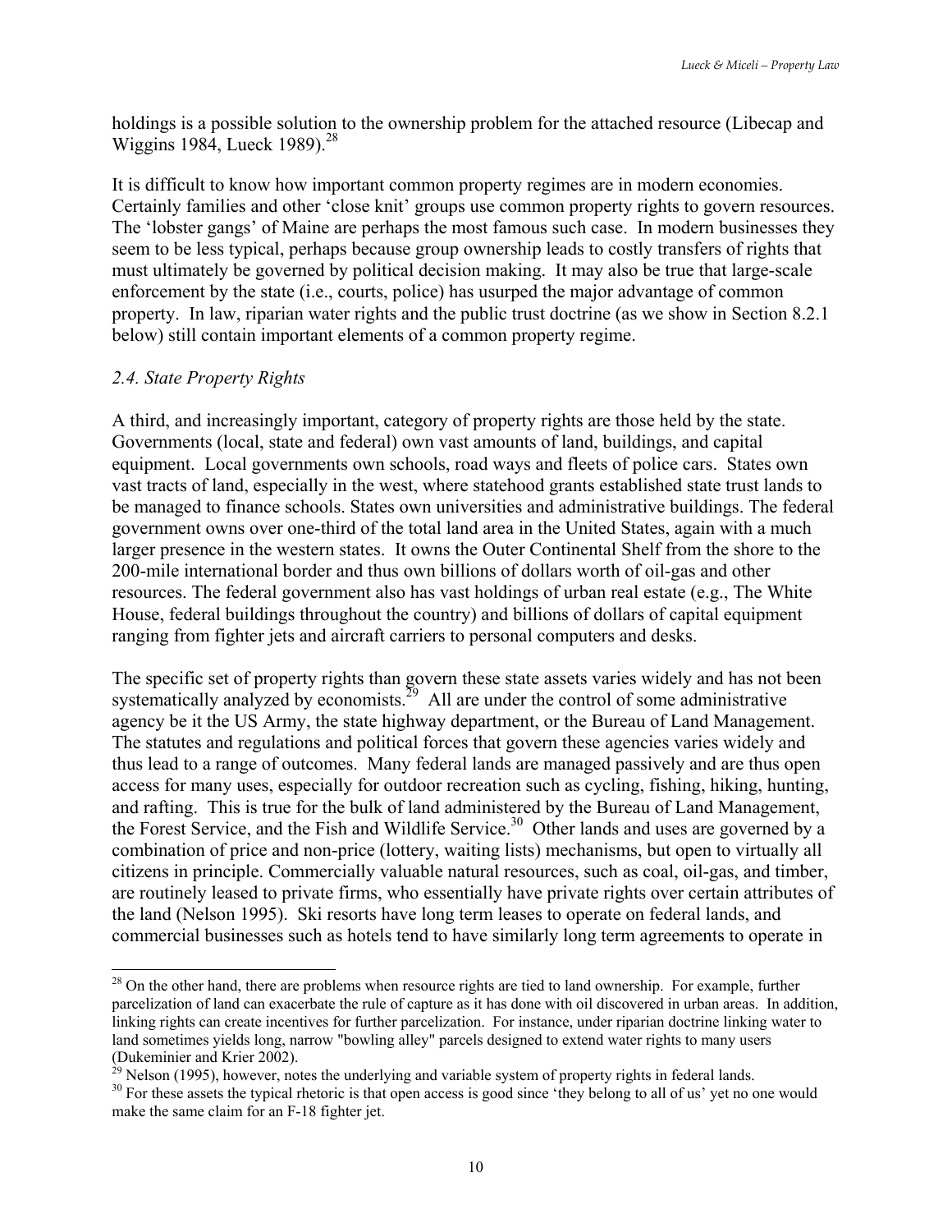holdings is a possible solution to the ownership problem for the attached resource (Libecap and Wiggins 1984, Lueck 1989).[28]

It is difficult to know how important common property regimes are in modern economies. Certainly families and other 'close knit' groups use common property rights to govern resources. The 'lobster gangs' of Maine are perhaps the most famous such case. In modern businesses they seem to be less typical, perhaps because group ownership leads to costly transfers of rights that must ultimately be governed by political decision making. It may also be true that large-scale enforcement by the state (i.e., courts, police) has usurped the major advantage of common property. In law, riparian water rights and the public trust doctrine (as we show in Section 8.2.1 below) still contain important elements of a common property regime.

### *2.4. State Property Rights*

A third, and increasingly important, category of property rights are those held by the state. Governments (local, state and federal) own vast amounts of land, buildings, and capital equipment. Local governments own schools, road ways and fleets of police cars. States own vast tracts of land, especially in the west, where statehood grants established state trust lands to be managed to finance schools. States own universities and administrative buildings. The federal government owns over one-third of the total land area in the United States, again with a much larger presence in the western states. It owns the Outer Continental Shelf from the shore to the 200-mile international border and thus own billions of dollars worth of oil-gas and other resources. The federal government also has vast holdings of urban real estate (e.g., The White House, federal buildings throughout the country) and billions of dollars of capital equipment ranging from fighter jets and aircraft carriers to personal computers and desks.

The specific set of property rights than govern these state assets varies widely and has not been systematically analyzed by economists.[29] All are under the control of some administrative agency be it the US Army, the state highway department, or the Bureau of Land Management. The statutes and regulations and political forces that govern these agencies varies widely and thus lead to a range of outcomes. Many federal lands are managed passively and are thus open access for many uses, especially for outdoor recreation such as cycling, fishing, hiking, hunting, and rafting. This is true for the bulk of land administered by the Bureau of Land Management, the Forest Service, and the Fish and Wildlife Service.[30] Other lands and uses are governed by a combination of price and non-price (lottery, waiting lists) mechanisms, but open to virtually all citizens in principle. Commercially valuable natural resources, such as coal, oil-gas, and timber, are routinely leased to private firms, who essentially have private rights over certain attributes of the land (Nelson 1995). Ski resorts have long term leases to operate on federal lands, and commercial businesses such as hotels tend to have similarly long term agreements to operate in

---

[28] On the other hand, there are problems when resource rights are tied to land ownership. For example, further parcelization of land can exacerbate the rule of capture as it has done with oil discovered in urban areas. In addition, linking rights can create incentives for further parcelization. For instance, under riparian doctrine linking water to land sometimes yields long, narrow "bowling alley" parcels designed to extend water rights to many users (Dukeminier and Krier 2002).

[29] Nelson (1995), however, notes the underlying and variable system of property rights in federal lands.

[30] For these assets the typical rhetoric is that open access is good since 'they belong to all of us' yet no one would make the same claim for an F-18 fighter jet.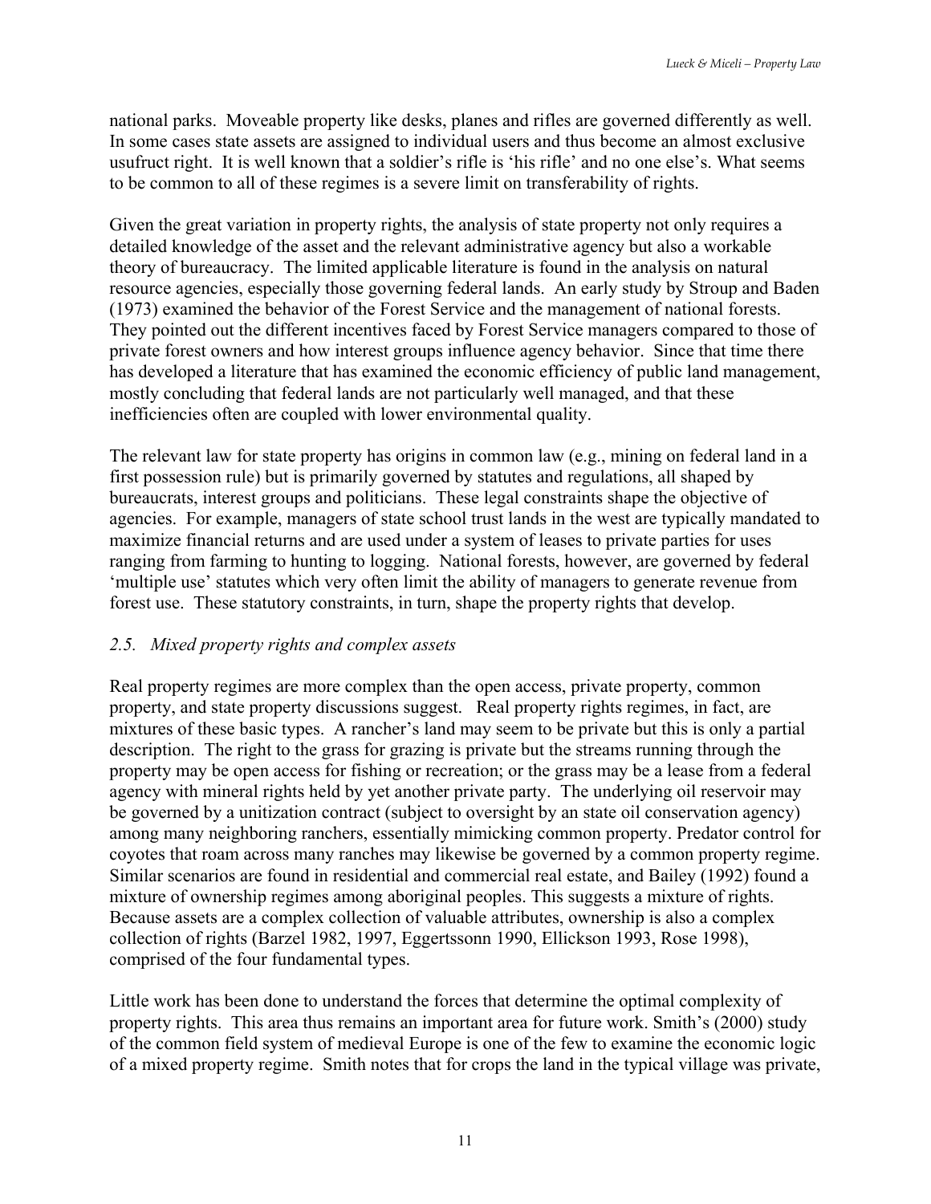national parks. Moveable property like desks, planes and rifles are governed differently as well. In some cases state assets are assigned to individual users and thus become an almost exclusive usufruct right. It is well known that a soldier's rifle is 'his rifle' and no one else's. What seems to be common to all of these regimes is a severe limit on transferability of rights.

Given the great variation in property rights, the analysis of state property not only requires a detailed knowledge of the asset and the relevant administrative agency but also a workable theory of bureaucracy. The limited applicable literature is found in the analysis on natural resource agencies, especially those governing federal lands. An early study by Stroup and Baden (1973) examined the behavior of the Forest Service and the management of national forests. They pointed out the different incentives faced by Forest Service managers compared to those of private forest owners and how interest groups influence agency behavior. Since that time there has developed a literature that has examined the economic efficiency of public land management, mostly concluding that federal lands are not particularly well managed, and that these inefficiencies often are coupled with lower environmental quality.

The relevant law for state property has origins in common law (e.g., mining on federal land in a first possession rule) but is primarily governed by statutes and regulations, all shaped by bureaucrats, interest groups and politicians. These legal constraints shape the objective of agencies. For example, managers of state school trust lands in the west are typically mandated to maximize financial returns and are used under a system of leases to private parties for uses ranging from farming to hunting to logging. National forests, however, are governed by federal 'multiple use' statutes which very often limit the ability of managers to generate revenue from forest use. These statutory constraints, in turn, shape the property rights that develop.

### *2.5. Mixed property rights and complex assets*

Real property regimes are more complex than the open access, private property, common property, and state property discussions suggest. Real property rights regimes, in fact, are mixtures of these basic types. A rancher's land may seem to be private but this is only a partial description. The right to the grass for grazing is private but the streams running through the property may be open access for fishing or recreation; or the grass may be a lease from a federal agency with mineral rights held by yet another private party. The underlying oil reservoir may be governed by a unitization contract (subject to oversight by an state oil conservation agency) among many neighboring ranchers, essentially mimicking common property. Predator control for coyotes that roam across many ranches may likewise be governed by a common property regime. Similar scenarios are found in residential and commercial real estate, and Bailey (1992) found a mixture of ownership regimes among aboriginal peoples. This suggests a mixture of rights. Because assets are a complex collection of valuable attributes, ownership is also a complex collection of rights (Barzel 1982, 1997, Eggertssonn 1990, Ellickson 1993, Rose 1998), comprised of the four fundamental types.

Little work has been done to understand the forces that determine the optimal complexity of property rights. This area thus remains an important area for future work. Smith's (2000) study of the common field system of medieval Europe is one of the few to examine the economic logic of a mixed property regime. Smith notes that for crops the land in the typical village was private,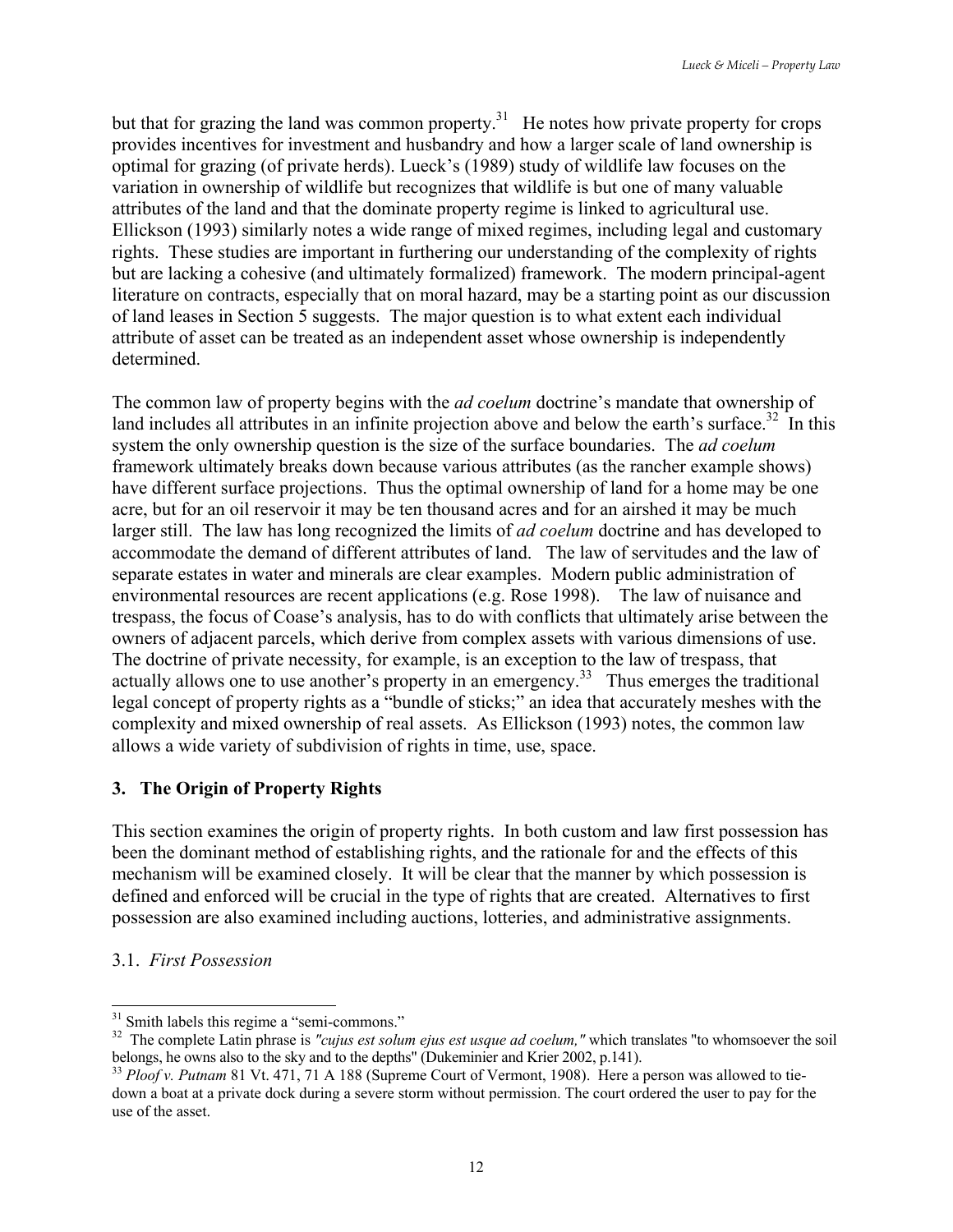but that for grazing the land was common property.[31] He notes how private property for crops provides incentives for investment and husbandry and how a larger scale of land ownership is optimal for grazing (of private herds). Lueck's (1989) study of wildlife law focuses on the variation in ownership of wildlife but recognizes that wildlife is but one of many valuable attributes of the land and that the dominate property regime is linked to agricultural use. Ellickson (1993) similarly notes a wide range of mixed regimes, including legal and customary rights. These studies are important in furthering our understanding of the complexity of rights but are lacking a cohesive (and ultimately formalized) framework. The modern principal-agent literature on contracts, especially that on moral hazard, may be a starting point as our discussion of land leases in Section 5 suggests. The major question is to what extent each individual attribute of asset can be treated as an independent asset whose ownership is independently determined.

The common law of property begins with the *ad coelum* doctrine's mandate that ownership of land includes all attributes in an infinite projection above and below the earth's surface.[32] In this system the only ownership question is the size of the surface boundaries. The *ad coelum* framework ultimately breaks down because various attributes (as the rancher example shows) have different surface projections. Thus the optimal ownership of land for a home may be one acre, but for an oil reservoir it may be ten thousand acres and for an airshed it may be much larger still. The law has long recognized the limits of *ad coelum* doctrine and has developed to accommodate the demand of different attributes of land. The law of servitudes and the law of separate estates in water and minerals are clear examples. Modern public administration of environmental resources are recent applications (e.g. Rose 1998). The law of nuisance and trespass, the focus of Coase's analysis, has to do with conflicts that ultimately arise between the owners of adjacent parcels, which derive from complex assets with various dimensions of use. The doctrine of private necessity, for example, is an exception to the law of trespass, that actually allows one to use another's property in an emergency.[33] Thus emerges the traditional legal concept of property rights as a "bundle of sticks;" an idea that accurately meshes with the complexity and mixed ownership of real assets. As Ellickson (1993) notes, the common law allows a wide variety of subdivision of rights in time, use, space.

## 3. The Origin of Property Rights

This section examines the origin of property rights. In both custom and law first possession has been the dominant method of establishing rights, and the rationale for and the effects of this mechanism will be examined closely. It will be clear that the manner by which possession is defined and enforced will be crucial in the type of rights that are created. Alternatives to first possession are also examined including auctions, lotteries, and administrative assignments.

### 3.1. *First Possession*

---

[31] Smith labels this regime a "semi-commons."

[32] The complete Latin phrase is *"cujus est solum ejus est usque ad coelum,"* which translates "to whomsoever the soil belongs, he owns also to the sky and to the depths" (Dukeminier and Krier 2002, p.141).

[33] *Ploof v. Putnam* 81 Vt. 471, 71 A 188 (Supreme Court of Vermont, 1908). Here a person was allowed to tie-down a boat at a private dock during a severe storm without permission. The court ordered the user to pay for the use of the asset.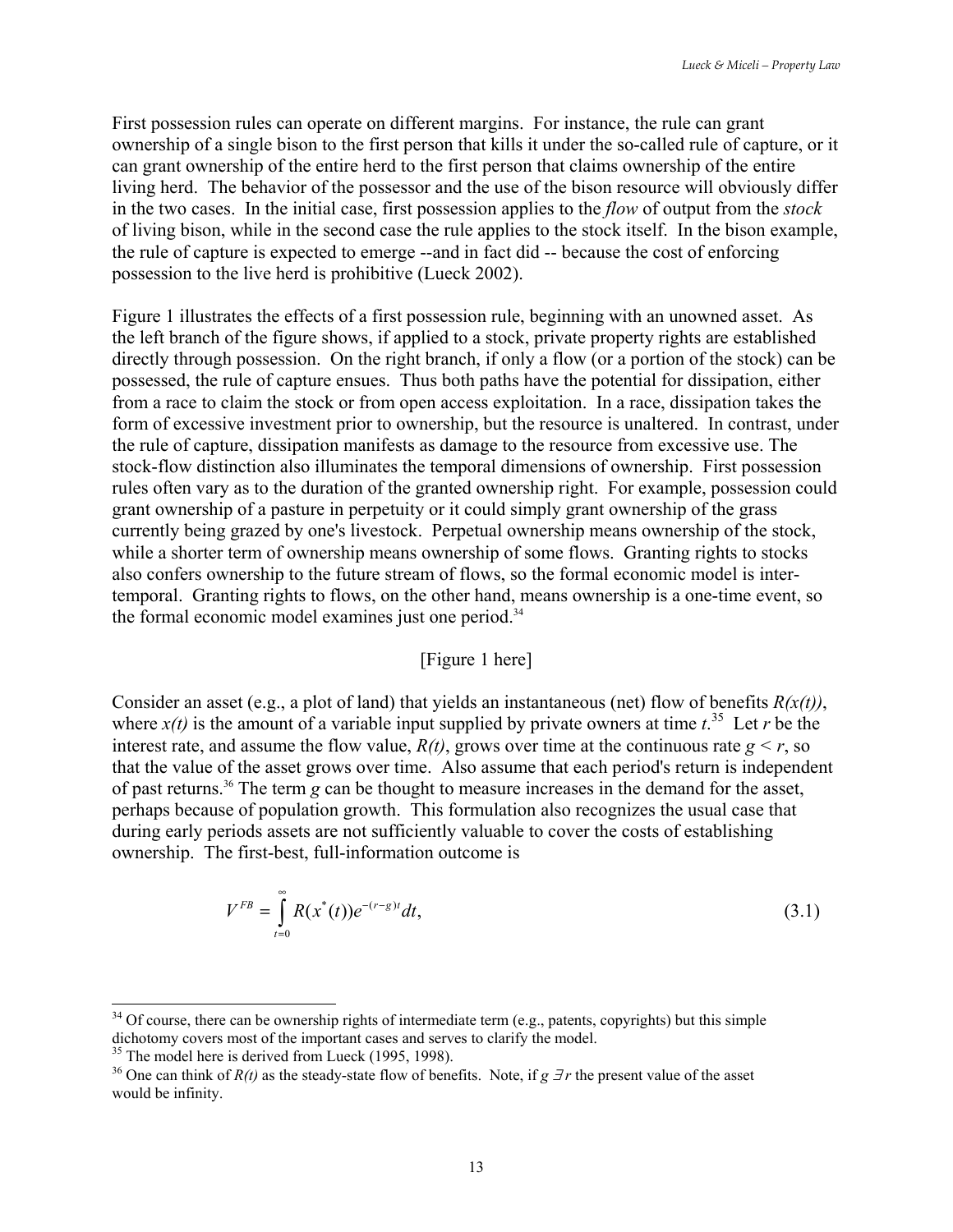First possession rules can operate on different margins. For instance, the rule can grant ownership of a single bison to the first person that kills it under the so-called rule of capture, or it can grant ownership of the entire herd to the first person that claims ownership of the entire living herd. The behavior of the possessor and the use of the bison resource will obviously differ in the two cases. In the initial case, first possession applies to the *flow* of output from the *stock* of living bison, while in the second case the rule applies to the stock itself. In the bison example, the rule of capture is expected to emerge --and in fact did -- because the cost of enforcing possession to the live herd is prohibitive (Lueck 2002).

Figure 1 illustrates the effects of a first possession rule, beginning with an unowned asset. As the left branch of the figure shows, if applied to a stock, private property rights are established directly through possession. On the right branch, if only a flow (or a portion of the stock) can be possessed, the rule of capture ensues. Thus both paths have the potential for dissipation, either from a race to claim the stock or from open access exploitation. In a race, dissipation takes the form of excessive investment prior to ownership, but the resource is unaltered. In contrast, under the rule of capture, dissipation manifests as damage to the resource from excessive use. The stock-flow distinction also illuminates the temporal dimensions of ownership. First possession rules often vary as to the duration of the granted ownership right. For example, possession could grant ownership of a pasture in perpetuity or it could simply grant ownership of the grass currently being grazed by one's livestock. Perpetual ownership means ownership of the stock, while a shorter term of ownership means ownership of some flows. Granting rights to stocks also confers ownership to the future stream of flows, so the formal economic model is inter-temporal. Granting rights to flows, on the other hand, means ownership is a one-time event, so the formal economic model examines just one period.[34]

[Figure 1 here]

Consider an asset (e.g., a plot of land) that yields an instantaneous (net) flow of benefits $R(x(t))$, where $x(t)$ is the amount of a variable input supplied by private owners at time $t$.[35] Let $r$ be the interest rate, and assume the flow value, $R(t)$, grows over time at the continuous rate $g < r$, so that the value of the asset grows over time. Also assume that each period's return is independent of past returns.[36] The term $g$ can be thought to measure increases in the demand for the asset, perhaps because of population growth. This formulation also recognizes the usual case that during early periods assets are not sufficiently valuable to cover the costs of establishing ownership. The first-best, full-information outcome is

$$V^{FB} = \int_{t=0}^{\infty} R(x^*(t))e^{-(r-g)t}dt, \tag{3.1}$$

---

[34] Of course, there can be ownership rights of intermediate term (e.g., patents, copyrights) but this simple dichotomy covers most of the important cases and serves to clarify the model.

[35] The model here is derived from Lueck (1995, 1998).

[36] One can think of $R(t)$ as the steady-state flow of benefits. Note, if $g \exists r$ the present value of the asset would be infinity.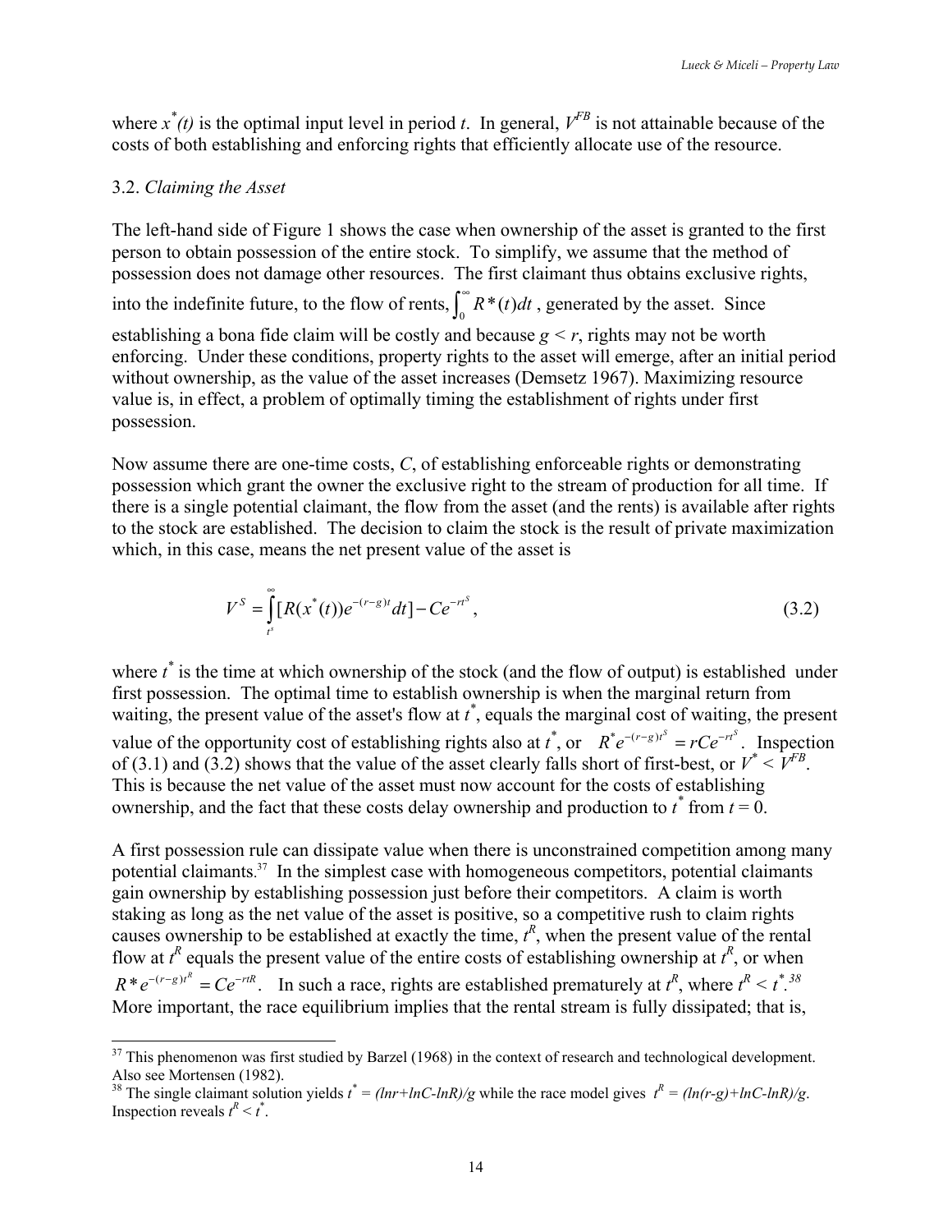where $x^*(t)$ is the optimal input level in period $t$. In general, $V^{FB}$ is not attainable because of the costs of both establishing and enforcing rights that efficiently allocate use of the resource.

### 3.2. *Claiming the Asset*

The left-hand side of Figure 1 shows the case when ownership of the asset is granted to the first person to obtain possession of the entire stock. To simplify, we assume that the method of possession does not damage other resources. The first claimant thus obtains exclusive rights, into the indefinite future, to the flow of rents, $\int_0^{\infty} R^*(t)dt$ , generated by the asset. Since establishing a bona fide claim will be costly and because $g < r$, rights may not be worth enforcing. Under these conditions, property rights to the asset will emerge, after an initial period without ownership, as the value of the asset increases (Demsetz 1967). Maximizing resource value is, in effect, a problem of optimally timing the establishment of rights under first possession.

Now assume there are one-time costs, $C$, of establishing enforceable rights or demonstrating possession which grant the owner the exclusive right to the stream of production for all time. If there is a single potential claimant, the flow from the asset (and the rents) is available after rights to the stock are established. The decision to claim the stock is the result of private maximization which, in this case, means the net present value of the asset is

$$V^S = \int_{t^s}^{\infty} [R(x^*(t))e^{-(r-g)t}dt] - Ce^{-rt^S}, \tag{3.2}$$

where $t^*$ is the time at which ownership of the stock (and the flow of output) is established under first possession. The optimal time to establish ownership is when the marginal return from waiting, the present value of the asset's flow at $t^*$, equals the marginal cost of waiting, the present value of the opportunity cost of establishing rights also at $t^*$, or $R^*e^{-(r-g)t^S} = rCe^{-rt^S}$. Inspection of (3.1) and (3.2) shows that the value of the asset clearly falls short of first-best, or $V^* < V^{FB}$. This is because the net value of the asset must now account for the costs of establishing ownership, and the fact that these costs delay ownership and production to $t^*$ from $t = 0$.

A first possession rule can dissipate value when there is unconstrained competition among many potential claimants.[37] In the simplest case with homogeneous competitors, potential claimants gain ownership by establishing possession just before their competitors. A claim is worth staking as long as the net value of the asset is positive, so a competitive rush to claim rights causes ownership to be established at exactly the time, $t^R$, when the present value of the rental flow at $t^R$ equals the present value of the entire costs of establishing ownership at $t^R$, or when $R^*e^{-(r-g)t^R} = Ce^{-rtR}$. In such a race, rights are established prematurely at $t^R$, where $t^R < t^*$.[38] More important, the race equilibrium implies that the rental stream is fully dissipated; that is,

---

[37] This phenomenon was first studied by Barzel (1968) in the context of research and technological development. Also see Mortensen (1982).

[38] The single claimant solution yields $t^* = (\ln r + \ln C - \ln R)/g$ while the race model gives $t^R = (\ln(r-g) + \ln C - \ln R)/g$. Inspection reveals $t^R < t^*$.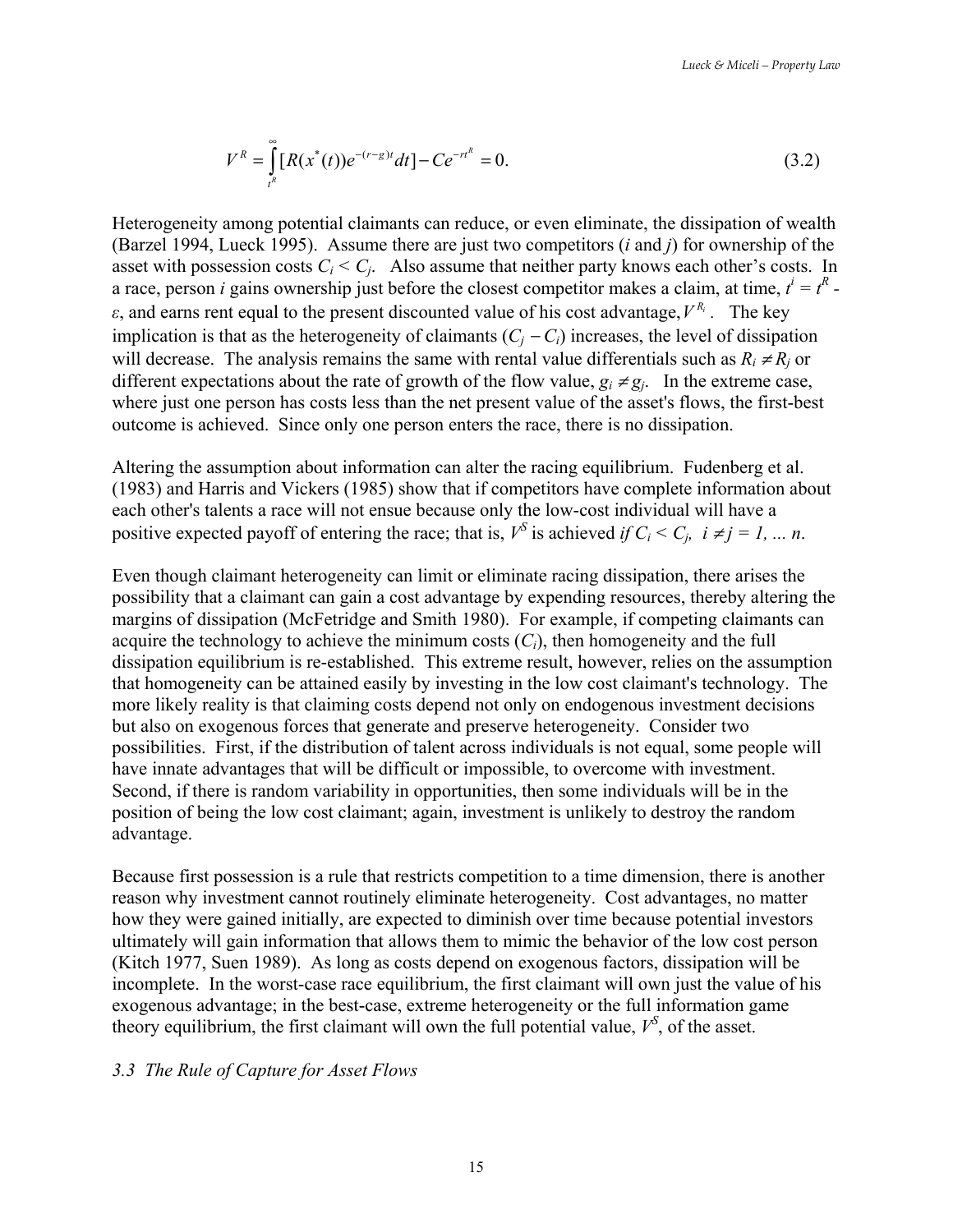$$V^R = \int_{t^R}^{\infty} [R(x^*(t))e^{-(r-g)t}dt] - Ce^{-rt^R} = 0. \quad (3.2)$$

Heterogeneity among potential claimants can reduce, or even eliminate, the dissipation of wealth (Barzel 1994, Lueck 1995). Assume there are just two competitors ($i$ and $j$) for ownership of the asset with possession costs $C_i < C_j$. Also assume that neither party knows each other's costs. In a race, person $i$ gains ownership just before the closest competitor makes a claim, at time, $t^i = t^R - \varepsilon$, and earns rent equal to the present discounted value of his cost advantage, $V^{R_i}$. The key implication is that as the heterogeneity of claimants ($C_j - C_i$) increases, the level of dissipation will decrease. The analysis remains the same with rental value differentials such as $R_i \neq R_j$ or different expectations about the rate of growth of the flow value, $g_i \neq g_j$. In the extreme case, where just one person has costs less than the net present value of the asset's flows, the first-best outcome is achieved. Since only one person enters the race, there is no dissipation.

Altering the assumption about information can alter the racing equilibrium. Fudenberg et al. (1983) and Harris and Vickers (1985) show that if competitors have complete information about each other's talents a race will not ensue because only the low-cost individual will have a positive expected payoff of entering the race; that is, $V^S$ is achieved *if* $C_i < C_j$, $i \neq j = 1, \ldots n$.

Even though claimant heterogeneity can limit or eliminate racing dissipation, there arises the possibility that a claimant can gain a cost advantage by expending resources, thereby altering the margins of dissipation (McFetridge and Smith 1980). For example, if competing claimants can acquire the technology to achieve the minimum costs ($C_i$), then homogeneity and the full dissipation equilibrium is re-established. This extreme result, however, relies on the assumption that homogeneity can be attained easily by investing in the low cost claimant's technology. The more likely reality is that claiming costs depend not only on endogenous investment decisions but also on exogenous forces that generate and preserve heterogeneity. Consider two possibilities. First, if the distribution of talent across individuals is not equal, some people will have innate advantages that will be difficult or impossible, to overcome with investment. Second, if there is random variability in opportunities, then some individuals will be in the position of being the low cost claimant; again, investment is unlikely to destroy the random advantage.

Because first possession is a rule that restricts competition to a time dimension, there is another reason why investment cannot routinely eliminate heterogeneity. Cost advantages, no matter how they were gained initially, are expected to diminish over time because potential investors ultimately will gain information that allows them to mimic the behavior of the low cost person (Kitch 1977, Suen 1989). As long as costs depend on exogenous factors, dissipation will be incomplete. In the worst-case race equilibrium, the first claimant will own just the value of his exogenous advantage; in the best-case, extreme heterogeneity or the full information game theory equilibrium, the first claimant will own the full potential value, $V^S$, of the asset.

### *3.3 The Rule of Capture for Asset Flows*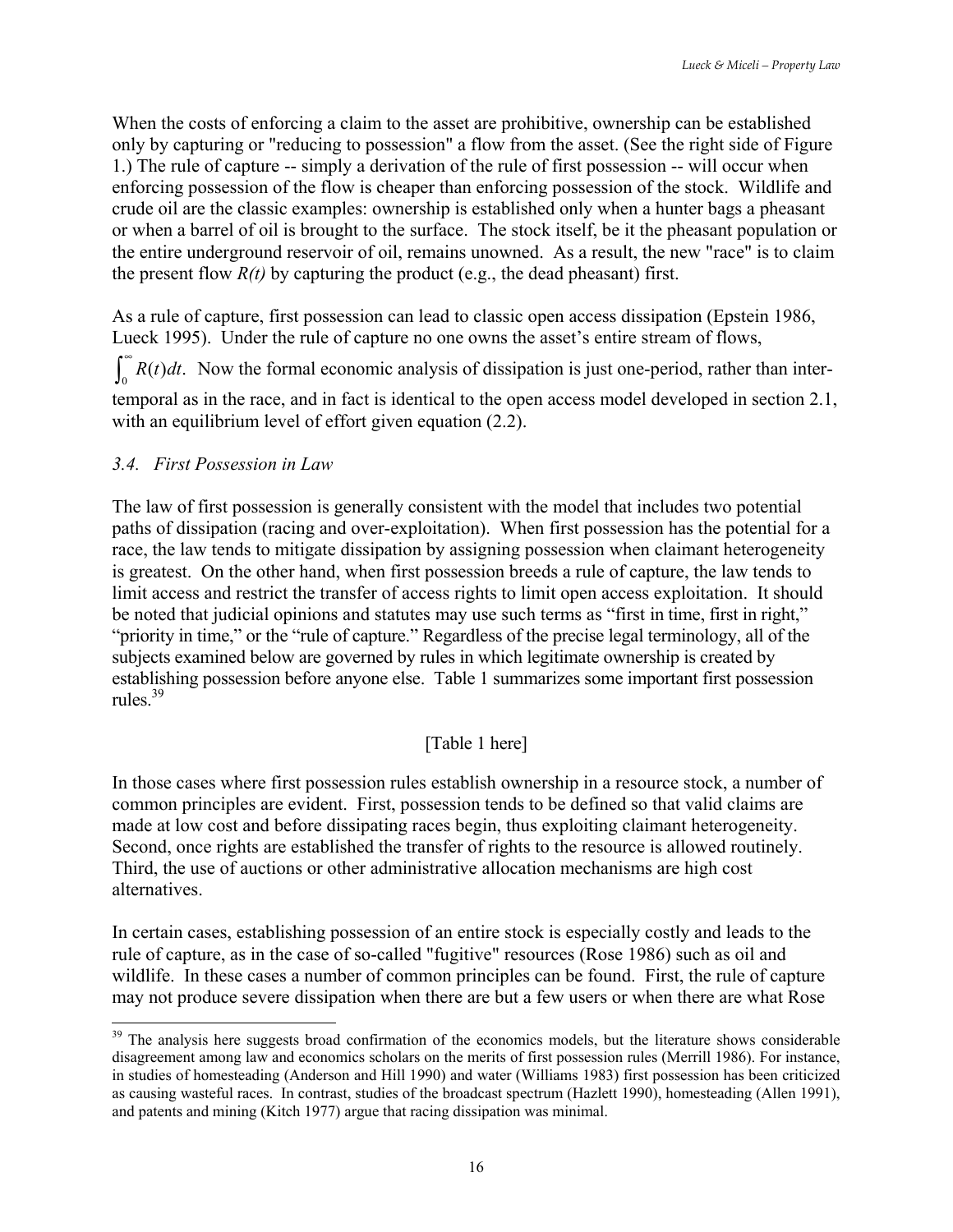When the costs of enforcing a claim to the asset are prohibitive, ownership can be established only by capturing or "reducing to possession" a flow from the asset. (See the right side of Figure 1.) The rule of capture -- simply a derivation of the rule of first possession -- will occur when enforcing possession of the flow is cheaper than enforcing possession of the stock. Wildlife and crude oil are the classic examples: ownership is established only when a hunter bags a pheasant or when a barrel of oil is brought to the surface. The stock itself, be it the pheasant population or the entire underground reservoir of oil, remains unowned. As a result, the new "race" is to claim the present flow *R(t)* by capturing the product (e.g., the dead pheasant) first.

As a rule of capture, first possession can lead to classic open access dissipation (Epstein 1986, Lueck 1995). Under the rule of capture no one owns the asset's entire stream of flows, $\int_0^\infty R(t)dt$. Now the formal economic analysis of dissipation is just one-period, rather than inter-temporal as in the race, and in fact is identical to the open access model developed in section 2.1, with an equilibrium level of effort given equation (2.2).

### *3.4. First Possession in Law*

The law of first possession is generally consistent with the model that includes two potential paths of dissipation (racing and over-exploitation). When first possession has the potential for a race, the law tends to mitigate dissipation by assigning possession when claimant heterogeneity is greatest. On the other hand, when first possession breeds a rule of capture, the law tends to limit access and restrict the transfer of access rights to limit open access exploitation. It should be noted that judicial opinions and statutes may use such terms as "first in time, first in right," "priority in time," or the "rule of capture." Regardless of the precise legal terminology, all of the subjects examined below are governed by rules in which legitimate ownership is created by establishing possession before anyone else. Table 1 summarizes some important first possession rules.[39]

[Table 1 here]

In those cases where first possession rules establish ownership in a resource stock, a number of common principles are evident. First, possession tends to be defined so that valid claims are made at low cost and before dissipating races begin, thus exploiting claimant heterogeneity. Second, once rights are established the transfer of rights to the resource is allowed routinely. Third, the use of auctions or other administrative allocation mechanisms are high cost alternatives.

In certain cases, establishing possession of an entire stock is especially costly and leads to the rule of capture, as in the case of so-called "fugitive" resources (Rose 1986) such as oil and wildlife. In these cases a number of common principles can be found. First, the rule of capture may not produce severe dissipation when there are but a few users or when there are what Rose

[39] The analysis here suggests broad confirmation of the economics models, but the literature shows considerable disagreement among law and economics scholars on the merits of first possession rules (Merrill 1986). For instance, in studies of homesteading (Anderson and Hill 1990) and water (Williams 1983) first possession has been criticized as causing wasteful races. In contrast, studies of the broadcast spectrum (Hazlett 1990), homesteading (Allen 1991), and patents and mining (Kitch 1977) argue that racing dissipation was minimal.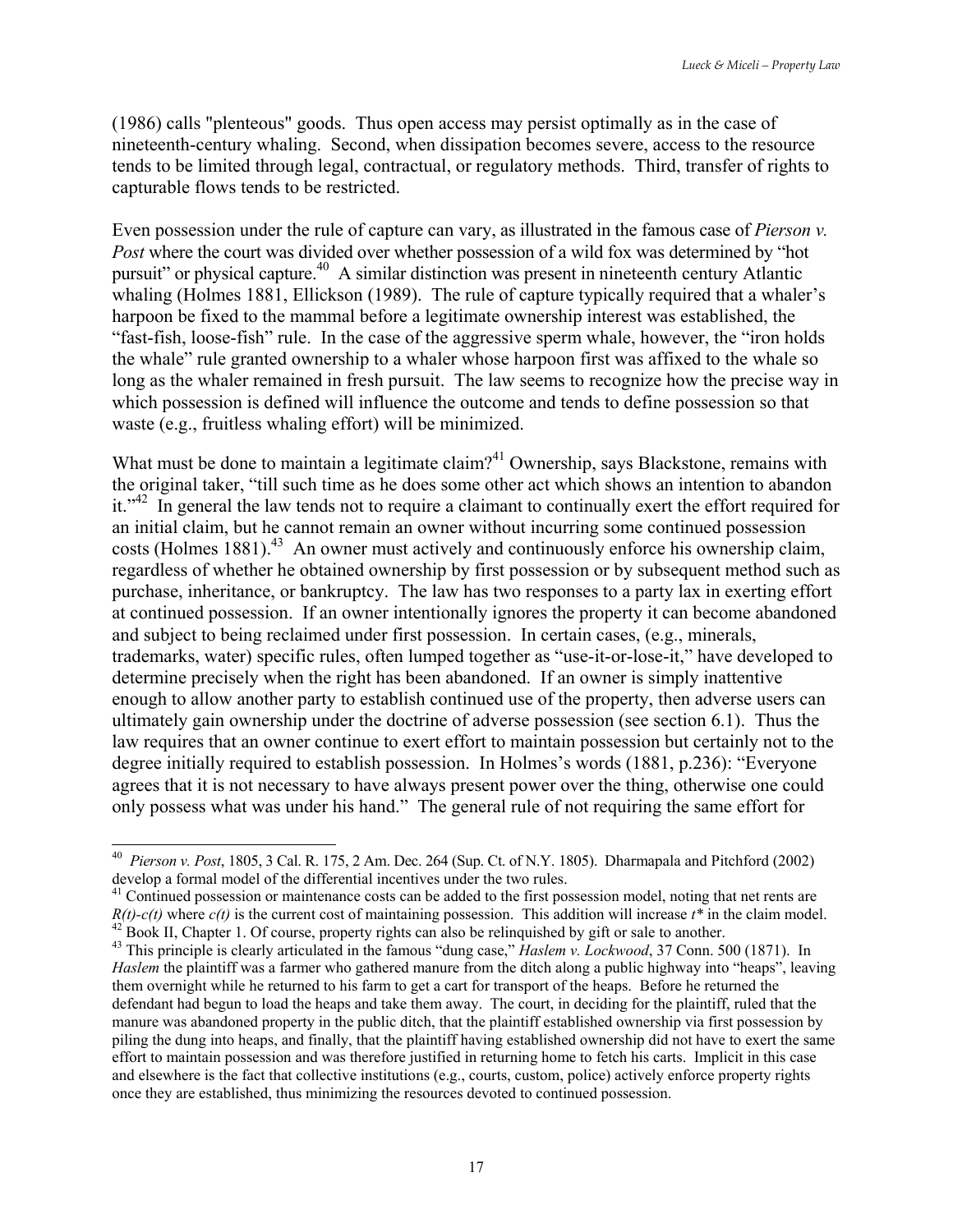(1986) calls "plenteous" goods. Thus open access may persist optimally as in the case of nineteenth-century whaling. Second, when dissipation becomes severe, access to the resource tends to be limited through legal, contractual, or regulatory methods. Third, transfer of rights to capturable flows tends to be restricted.

Even possession under the rule of capture can vary, as illustrated in the famous case of *Pierson v. Post* where the court was divided over whether possession of a wild fox was determined by "hot pursuit" or physical capture.[40] A similar distinction was present in nineteenth century Atlantic whaling (Holmes 1881, Ellickson (1989). The rule of capture typically required that a whaler's harpoon be fixed to the mammal before a legitimate ownership interest was established, the "fast-fish, loose-fish" rule. In the case of the aggressive sperm whale, however, the "iron holds the whale" rule granted ownership to a whaler whose harpoon first was affixed to the whale so long as the whaler remained in fresh pursuit. The law seems to recognize how the precise way in which possession is defined will influence the outcome and tends to define possession so that waste (e.g., fruitless whaling effort) will be minimized.

What must be done to maintain a legitimate claim?[41] Ownership, says Blackstone, remains with the original taker, "till such time as he does some other act which shows an intention to abandon it."[42] In general the law tends not to require a claimant to continually exert the effort required for an initial claim, but he cannot remain an owner without incurring some continued possession costs (Holmes 1881).[43] An owner must actively and continuously enforce his ownership claim, regardless of whether he obtained ownership by first possession or by subsequent method such as purchase, inheritance, or bankruptcy. The law has two responses to a party lax in exerting effort at continued possession. If an owner intentionally ignores the property it can become abandoned and subject to being reclaimed under first possession. In certain cases, (e.g., minerals, trademarks, water) specific rules, often lumped together as "use-it-or-lose-it," have developed to determine precisely when the right has been abandoned. If an owner is simply inattentive enough to allow another party to establish continued use of the property, then adverse users can ultimately gain ownership under the doctrine of adverse possession (see section 6.1). Thus the law requires that an owner continue to exert effort to maintain possession but certainly not to the degree initially required to establish possession. In Holmes's words (1881, p.236): "Everyone agrees that it is not necessary to have always present power over the thing, otherwise one could only possess what was under his hand." The general rule of not requiring the same effort for

---

[40] *Pierson v. Post*, 1805, 3 Cal. R. 175, 2 Am. Dec. 264 (Sup. Ct. of N.Y. 1805). Dharmapala and Pitchford (2002) develop a formal model of the differential incentives under the two rules.

[41] Continued possession or maintenance costs can be added to the first possession model, noting that net rents are $R(t)-c(t)$ where $c(t)$ is the current cost of maintaining possession. This addition will increase $t^*$ in the claim model.

[42] Book II, Chapter 1. Of course, property rights can also be relinquished by gift or sale to another.

[43] This principle is clearly articulated in the famous "dung case," *Haslem v. Lockwood*, 37 Conn. 500 (1871). In *Haslem* the plaintiff was a farmer who gathered manure from the ditch along a public highway into "heaps", leaving them overnight while he returned to his farm to get a cart for transport of the heaps. Before he returned the defendant had begun to load the heaps and take them away. The court, in deciding for the plaintiff, ruled that the manure was abandoned property in the public ditch, that the plaintiff established ownership via first possession by piling the dung into heaps, and finally, that the plaintiff having established ownership did not have to exert the same effort to maintain possession and was therefore justified in returning home to fetch his carts. Implicit in this case and elsewhere is the fact that collective institutions (e.g., courts, custom, police) actively enforce property rights once they are established, thus minimizing the resources devoted to continued possession.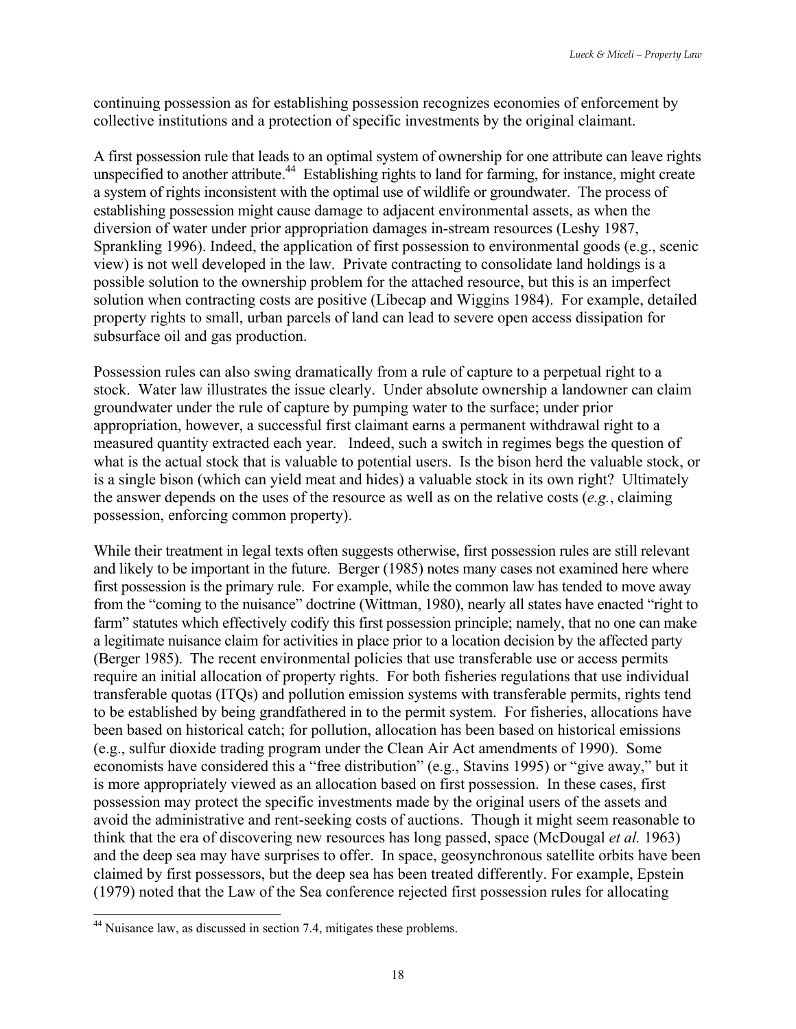continuing possession as for establishing possession recognizes economies of enforcement by collective institutions and a protection of specific investments by the original claimant.

A first possession rule that leads to an optimal system of ownership for one attribute can leave rights unspecified to another attribute.[44] Establishing rights to land for farming, for instance, might create a system of rights inconsistent with the optimal use of wildlife or groundwater. The process of establishing possession might cause damage to adjacent environmental assets, as when the diversion of water under prior appropriation damages in-stream resources (Leshy 1987, Sprankling 1996). Indeed, the application of first possession to environmental goods (e.g., scenic view) is not well developed in the law. Private contracting to consolidate land holdings is a possible solution to the ownership problem for the attached resource, but this is an imperfect solution when contracting costs are positive (Libecap and Wiggins 1984). For example, detailed property rights to small, urban parcels of land can lead to severe open access dissipation for subsurface oil and gas production.

Possession rules can also swing dramatically from a rule of capture to a perpetual right to a stock. Water law illustrates the issue clearly. Under absolute ownership a landowner can claim groundwater under the rule of capture by pumping water to the surface; under prior appropriation, however, a successful first claimant earns a permanent withdrawal right to a measured quantity extracted each year. Indeed, such a switch in regimes begs the question of what is the actual stock that is valuable to potential users. Is the bison herd the valuable stock, or is a single bison (which can yield meat and hides) a valuable stock in its own right? Ultimately the answer depends on the uses of the resource as well as on the relative costs (*e.g.*, claiming possession, enforcing common property).

While their treatment in legal texts often suggests otherwise, first possession rules are still relevant and likely to be important in the future. Berger (1985) notes many cases not examined here where first possession is the primary rule. For example, while the common law has tended to move away from the "coming to the nuisance" doctrine (Wittman, 1980), nearly all states have enacted "right to farm" statutes which effectively codify this first possession principle; namely, that no one can make a legitimate nuisance claim for activities in place prior to a location decision by the affected party (Berger 1985). The recent environmental policies that use transferable use or access permits require an initial allocation of property rights. For both fisheries regulations that use individual transferable quotas (ITQs) and pollution emission systems with transferable permits, rights tend to be established by being grandfathered in to the permit system. For fisheries, allocations have been based on historical catch; for pollution, allocation has been based on historical emissions (e.g., sulfur dioxide trading program under the Clean Air Act amendments of 1990). Some economists have considered this a "free distribution" (e.g., Stavins 1995) or "give away," but it is more appropriately viewed as an allocation based on first possession. In these cases, first possession may protect the specific investments made by the original users of the assets and avoid the administrative and rent-seeking costs of auctions. Though it might seem reasonable to think that the era of discovering new resources has long passed, space (McDougal *et al.* 1963) and the deep sea may have surprises to offer. In space, geosynchronous satellite orbits have been claimed by first possessors, but the deep sea has been treated differently. For example, Epstein (1979) noted that the Law of the Sea conference rejected first possession rules for allocating

[44] Nuisance law, as discussed in section 7.4, mitigates these problems.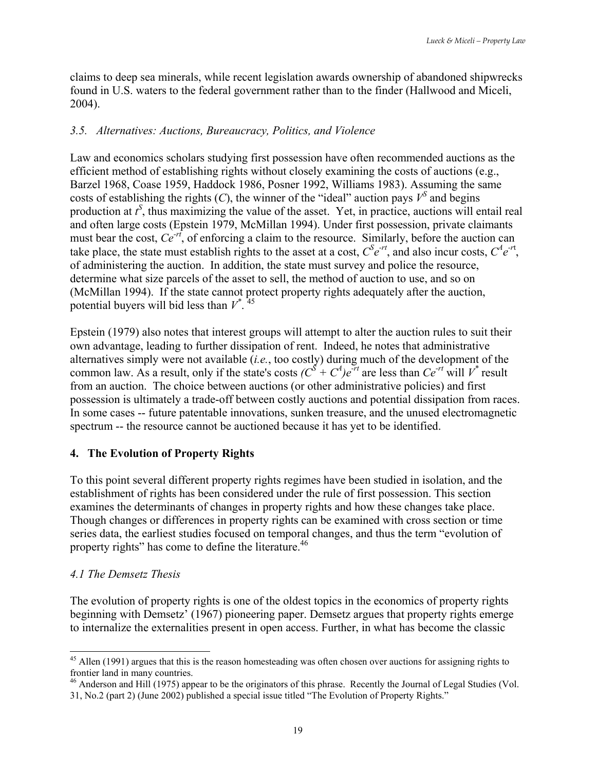claims to deep sea minerals, while recent legislation awards ownership of abandoned shipwrecks found in U.S. waters to the federal government rather than to the finder (Hallwood and Miceli, 2004).

### *3.5. Alternatives: Auctions, Bureaucracy, Politics, and Violence*

Law and economics scholars studying first possession have often recommended auctions as the efficient method of establishing rights without closely examining the costs of auctions (e.g., Barzel 1968, Coase 1959, Haddock 1986, Posner 1992, Williams 1983). Assuming the same costs of establishing the rights ($C$), the winner of the "ideal" auction pays $V^S$ and begins production at $t^S$, thus maximizing the value of the asset. Yet, in practice, auctions will entail real and often large costs (Epstein 1979, McMillan 1994). Under first possession, private claimants must bear the cost, $Ce^{-rt}$, of enforcing a claim to the resource. Similarly, before the auction can take place, the state must establish rights to the asset at a cost, $C^S e^{-rt}$, and also incur costs, $C^A e^{-rt}$, of administering the auction. In addition, the state must survey and police the resource, determine what size parcels of the asset to sell, the method of auction to use, and so on (McMillan 1994). If the state cannot protect property rights adequately after the auction, potential buyers will bid less than $V^*$.[45]

Epstein (1979) also notes that interest groups will attempt to alter the auction rules to suit their own advantage, leading to further dissipation of rent. Indeed, he notes that administrative alternatives simply were not available (*i.e.*, too costly) during much of the development of the common law. As a result, only if the state's costs $(C^S + C^A)e^{-rt}$ are less than $Ce^{-rt}$ will $V^*$ result from an auction. The choice between auctions (or other administrative policies) and first possession is ultimately a trade-off between costly auctions and potential dissipation from races. In some cases -- future patentable innovations, sunken treasure, and the unused electromagnetic spectrum -- the resource cannot be auctioned because it has yet to be identified.

## 4. The Evolution of Property Rights

To this point several different property rights regimes have been studied in isolation, and the establishment of rights has been considered under the rule of first possession. This section examines the determinants of changes in property rights and how these changes take place. Though changes or differences in property rights can be examined with cross section or time series data, the earliest studies focused on temporal changes, and thus the term "evolution of property rights" has come to define the literature.[46]

### *4.1 The Demsetz Thesis*

The evolution of property rights is one of the oldest topics in the economics of property rights beginning with Demsetz' (1967) pioneering paper. Demsetz argues that property rights emerge to internalize the externalities present in open access. Further, in what has become the classic

---

[45] Allen (1991) argues that this is the reason homesteading was often chosen over auctions for assigning rights to frontier land in many countries.

[46] Anderson and Hill (1975) appear to be the originators of this phrase. Recently the Journal of Legal Studies (Vol. 31, No.2 (part 2) (June 2002) published a special issue titled "The Evolution of Property Rights."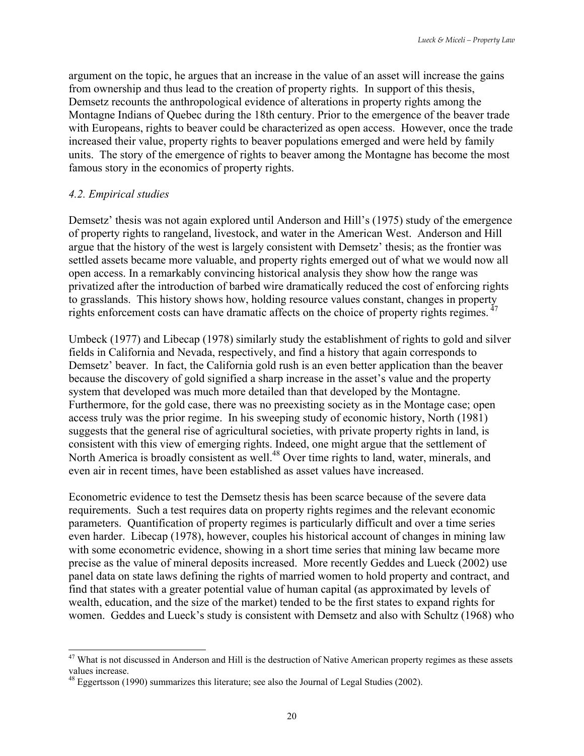argument on the topic, he argues that an increase in the value of an asset will increase the gains from ownership and thus lead to the creation of property rights. In support of this thesis, Demsetz recounts the anthropological evidence of alterations in property rights among the Montagne Indians of Quebec during the 18th century. Prior to the emergence of the beaver trade with Europeans, rights to beaver could be characterized as open access. However, once the trade increased their value, property rights to beaver populations emerged and were held by family units. The story of the emergence of rights to beaver among the Montagne has become the most famous story in the economics of property rights.

### *4.2. Empirical studies*

Demsetz' thesis was not again explored until Anderson and Hill's (1975) study of the emergence of property rights to rangeland, livestock, and water in the American West. Anderson and Hill argue that the history of the west is largely consistent with Demsetz' thesis; as the frontier was settled assets became more valuable, and property rights emerged out of what we would now all open access. In a remarkably convincing historical analysis they show how the range was privatized after the introduction of barbed wire dramatically reduced the cost of enforcing rights to grasslands. This history shows how, holding resource values constant, changes in property rights enforcement costs can have dramatic affects on the choice of property rights regimes.[47]

Umbeck (1977) and Libecap (1978) similarly study the establishment of rights to gold and silver fields in California and Nevada, respectively, and find a history that again corresponds to Demsetz' beaver. In fact, the California gold rush is an even better application than the beaver because the discovery of gold signified a sharp increase in the asset's value and the property system that developed was much more detailed than that developed by the Montagne. Furthermore, for the gold case, there was no preexisting society as in the Montage case; open access truly was the prior regime. In his sweeping study of economic history, North (1981) suggests that the general rise of agricultural societies, with private property rights in land, is consistent with this view of emerging rights. Indeed, one might argue that the settlement of North America is broadly consistent as well.[48] Over time rights to land, water, minerals, and even air in recent times, have been established as asset values have increased.

Econometric evidence to test the Demsetz thesis has been scarce because of the severe data requirements. Such a test requires data on property rights regimes and the relevant economic parameters. Quantification of property regimes is particularly difficult and over a time series even harder. Libecap (1978), however, couples his historical account of changes in mining law with some econometric evidence, showing in a short time series that mining law became more precise as the value of mineral deposits increased. More recently Geddes and Lueck (2002) use panel data on state laws defining the rights of married women to hold property and contract, and find that states with a greater potential value of human capital (as approximated by levels of wealth, education, and the size of the market) tended to be the first states to expand rights for women. Geddes and Lueck's study is consistent with Demsetz and also with Schultz (1968) who

---

[47] What is not discussed in Anderson and Hill is the destruction of Native American property regimes as these assets values increase.

[48] Eggertsson (1990) summarizes this literature; see also the Journal of Legal Studies (2002).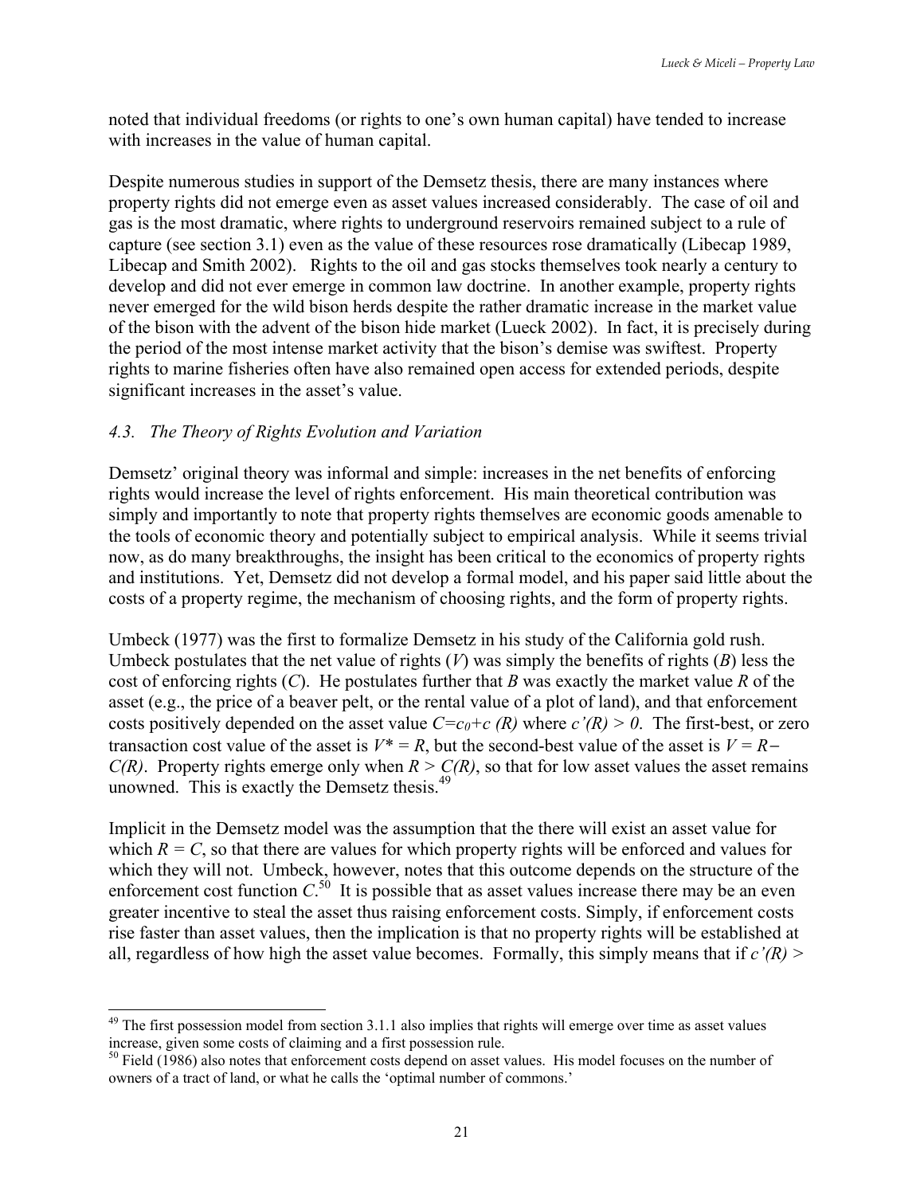noted that individual freedoms (or rights to one's own human capital) have tended to increase with increases in the value of human capital.

Despite numerous studies in support of the Demsetz thesis, there are many instances where property rights did not emerge even as asset values increased considerably. The case of oil and gas is the most dramatic, where rights to underground reservoirs remained subject to a rule of capture (see section 3.1) even as the value of these resources rose dramatically (Libecap 1989, Libecap and Smith 2002). Rights to the oil and gas stocks themselves took nearly a century to develop and did not ever emerge in common law doctrine. In another example, property rights never emerged for the wild bison herds despite the rather dramatic increase in the market value of the bison with the advent of the bison hide market (Lueck 2002). In fact, it is precisely during the period of the most intense market activity that the bison's demise was swiftest. Property rights to marine fisheries often have also remained open access for extended periods, despite significant increases in the asset's value.

### *4.3. The Theory of Rights Evolution and Variation*

Demsetz' original theory was informal and simple: increases in the net benefits of enforcing rights would increase the level of rights enforcement. His main theoretical contribution was simply and importantly to note that property rights themselves are economic goods amenable to the tools of economic theory and potentially subject to empirical analysis. While it seems trivial now, as do many breakthroughs, the insight has been critical to the economics of property rights and institutions. Yet, Demsetz did not develop a formal model, and his paper said little about the costs of a property regime, the mechanism of choosing rights, and the form of property rights.

Umbeck (1977) was the first to formalize Demsetz in his study of the California gold rush. Umbeck postulates that the net value of rights ($V$) was simply the benefits of rights ($B$) less the cost of enforcing rights ($C$). He postulates further that $B$ was exactly the market value $R$ of the asset (e.g., the price of a beaver pelt, or the rental value of a plot of land), and that enforcement costs positively depended on the asset value $C=c_0+c(R)$ where $c'(R) > 0$. The first-best, or zero transaction cost value of the asset is $V^* = R$, but the second-best value of the asset is $V = R - C(R)$. Property rights emerge only when $R > C(R)$, so that for low asset values the asset remains unowned. This is exactly the Demsetz thesis.[49]

Implicit in the Demsetz model was the assumption that the there will exist an asset value for which $R = C$, so that there are values for which property rights will be enforced and values for which they will not. Umbeck, however, notes that this outcome depends on the structure of the enforcement cost function $C$.[50] It is possible that as asset values increase there may be an even greater incentive to steal the asset thus raising enforcement costs. Simply, if enforcement costs rise faster than asset values, then the implication is that no property rights will be established at all, regardless of how high the asset value becomes. Formally, this simply means that if $c'(R) >$

---

[49] The first possession model from section 3.1.1 also implies that rights will emerge over time as asset values increase, given some costs of claiming and a first possession rule.

[50] Field (1986) also notes that enforcement costs depend on asset values. His model focuses on the number of owners of a tract of land, or what he calls the 'optimal number of commons.'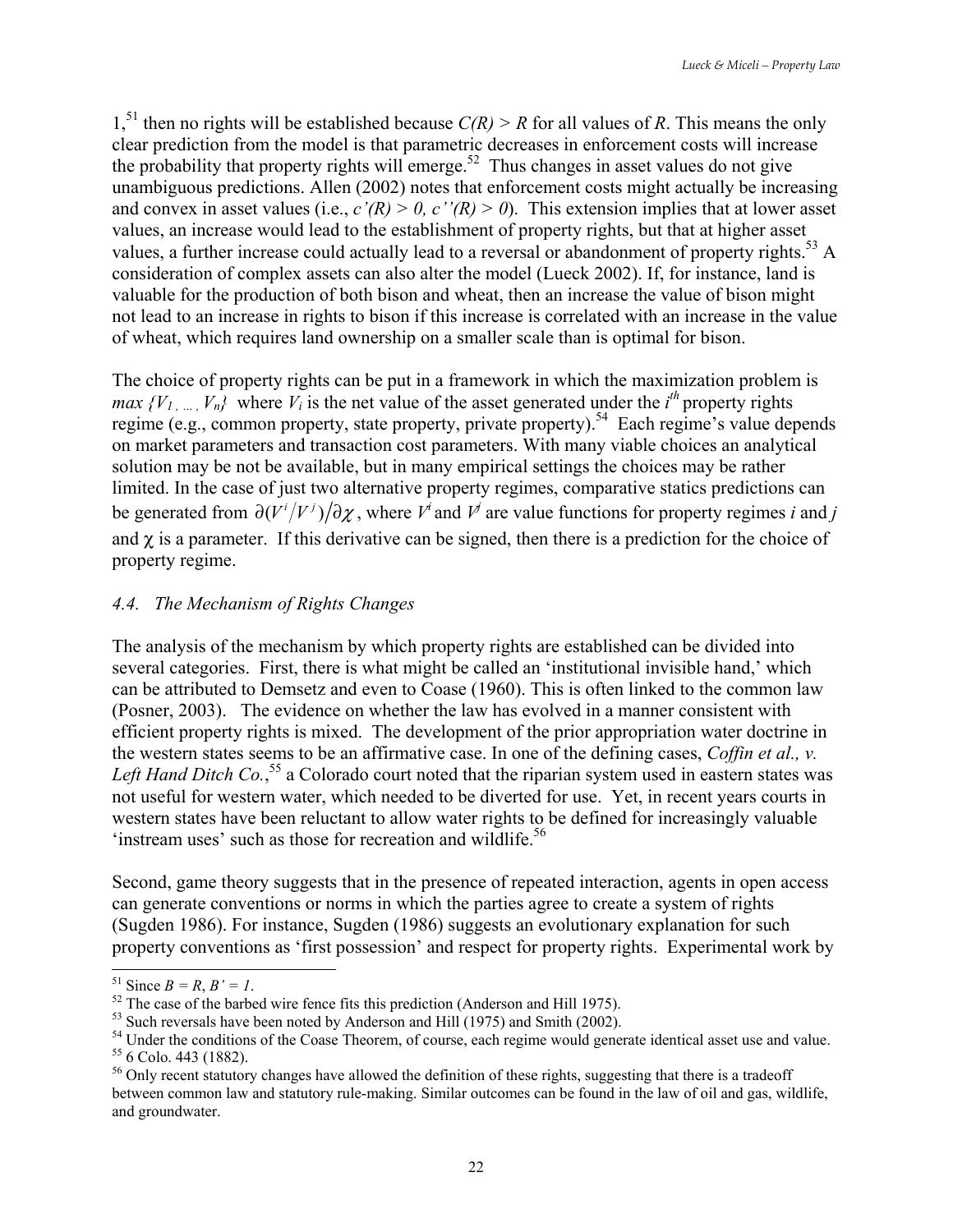1,[51] then no rights will be established because $C(R) > R$ for all values of $R$. This means the only clear prediction from the model is that parametric decreases in enforcement costs will increase the probability that property rights will emerge.[52] Thus changes in asset values do not give unambiguous predictions. Allen (2002) notes that enforcement costs might actually be increasing and convex in asset values (i.e., $c'(R) > 0$, $c''(R) > 0$). This extension implies that at lower asset values, an increase would lead to the establishment of property rights, but that at higher asset values, a further increase could actually lead to a reversal or abandonment of property rights.[53] A consideration of complex assets can also alter the model (Lueck 2002). If, for instance, land is valuable for the production of both bison and wheat, then an increase the value of bison might not lead to an increase in rights to bison if this increase is correlated with an increase in the value of wheat, which requires land ownership on a smaller scale than is optimal for bison.

The choice of property rights can be put in a framework in which the maximization problem is *max* $\{V_1, \ldots, V_n\}$ where $V_i$ is the net value of the asset generated under the $i^{th}$ property rights regime (e.g., common property, state property, private property).[54] Each regime's value depends on market parameters and transaction cost parameters. With many viable choices an analytical solution may be not be available, but in many empirical settings the choices may be rather limited. In the case of just two alternative property regimes, comparative statics predictions can be generated from $\partial(V^i/V^j)/\partial\chi$, where $V^i$ and $V^j$ are value functions for property regimes $i$ and $j$ and $\chi$ is a parameter. If this derivative can be signed, then there is a prediction for the choice of property regime.

### *4.4. The Mechanism of Rights Changes*

The analysis of the mechanism by which property rights are established can be divided into several categories. First, there is what might be called an 'institutional invisible hand,' which can be attributed to Demsetz and even to Coase (1960). This is often linked to the common law (Posner, 2003). The evidence on whether the law has evolved in a manner consistent with efficient property rights is mixed. The development of the prior appropriation water doctrine in the western states seems to be an affirmative case. In one of the defining cases, *Coffin et al., v. Left Hand Ditch Co.*,[55] a Colorado court noted that the riparian system used in eastern states was not useful for western water, which needed to be diverted for use. Yet, in recent years courts in western states have been reluctant to allow water rights to be defined for increasingly valuable 'instream uses' such as those for recreation and wildlife.[56]

Second, game theory suggests that in the presence of repeated interaction, agents in open access can generate conventions or norms in which the parties agree to create a system of rights (Sugden 1986). For instance, Sugden (1986) suggests an evolutionary explanation for such property conventions as 'first possession' and respect for property rights. Experimental work by

---

[51] Since $B = R$, $B' = 1$.

[52] The case of the barbed wire fence fits this prediction (Anderson and Hill 1975).

[53] Such reversals have been noted by Anderson and Hill (1975) and Smith (2002).

[54] Under the conditions of the Coase Theorem, of course, each regime would generate identical asset use and value.

[55] 6 Colo. 443 (1882).

[56] Only recent statutory changes have allowed the definition of these rights, suggesting that there is a tradeoff between common law and statutory rule-making. Similar outcomes can be found in the law of oil and gas, wildlife, and groundwater.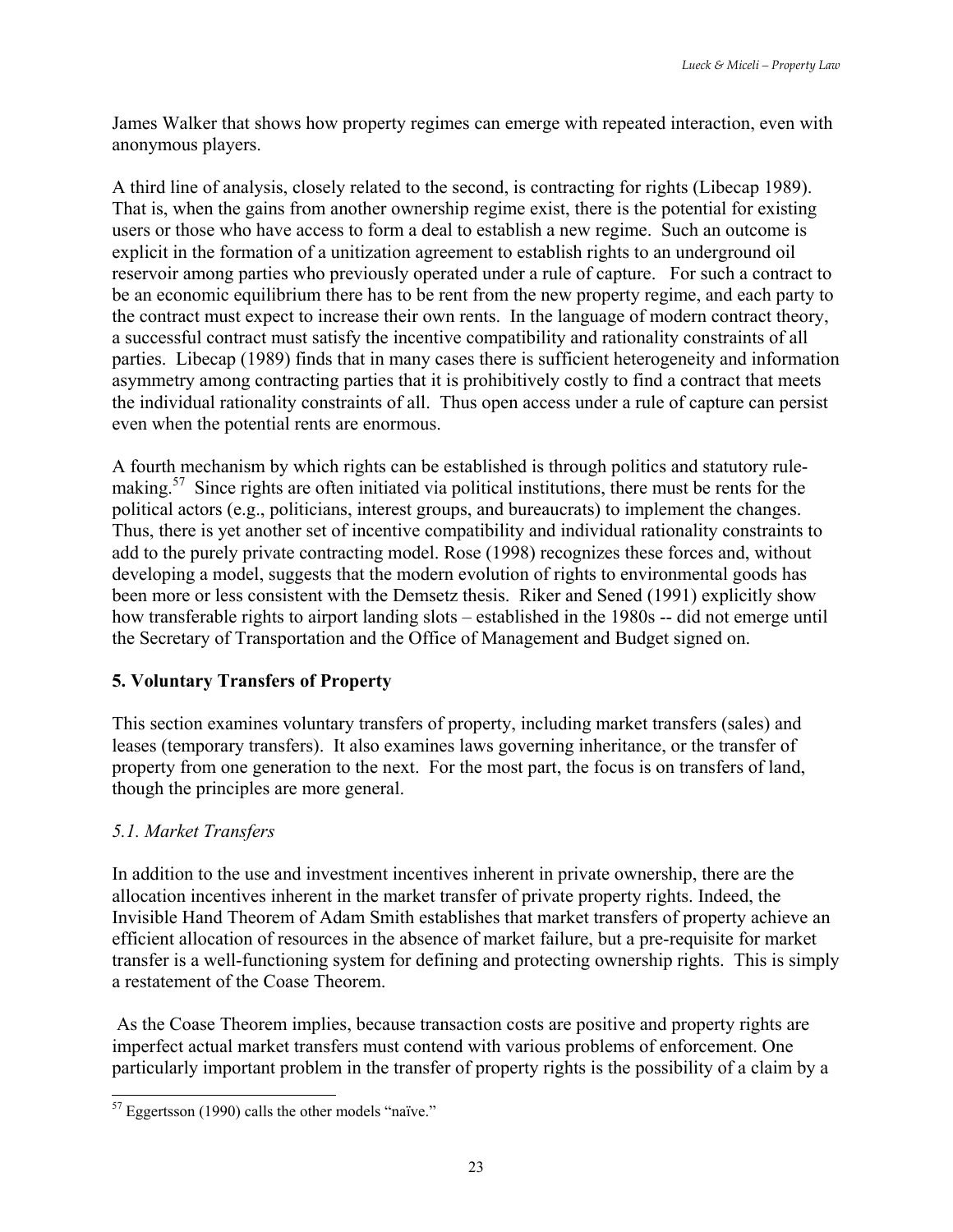James Walker that shows how property regimes can emerge with repeated interaction, even with anonymous players.

A third line of analysis, closely related to the second, is contracting for rights (Libecap 1989). That is, when the gains from another ownership regime exist, there is the potential for existing users or those who have access to form a deal to establish a new regime. Such an outcome is explicit in the formation of a unitization agreement to establish rights to an underground oil reservoir among parties who previously operated under a rule of capture. For such a contract to be an economic equilibrium there has to be rent from the new property regime, and each party to the contract must expect to increase their own rents. In the language of modern contract theory, a successful contract must satisfy the incentive compatibility and rationality constraints of all parties. Libecap (1989) finds that in many cases there is sufficient heterogeneity and information asymmetry among contracting parties that it is prohibitively costly to find a contract that meets the individual rationality constraints of all. Thus open access under a rule of capture can persist even when the potential rents are enormous.

A fourth mechanism by which rights can be established is through politics and statutory rule-making.[57] Since rights are often initiated via political institutions, there must be rents for the political actors (e.g., politicians, interest groups, and bureaucrats) to implement the changes. Thus, there is yet another set of incentive compatibility and individual rationality constraints to add to the purely private contracting model. Rose (1998) recognizes these forces and, without developing a model, suggests that the modern evolution of rights to environmental goods has been more or less consistent with the Demsetz thesis. Riker and Sened (1991) explicitly show how transferable rights to airport landing slots – established in the 1980s -- did not emerge until the Secretary of Transportation and the Office of Management and Budget signed on.

## 5. Voluntary Transfers of Property

This section examines voluntary transfers of property, including market transfers (sales) and leases (temporary transfers). It also examines laws governing inheritance, or the transfer of property from one generation to the next. For the most part, the focus is on transfers of land, though the principles are more general.

### *5.1. Market Transfers*

In addition to the use and investment incentives inherent in private ownership, there are the allocation incentives inherent in the market transfer of private property rights. Indeed, the Invisible Hand Theorem of Adam Smith establishes that market transfers of property achieve an efficient allocation of resources in the absence of market failure, but a pre-requisite for market transfer is a well-functioning system for defining and protecting ownership rights. This is simply a restatement of the Coase Theorem.

As the Coase Theorem implies, because transaction costs are positive and property rights are imperfect actual market transfers must contend with various problems of enforcement. One particularly important problem in the transfer of property rights is the possibility of a claim by a

[57] Eggertsson (1990) calls the other models "naïve."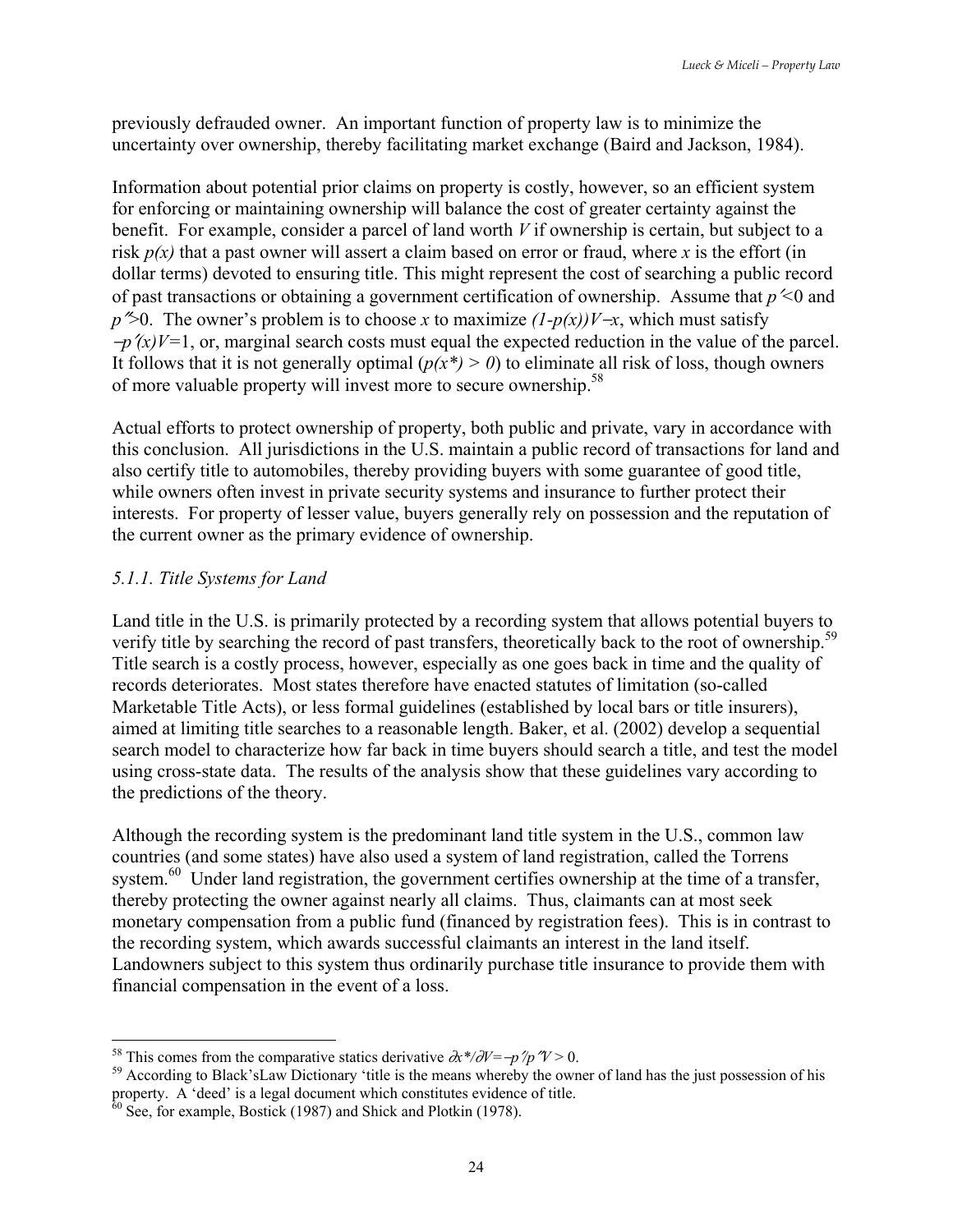previously defrauded owner. An important function of property law is to minimize the uncertainty over ownership, thereby facilitating market exchange (Baird and Jackson, 1984).

Information about potential prior claims on property is costly, however, so an efficient system for enforcing or maintaining ownership will balance the cost of greater certainty against the benefit. For example, consider a parcel of land worth $V$ if ownership is certain, but subject to a risk $p(x)$ that a past owner will assert a claim based on error or fraud, where $x$ is the effort (in dollar terms) devoted to ensuring title. This might represent the cost of searching a public record of past transactions or obtaining a government certification of ownership. Assume that $p'<0$ and $p''>0$. The owner's problem is to choose $x$ to maximize $(1-p(x))V-x$, which must satisfy $-p'(x)V=1$, or, marginal search costs must equal the expected reduction in the value of the parcel. It follows that it is not generally optimal ($p(x^*) > 0$) to eliminate all risk of loss, though owners of more valuable property will invest more to secure ownership.[58]

Actual efforts to protect ownership of property, both public and private, vary in accordance with this conclusion. All jurisdictions in the U.S. maintain a public record of transactions for land and also certify title to automobiles, thereby providing buyers with some guarantee of good title, while owners often invest in private security systems and insurance to further protect their interests. For property of lesser value, buyers generally rely on possession and the reputation of the current owner as the primary evidence of ownership.

### *5.1.1. Title Systems for Land*

Land title in the U.S. is primarily protected by a recording system that allows potential buyers to verify title by searching the record of past transfers, theoretically back to the root of ownership.[59] Title search is a costly process, however, especially as one goes back in time and the quality of records deteriorates. Most states therefore have enacted statutes of limitation (so-called Marketable Title Acts), or less formal guidelines (established by local bars or title insurers), aimed at limiting title searches to a reasonable length. Baker, et al. (2002) develop a sequential search model to characterize how far back in time buyers should search a title, and test the model using cross-state data. The results of the analysis show that these guidelines vary according to the predictions of the theory.

Although the recording system is the predominant land title system in the U.S., common law countries (and some states) have also used a system of land registration, called the Torrens system.[60] Under land registration, the government certifies ownership at the time of a transfer, thereby protecting the owner against nearly all claims. Thus, claimants can at most seek monetary compensation from a public fund (financed by registration fees). This is in contrast to the recording system, which awards successful claimants an interest in the land itself. Landowners subject to this system thus ordinarily purchase title insurance to provide them with financial compensation in the event of a loss.

---

[58] This comes from the comparative statics derivative $\partial x^*/\partial V=-p'/p''V > 0$.

[59] According to Black'sLaw Dictionary 'title is the means whereby the owner of land has the just possession of his property. A 'deed' is a legal document which constitutes evidence of title.

[60] See, for example, Bostick (1987) and Shick and Plotkin (1978).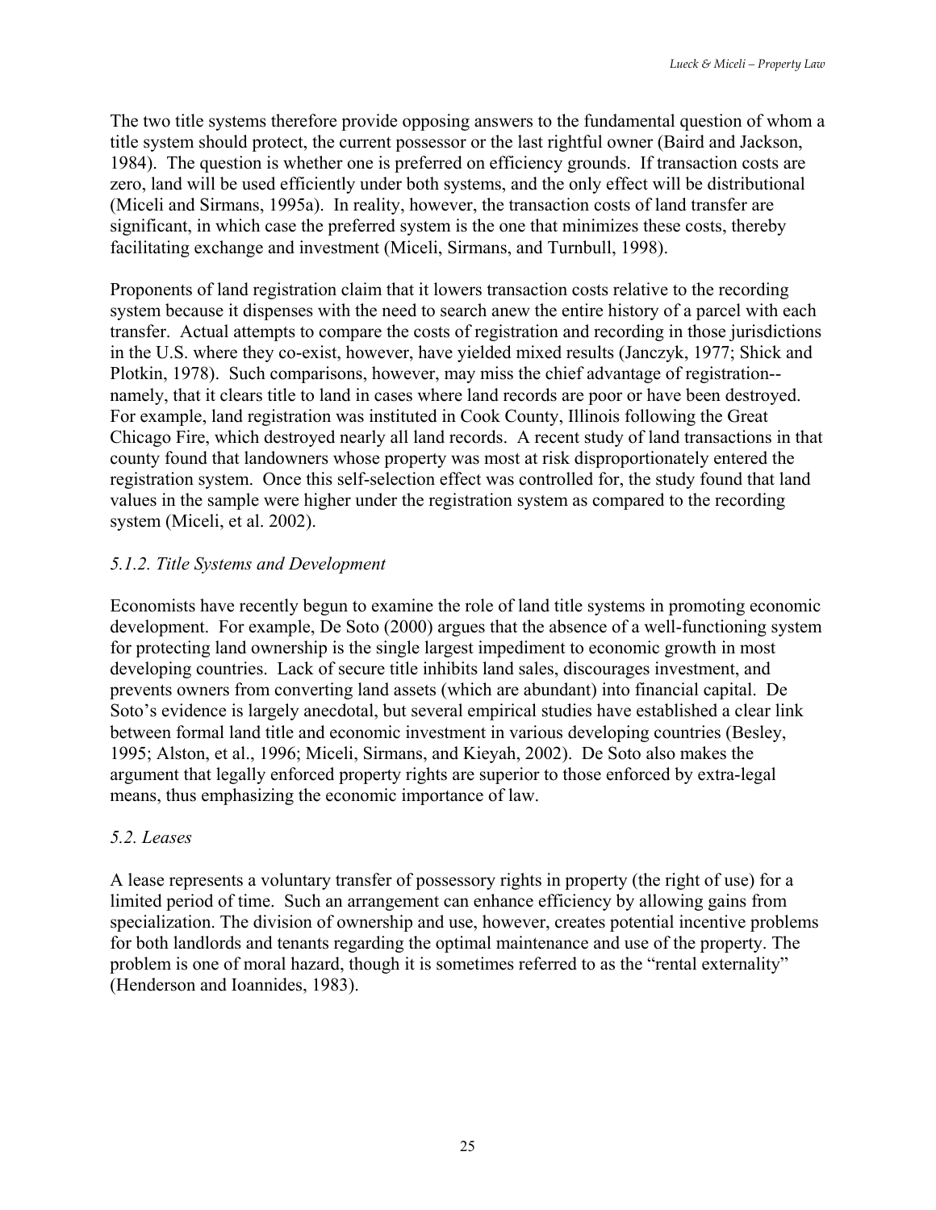The two title systems therefore provide opposing answers to the fundamental question of whom a title system should protect, the current possessor or the last rightful owner (Baird and Jackson, 1984). The question is whether one is preferred on efficiency grounds. If transaction costs are zero, land will be used efficiently under both systems, and the only effect will be distributional (Miceli and Sirmans, 1995a). In reality, however, the transaction costs of land transfer are significant, in which case the preferred system is the one that minimizes these costs, thereby facilitating exchange and investment (Miceli, Sirmans, and Turnbull, 1998).

Proponents of land registration claim that it lowers transaction costs relative to the recording system because it dispenses with the need to search anew the entire history of a parcel with each transfer. Actual attempts to compare the costs of registration and recording in those jurisdictions in the U.S. where they co-exist, however, have yielded mixed results (Janczyk, 1977; Shick and Plotkin, 1978). Such comparisons, however, may miss the chief advantage of registration--namely, that it clears title to land in cases where land records are poor or have been destroyed. For example, land registration was instituted in Cook County, Illinois following the Great Chicago Fire, which destroyed nearly all land records. A recent study of land transactions in that county found that landowners whose property was most at risk disproportionately entered the registration system. Once this self-selection effect was controlled for, the study found that land values in the sample were higher under the registration system as compared to the recording system (Miceli, et al. 2002).

### *5.1.2. Title Systems and Development*

Economists have recently begun to examine the role of land title systems in promoting economic development. For example, De Soto (2000) argues that the absence of a well-functioning system for protecting land ownership is the single largest impediment to economic growth in most developing countries. Lack of secure title inhibits land sales, discourages investment, and prevents owners from converting land assets (which are abundant) into financial capital. De Soto's evidence is largely anecdotal, but several empirical studies have established a clear link between formal land title and economic investment in various developing countries (Besley, 1995; Alston, et al., 1996; Miceli, Sirmans, and Kieyah, 2002). De Soto also makes the argument that legally enforced property rights are superior to those enforced by extra-legal means, thus emphasizing the economic importance of law.

## *5.2. Leases*

A lease represents a voluntary transfer of possessory rights in property (the right of use) for a limited period of time. Such an arrangement can enhance efficiency by allowing gains from specialization. The division of ownership and use, however, creates potential incentive problems for both landlords and tenants regarding the optimal maintenance and use of the property. The problem is one of moral hazard, though it is sometimes referred to as the "rental externality" (Henderson and Ioannides, 1983).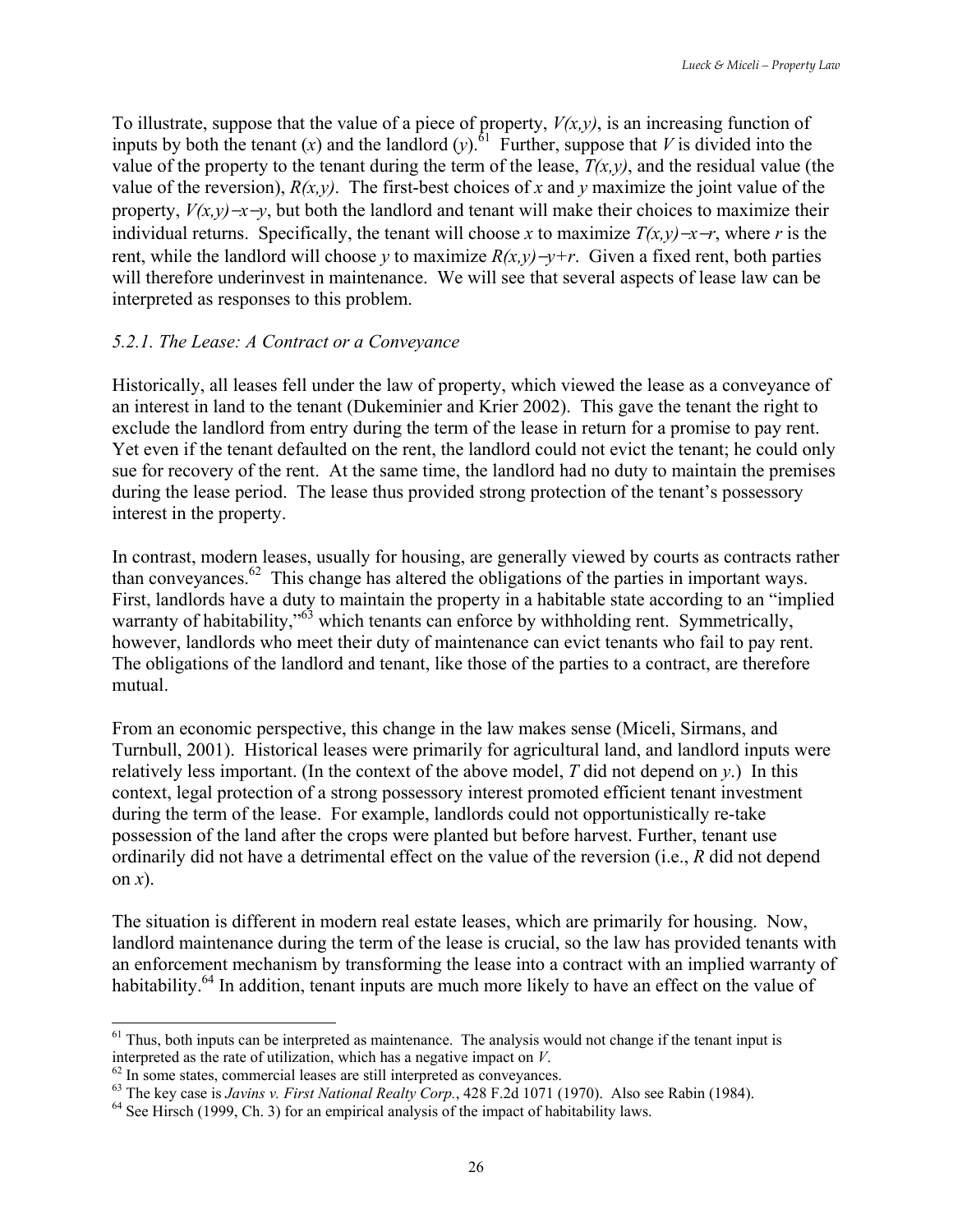To illustrate, suppose that the value of a piece of property, $V(x,y)$, is an increasing function of inputs by both the tenant ($x$) and the landlord ($y$).[61] Further, suppose that $V$ is divided into the value of the property to the tenant during the term of the lease, $T(x,y)$, and the residual value (the value of the reversion), $R(x,y)$. The first-best choices of $x$ and $y$ maximize the joint value of the property, $V(x,y)-x-y$, but both the landlord and tenant will make their choices to maximize their individual returns. Specifically, the tenant will choose $x$ to maximize $T(x,y)-x-r$, where $r$ is the rent, while the landlord will choose $y$ to maximize $R(x,y)-y+r$. Given a fixed rent, both parties will therefore underinvest in maintenance. We will see that several aspects of lease law can be interpreted as responses to this problem.

### *5.2.1. The Lease: A Contract or a Conveyance*

Historically, all leases fell under the law of property, which viewed the lease as a conveyance of an interest in land to the tenant (Dukeminier and Krier 2002). This gave the tenant the right to exclude the landlord from entry during the term of the lease in return for a promise to pay rent. Yet even if the tenant defaulted on the rent, the landlord could not evict the tenant; he could only sue for recovery of the rent. At the same time, the landlord had no duty to maintain the premises during the lease period. The lease thus provided strong protection of the tenant's possessory interest in the property.

In contrast, modern leases, usually for housing, are generally viewed by courts as contracts rather than conveyances.[62] This change has altered the obligations of the parties in important ways. First, landlords have a duty to maintain the property in a habitable state according to an "implied warranty of habitability,"[63] which tenants can enforce by withholding rent. Symmetrically, however, landlords who meet their duty of maintenance can evict tenants who fail to pay rent. The obligations of the landlord and tenant, like those of the parties to a contract, are therefore mutual.

From an economic perspective, this change in the law makes sense (Miceli, Sirmans, and Turnbull, 2001). Historical leases were primarily for agricultural land, and landlord inputs were relatively less important. (In the context of the above model, $T$ did not depend on $y$.) In this context, legal protection of a strong possessory interest promoted efficient tenant investment during the term of the lease. For example, landlords could not opportunistically re-take possession of the land after the crops were planted but before harvest. Further, tenant use ordinarily did not have a detrimental effect on the value of the reversion (i.e., $R$ did not depend on $x$).

The situation is different in modern real estate leases, which are primarily for housing. Now, landlord maintenance during the term of the lease is crucial, so the law has provided tenants with an enforcement mechanism by transforming the lease into a contract with an implied warranty of habitability.[64] In addition, tenant inputs are much more likely to have an effect on the value of

---

[61] Thus, both inputs can be interpreted as maintenance. The analysis would not change if the tenant input is interpreted as the rate of utilization, which has a negative impact on $V$.

[62] In some states, commercial leases are still interpreted as conveyances.

[63] The key case is *Javins v. First National Realty Corp.*, 428 F.2d 1071 (1970). Also see Rabin (1984).

[64] See Hirsch (1999, Ch. 3) for an empirical analysis of the impact of habitability laws.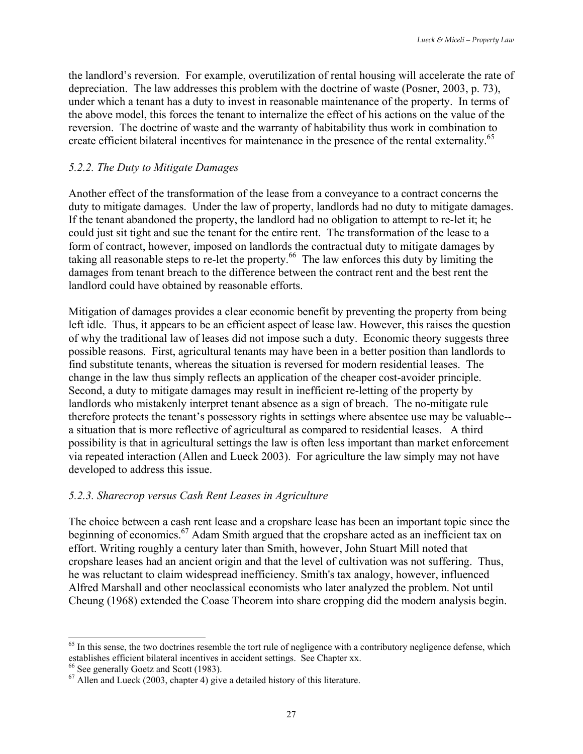the landlord's reversion. For example, overutilization of rental housing will accelerate the rate of depreciation. The law addresses this problem with the doctrine of waste (Posner, 2003, p. 73), under which a tenant has a duty to invest in reasonable maintenance of the property. In terms of the above model, this forces the tenant to internalize the effect of his actions on the value of the reversion. The doctrine of waste and the warranty of habitability thus work in combination to create efficient bilateral incentives for maintenance in the presence of the rental externality.[65]

### *5.2.2. The Duty to Mitigate Damages*

Another effect of the transformation of the lease from a conveyance to a contract concerns the duty to mitigate damages. Under the law of property, landlords had no duty to mitigate damages. If the tenant abandoned the property, the landlord had no obligation to attempt to re-let it; he could just sit tight and sue the tenant for the entire rent. The transformation of the lease to a form of contract, however, imposed on landlords the contractual duty to mitigate damages by taking all reasonable steps to re-let the property.[66] The law enforces this duty by limiting the damages from tenant breach to the difference between the contract rent and the best rent the landlord could have obtained by reasonable efforts.

Mitigation of damages provides a clear economic benefit by preventing the property from being left idle. Thus, it appears to be an efficient aspect of lease law. However, this raises the question of why the traditional law of leases did not impose such a duty. Economic theory suggests three possible reasons. First, agricultural tenants may have been in a better position than landlords to find substitute tenants, whereas the situation is reversed for modern residential leases. The change in the law thus simply reflects an application of the cheaper cost-avoider principle. Second, a duty to mitigate damages may result in inefficient re-letting of the property by landlords who mistakenly interpret tenant absence as a sign of breach. The no-mitigate rule therefore protects the tenant's possessory rights in settings where absentee use may be valuable--a situation that is more reflective of agricultural as compared to residential leases. A third possibility is that in agricultural settings the law is often less important than market enforcement via repeated interaction (Allen and Lueck 2003). For agriculture the law simply may not have developed to address this issue.

### *5.2.3. Sharecrop versus Cash Rent Leases in Agriculture*

The choice between a cash rent lease and a cropshare lease has been an important topic since the beginning of economics.[67] Adam Smith argued that the cropshare acted as an inefficient tax on effort. Writing roughly a century later than Smith, however, John Stuart Mill noted that cropshare leases had an ancient origin and that the level of cultivation was not suffering. Thus, he was reluctant to claim widespread inefficiency. Smith's tax analogy, however, influenced Alfred Marshall and other neoclassical economists who later analyzed the problem. Not until Cheung (1968) extended the Coase Theorem into share cropping did the modern analysis begin.

---

[65] In this sense, the two doctrines resemble the tort rule of negligence with a contributory negligence defense, which establishes efficient bilateral incentives in accident settings. See Chapter xx.

[66] See generally Goetz and Scott (1983).

[67] Allen and Lueck (2003, chapter 4) give a detailed history of this literature.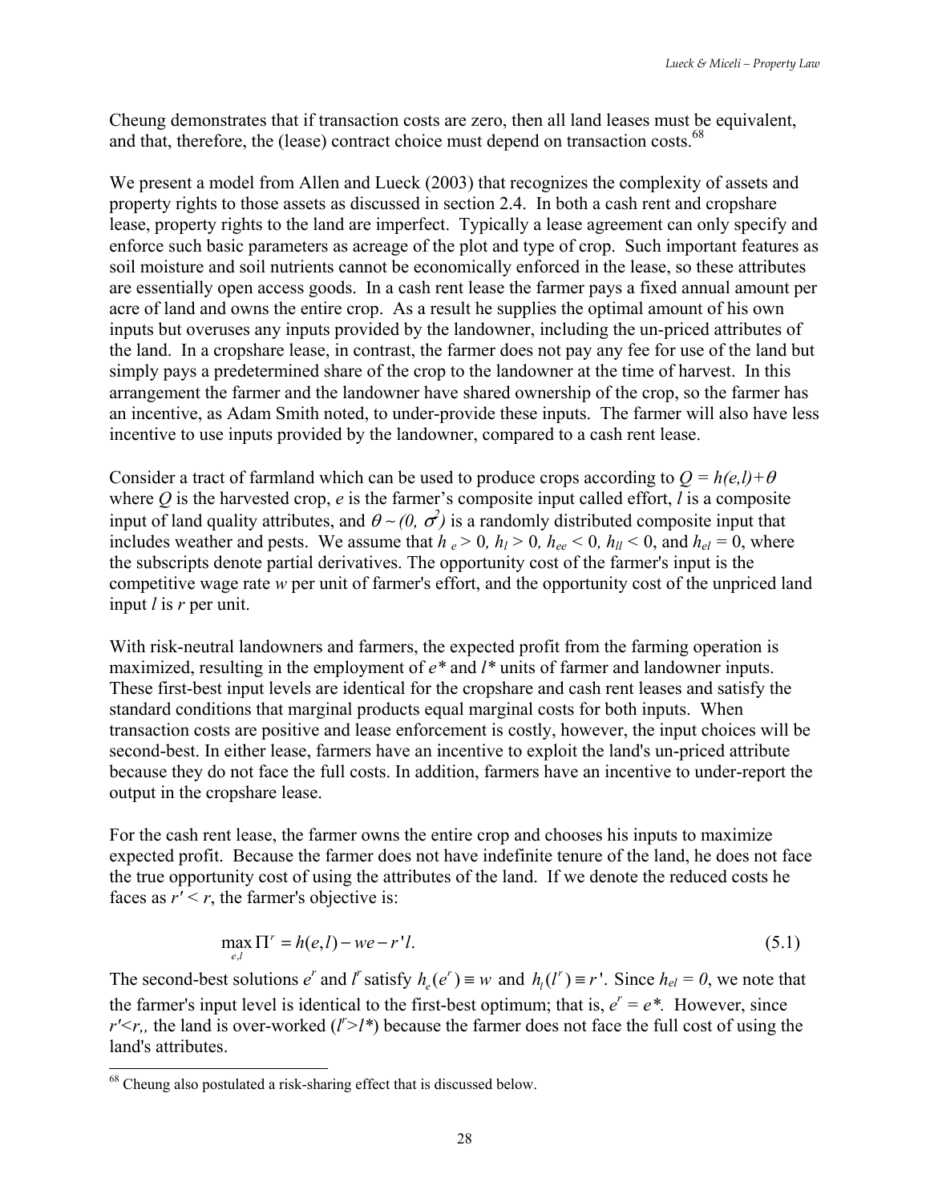Cheung demonstrates that if transaction costs are zero, then all land leases must be equivalent, and that, therefore, the (lease) contract choice must depend on transaction costs.[68]

We present a model from Allen and Lueck (2003) that recognizes the complexity of assets and property rights to those assets as discussed in section 2.4. In both a cash rent and cropshare lease, property rights to the land are imperfect. Typically a lease agreement can only specify and enforce such basic parameters as acreage of the plot and type of crop. Such important features as soil moisture and soil nutrients cannot be economically enforced in the lease, so these attributes are essentially open access goods. In a cash rent lease the farmer pays a fixed annual amount per acre of land and owns the entire crop. As a result he supplies the optimal amount of his own inputs but overuses any inputs provided by the landowner, including the un-priced attributes of the land. In a cropshare lease, in contrast, the farmer does not pay any fee for use of the land but simply pays a predetermined share of the crop to the landowner at the time of harvest. In this arrangement the farmer and the landowner have shared ownership of the crop, so the farmer has an incentive, as Adam Smith noted, to under-provide these inputs. The farmer will also have less incentive to use inputs provided by the landowner, compared to a cash rent lease.

Consider a tract of farmland which can be used to produce crops according to $Q = h(e,l)+\theta$ where $Q$ is the harvested crop, $e$ is the farmer's composite input called effort, $l$ is a composite input of land quality attributes, and $\theta \sim (0, \sigma^2)$ is a randomly distributed composite input that includes weather and pests. We assume that $h_e > 0$, $h_l > 0$, $h_{ee} < 0$, $h_{ll} < 0$, and $h_{el} = 0$, where the subscripts denote partial derivatives. The opportunity cost of the farmer's input is the competitive wage rate $w$ per unit of farmer's effort, and the opportunity cost of the unpriced land input $l$ is $r$ per unit.

With risk-neutral landowners and farmers, the expected profit from the farming operation is maximized, resulting in the employment of $e^*$ and $l^*$ units of farmer and landowner inputs. These first-best input levels are identical for the cropshare and cash rent leases and satisfy the standard conditions that marginal products equal marginal costs for both inputs. When transaction costs are positive and lease enforcement is costly, however, the input choices will be second-best. In either lease, farmers have an incentive to exploit the land's un-priced attribute because they do not face the full costs. In addition, farmers have an incentive to under-report the output in the cropshare lease.

For the cash rent lease, the farmer owns the entire crop and chooses his inputs to maximize expected profit. Because the farmer does not have indefinite tenure of the land, he does not face the true opportunity cost of using the attributes of the land. If we denote the reduced costs he faces as $r' < r$, the farmer's objective is:

$$\max_{e,l} \Pi^r = h(e,l) - we - r'l. \tag{5.1}$$

The second-best solutions $e^r$ and $l^r$ satisfy $h_e(e^r) \equiv w$ and $h_l(l^r) \equiv r'$. Since $h_{el} = 0$, we note that the farmer's input level is identical to the first-best optimum; that is, $e^r = e^*$. However, since $r'<r$,, the land is over-worked ($l^r>l^*$) because the farmer does not face the full cost of using the land's attributes.

---

[68] Cheung also postulated a risk-sharing effect that is discussed below.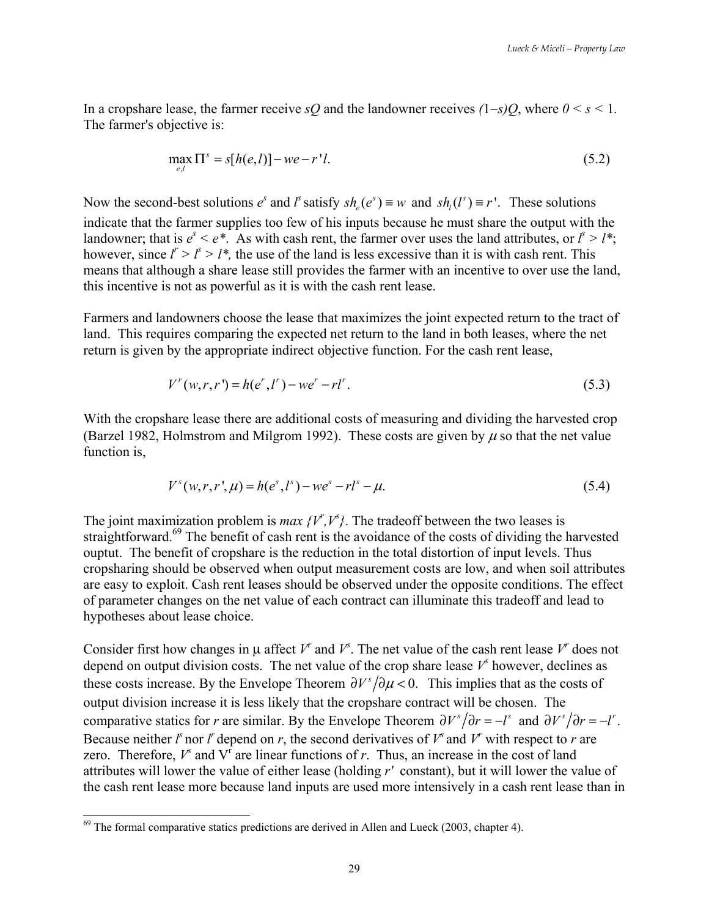In a cropshare lease, the farmer receive $sQ$ and the landowner receives $(1-s)Q$, where $0 < s < 1$. The farmer's objective is:

$$\max_{e,l} \Pi^s = s[h(e,l)] - we - r'l. \tag{5.2}$$

Now the second-best solutions $e^s$ and $l^s$ satisfy $sh_e(e^s) \equiv w$ and $sh_l(l^s) \equiv r'$. These solutions indicate that the farmer supplies too few of his inputs because he must share the output with the landowner; that is $e^s < e^*$. As with cash rent, the farmer over uses the land attributes, or $l^s > l^*$; however, since $l^r > l^s > l^*$, the use of the land is less excessive than it is with cash rent. This means that although a share lease still provides the farmer with an incentive to over use the land, this incentive is not as powerful as it is with the cash rent lease.

Farmers and landowners choose the lease that maximizes the joint expected return to the tract of land. This requires comparing the expected net return to the land in both leases, where the net return is given by the appropriate indirect objective function. For the cash rent lease,

$$V^r(w,r,r') = h(e^r,l^r) - we^r - rl^r. \tag{5.3}$$

With the cropshare lease there are additional costs of measuring and dividing the harvested crop (Barzel 1982, Holmstrom and Milgrom 1992). These costs are given by $\mu$ so that the net value function is,

$$V^s(w,r,r',\mu) = h(e^s,l^s) - we^s - rl^s - \mu. \tag{5.4}$$

The joint maximization problem is *max* $\{V^r, V^s\}$. The tradeoff between the two leases is straightforward.[69] The benefit of cash rent is the avoidance of the costs of dividing the harvested ouptut. The benefit of cropshare is the reduction in the total distortion of input levels. Thus cropsharing should be observed when output measurement costs are low, and when soil attributes are easy to exploit. Cash rent leases should be observed under the opposite conditions. The effect of parameter changes on the net value of each contract can illuminate this tradeoff and lead to hypotheses about lease choice.

Consider first how changes in $\mu$ affect $V^r$ and $V^s$. The net value of the cash rent lease $V^r$ does not depend on output division costs. The net value of the crop share lease $V^s$ however, declines as these costs increase. By the Envelope Theorem $\partial V^s / \partial \mu < 0$. This implies that as the costs of output division increase it is less likely that the cropshare contract will be chosen. The comparative statics for $r$ are similar. By the Envelope Theorem $\partial V^s / \partial r = -l^s$ and $\partial V^s / \partial r = -l^r$. Because neither $l^s$ nor $l^r$ depend on $r$, the second derivatives of $V^s$ and $V^r$ with respect to $r$ are zero. Therefore, $V^s$ and $V^r$ are linear functions of $r$. Thus, an increase in the cost of land attributes will lower the value of either lease (holding $r'$ constant), but it will lower the value of the cash rent lease more because land inputs are used more intensively in a cash rent lease than in

---

[69] The formal comparative statics predictions are derived in Allen and Lueck (2003, chapter 4).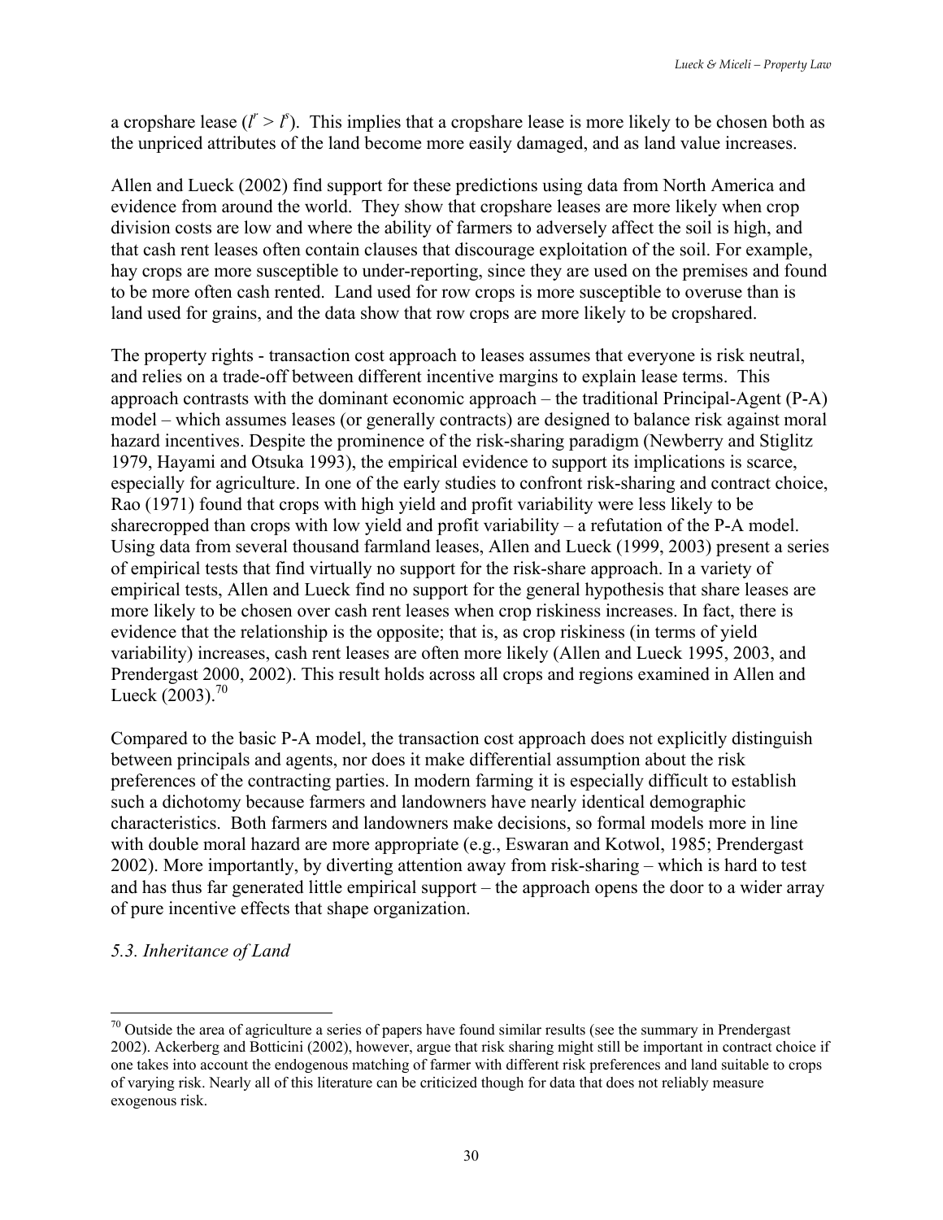a cropshare lease ($l^r > l^s$). This implies that a cropshare lease is more likely to be chosen both as the unpriced attributes of the land become more easily damaged, and as land value increases.

Allen and Lueck (2002) find support for these predictions using data from North America and evidence from around the world. They show that cropshare leases are more likely when crop division costs are low and where the ability of farmers to adversely affect the soil is high, and that cash rent leases often contain clauses that discourage exploitation of the soil. For example, hay crops are more susceptible to under-reporting, since they are used on the premises and found to be more often cash rented. Land used for row crops is more susceptible to overuse than is land used for grains, and the data show that row crops are more likely to be cropshared.

The property rights - transaction cost approach to leases assumes that everyone is risk neutral, and relies on a trade-off between different incentive margins to explain lease terms. This approach contrasts with the dominant economic approach – the traditional Principal-Agent (P-A) model – which assumes leases (or generally contracts) are designed to balance risk against moral hazard incentives. Despite the prominence of the risk-sharing paradigm (Newberry and Stiglitz 1979, Hayami and Otsuka 1993), the empirical evidence to support its implications is scarce, especially for agriculture. In one of the early studies to confront risk-sharing and contract choice, Rao (1971) found that crops with high yield and profit variability were less likely to be sharecropped than crops with low yield and profit variability – a refutation of the P-A model. Using data from several thousand farmland leases, Allen and Lueck (1999, 2003) present a series of empirical tests that find virtually no support for the risk-share approach. In a variety of empirical tests, Allen and Lueck find no support for the general hypothesis that share leases are more likely to be chosen over cash rent leases when crop riskiness increases. In fact, there is evidence that the relationship is the opposite; that is, as crop riskiness (in terms of yield variability) increases, cash rent leases are often more likely (Allen and Lueck 1995, 2003, and Prendergast 2000, 2002). This result holds across all crops and regions examined in Allen and Lueck (2003).[70]

Compared to the basic P-A model, the transaction cost approach does not explicitly distinguish between principals and agents, nor does it make differential assumption about the risk preferences of the contracting parties. In modern farming it is especially difficult to establish such a dichotomy because farmers and landowners have nearly identical demographic characteristics. Both farmers and landowners make decisions, so formal models more in line with double moral hazard are more appropriate (e.g., Eswaran and Kotwol, 1985; Prendergast 2002). More importantly, by diverting attention away from risk-sharing – which is hard to test and has thus far generated little empirical support – the approach opens the door to a wider array of pure incentive effects that shape organization.

*5.3. Inheritance of Land*

[70] Outside the area of agriculture a series of papers have found similar results (see the summary in Prendergast 2002). Ackerberg and Botticini (2002), however, argue that risk sharing might still be important in contract choice if one takes into account the endogenous matching of farmer with different risk preferences and land suitable to crops of varying risk. Nearly all of this literature can be criticized though for data that does not reliably measure exogenous risk.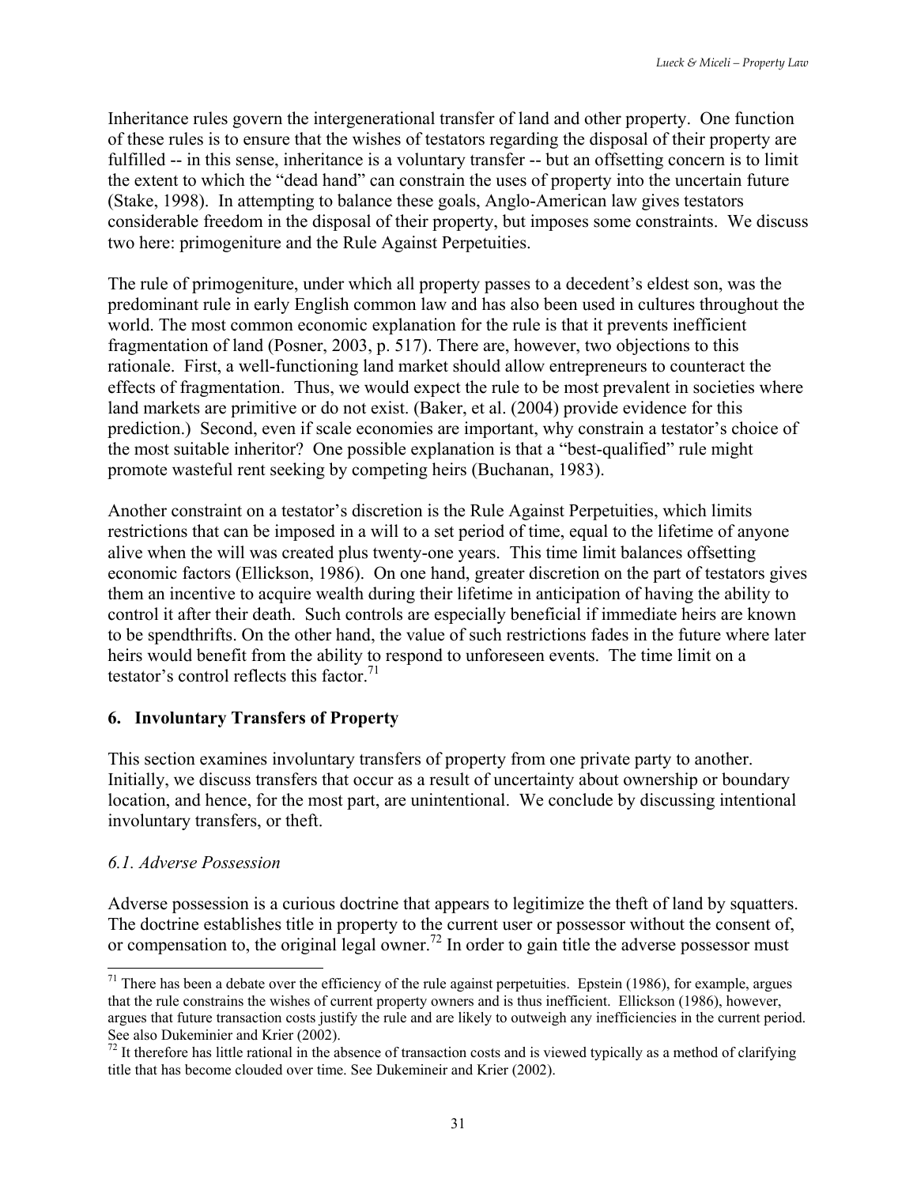Inheritance rules govern the intergenerational transfer of land and other property. One function of these rules is to ensure that the wishes of testators regarding the disposal of their property are fulfilled -- in this sense, inheritance is a voluntary transfer -- but an offsetting concern is to limit the extent to which the "dead hand" can constrain the uses of property into the uncertain future (Stake, 1998). In attempting to balance these goals, Anglo-American law gives testators considerable freedom in the disposal of their property, but imposes some constraints. We discuss two here: primogeniture and the Rule Against Perpetuities.

The rule of primogeniture, under which all property passes to a decedent's eldest son, was the predominant rule in early English common law and has also been used in cultures throughout the world. The most common economic explanation for the rule is that it prevents inefficient fragmentation of land (Posner, 2003, p. 517). There are, however, two objections to this rationale. First, a well-functioning land market should allow entrepreneurs to counteract the effects of fragmentation. Thus, we would expect the rule to be most prevalent in societies where land markets are primitive or do not exist. (Baker, et al. (2004) provide evidence for this prediction.) Second, even if scale economies are important, why constrain a testator's choice of the most suitable inheritor? One possible explanation is that a "best-qualified" rule might promote wasteful rent seeking by competing heirs (Buchanan, 1983).

Another constraint on a testator's discretion is the Rule Against Perpetuities, which limits restrictions that can be imposed in a will to a set period of time, equal to the lifetime of anyone alive when the will was created plus twenty-one years. This time limit balances offsetting economic factors (Ellickson, 1986). On one hand, greater discretion on the part of testators gives them an incentive to acquire wealth during their lifetime in anticipation of having the ability to control it after their death. Such controls are especially beneficial if immediate heirs are known to be spendthrifts. On the other hand, the value of such restrictions fades in the future where later heirs would benefit from the ability to respond to unforeseen events. The time limit on a testator's control reflects this factor.[71]

## 6. Involuntary Transfers of Property

This section examines involuntary transfers of property from one private party to another. Initially, we discuss transfers that occur as a result of uncertainty about ownership or boundary location, and hence, for the most part, are unintentional. We conclude by discussing intentional involuntary transfers, or theft.

### *6.1. Adverse Possession*

Adverse possession is a curious doctrine that appears to legitimize the theft of land by squatters. The doctrine establishes title in property to the current user or possessor without the consent of, or compensation to, the original legal owner.[72] In order to gain title the adverse possessor must

---

[71] There has been a debate over the efficiency of the rule against perpetuities. Epstein (1986), for example, argues that the rule constrains the wishes of current property owners and is thus inefficient. Ellickson (1986), however, argues that future transaction costs justify the rule and are likely to outweigh any inefficiencies in the current period. See also Dukeminier and Krier (2002).

[72] It therefore has little rational in the absence of transaction costs and is viewed typically as a method of clarifying title that has become clouded over time. See Dukemineir and Krier (2002).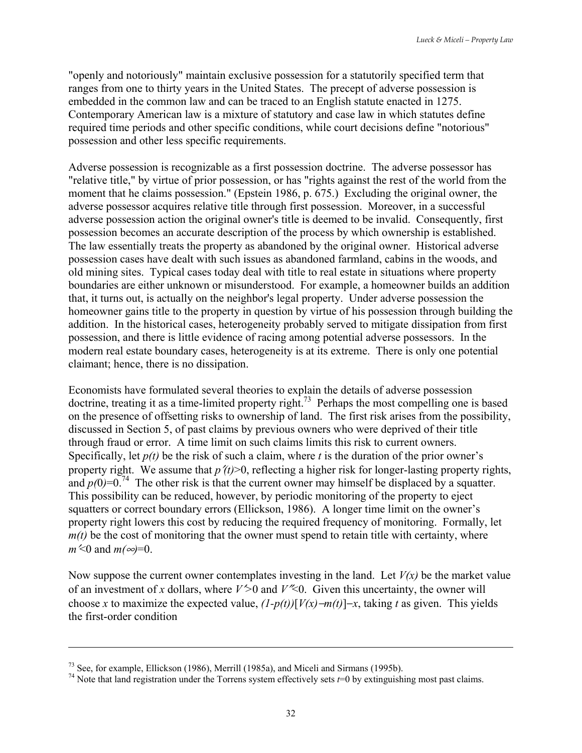"openly and notoriously" maintain exclusive possession for a statutorily specified term that ranges from one to thirty years in the United States. The precept of adverse possession is embedded in the common law and can be traced to an English statute enacted in 1275. Contemporary American law is a mixture of statutory and case law in which statutes define required time periods and other specific conditions, while court decisions define "notorious" possession and other less specific requirements.

Adverse possession is recognizable as a first possession doctrine. The adverse possessor has "relative title," by virtue of prior possession, or has "rights against the rest of the world from the moment that he claims possession." (Epstein 1986, p. 675.) Excluding the original owner, the adverse possessor acquires relative title through first possession. Moreover, in a successful adverse possession action the original owner's title is deemed to be invalid. Consequently, first possession becomes an accurate description of the process by which ownership is established. The law essentially treats the property as abandoned by the original owner. Historical adverse possession cases have dealt with such issues as abandoned farmland, cabins in the woods, and old mining sites. Typical cases today deal with title to real estate in situations where property boundaries are either unknown or misunderstood. For example, a homeowner builds an addition that, it turns out, is actually on the neighbor's legal property. Under adverse possession the homeowner gains title to the property in question by virtue of his possession through building the addition. In the historical cases, heterogeneity probably served to mitigate dissipation from first possession, and there is little evidence of racing among potential adverse possessors. In the modern real estate boundary cases, heterogeneity is at its extreme. There is only one potential claimant; hence, there is no dissipation.

Economists have formulated several theories to explain the details of adverse possession doctrine, treating it as a time-limited property right.[73] Perhaps the most compelling one is based on the presence of offsetting risks to ownership of land. The first risk arises from the possibility, discussed in Section 5, of past claims by previous owners who were deprived of their title through fraud or error. A time limit on such claims limits this risk to current owners. Specifically, let $p(t)$ be the risk of such a claim, where $t$ is the duration of the prior owner's property right. We assume that $p'(t)>0$, reflecting a higher risk for longer-lasting property rights, and $p(0)=0$.[74] The other risk is that the current owner may himself be displaced by a squatter. This possibility can be reduced, however, by periodic monitoring of the property to eject squatters or correct boundary errors (Ellickson, 1986). A longer time limit on the owner's property right lowers this cost by reducing the required frequency of monitoring. Formally, let $m(t)$ be the cost of monitoring that the owner must spend to retain title with certainty, where $m'<0$ and $m(\infty)=0$.

Now suppose the current owner contemplates investing in the land. Let $V(x)$ be the market value of an investment of $x$ dollars, where $V'>0$ and $V''<0$. Given this uncertainty, the owner will choose $x$ to maximize the expected value, $(1-p(t))[V(x)-m(t)]-x$, taking $t$ as given. This yields the first-order condition

---

[73] See, for example, Ellickson (1986), Merrill (1985a), and Miceli and Sirmans (1995b).

[74] Note that land registration under the Torrens system effectively sets $t=0$ by extinguishing most past claims.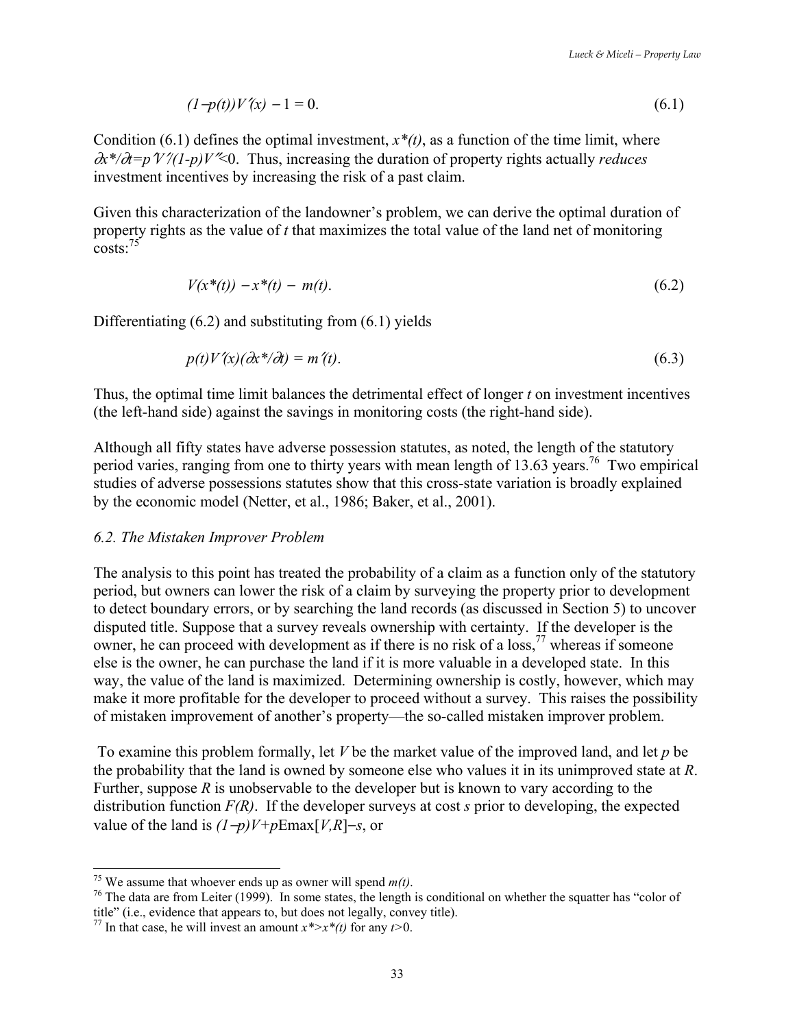$$(1-p(t))V'(x) - 1 = 0. \tag{6.1}$$

Condition (6.1) defines the optimal investment, $x^*(t)$, as a function of the time limit, where $\partial x^*/\partial t = p'V'/(1-p)V''<0$. Thus, increasing the duration of property rights actually *reduces* investment incentives by increasing the risk of a past claim.

Given this characterization of the landowner's problem, we can derive the optimal duration of property rights as the value of $t$ that maximizes the total value of the land net of monitoring costs:[75]

$$V(x^*(t)) - x^*(t) - m(t). \tag{6.2}$$

Differentiating (6.2) and substituting from (6.1) yields

$$p(t)V'(x)(\partial x^*/\partial t) = m'(t). \tag{6.3}$$

Thus, the optimal time limit balances the detrimental effect of longer $t$ on investment incentives (the left-hand side) against the savings in monitoring costs (the right-hand side).

Although all fifty states have adverse possession statutes, as noted, the length of the statutory period varies, ranging from one to thirty years with mean length of 13.63 years.[76] Two empirical studies of adverse possessions statutes show that this cross-state variation is broadly explained by the economic model (Netter, et al., 1986; Baker, et al., 2001).

### *6.2. The Mistaken Improver Problem*

The analysis to this point has treated the probability of a claim as a function only of the statutory period, but owners can lower the risk of a claim by surveying the property prior to development to detect boundary errors, or by searching the land records (as discussed in Section 5) to uncover disputed title. Suppose that a survey reveals ownership with certainty. If the developer is the owner, he can proceed with development as if there is no risk of a loss,[77] whereas if someone else is the owner, he can purchase the land if it is more valuable in a developed state. In this way, the value of the land is maximized. Determining ownership is costly, however, which may make it more profitable for the developer to proceed without a survey. This raises the possibility of mistaken improvement of another's property—the so-called mistaken improver problem.

To examine this problem formally, let $V$ be the market value of the improved land, and let $p$ be the probability that the land is owned by someone else who values it in its unimproved state at $R$. Further, suppose $R$ is unobservable to the developer but is known to vary according to the distribution function $F(R)$. If the developer surveys at cost $s$ prior to developing, the expected value of the land is $(1-p)V+p\text{Emax}[V,R]-s$, or

---

[75] We assume that whoever ends up as owner will spend $m(t)$.

[76] The data are from Leiter (1999). In some states, the length is conditional on whether the squatter has "color of title" (i.e., evidence that appears to, but does not legally, convey title).

[77] In that case, he will invest an amount $x^*>x^*(t)$ for any $t>0$.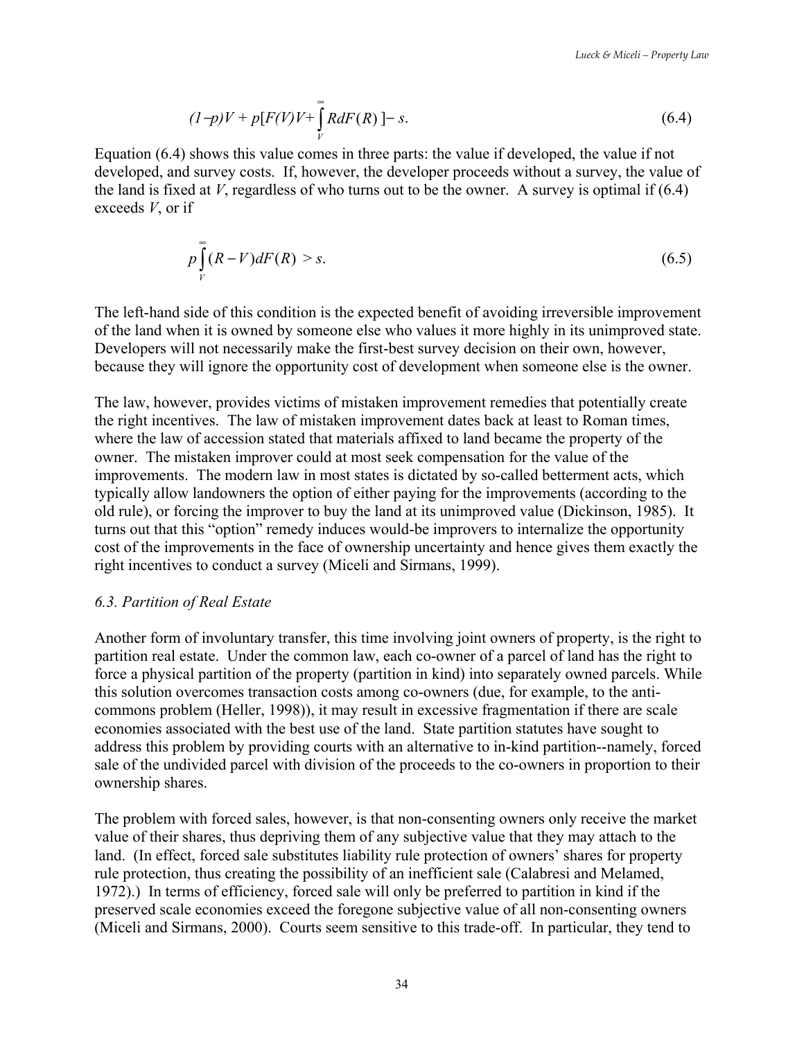$$(1-p)V + p[F(V)V + \int_V^{\infty} R dF(R)] - s. \tag{6.4}$$

Equation (6.4) shows this value comes in three parts: the value if developed, the value if not developed, and survey costs. If, however, the developer proceeds without a survey, the value of the land is fixed at $V$, regardless of who turns out to be the owner. A survey is optimal if (6.4) exceeds $V$, or if

$$p\int_V^{\infty} (R - V) dF(R) > s. \tag{6.5}$$

The left-hand side of this condition is the expected benefit of avoiding irreversible improvement of the land when it is owned by someone else who values it more highly in its unimproved state. Developers will not necessarily make the first-best survey decision on their own, however, because they will ignore the opportunity cost of development when someone else is the owner.

The law, however, provides victims of mistaken improvement remedies that potentially create the right incentives. The law of mistaken improvement dates back at least to Roman times, where the law of accession stated that materials affixed to land became the property of the owner. The mistaken improver could at most seek compensation for the value of the improvements. The modern law in most states is dictated by so-called betterment acts, which typically allow landowners the option of either paying for the improvements (according to the old rule), or forcing the improver to buy the land at its unimproved value (Dickinson, 1985). It turns out that this "option" remedy induces would-be improvers to internalize the opportunity cost of the improvements in the face of ownership uncertainty and hence gives them exactly the right incentives to conduct a survey (Miceli and Sirmans, 1999).

### *6.3. Partition of Real Estate*

Another form of involuntary transfer, this time involving joint owners of property, is the right to partition real estate. Under the common law, each co-owner of a parcel of land has the right to force a physical partition of the property (partition in kind) into separately owned parcels. While this solution overcomes transaction costs among co-owners (due, for example, to the anti-commons problem (Heller, 1998)), it may result in excessive fragmentation if there are scale economies associated with the best use of the land. State partition statutes have sought to address this problem by providing courts with an alternative to in-kind partition--namely, forced sale of the undivided parcel with division of the proceeds to the co-owners in proportion to their ownership shares.

The problem with forced sales, however, is that non-consenting owners only receive the market value of their shares, thus depriving them of any subjective value that they may attach to the land. (In effect, forced sale substitutes liability rule protection of owners' shares for property rule protection, thus creating the possibility of an inefficient sale (Calabresi and Melamed, 1972).) In terms of efficiency, forced sale will only be preferred to partition in kind if the preserved scale economies exceed the foregone subjective value of all non-consenting owners (Miceli and Sirmans, 2000). Courts seem sensitive to this trade-off. In particular, they tend to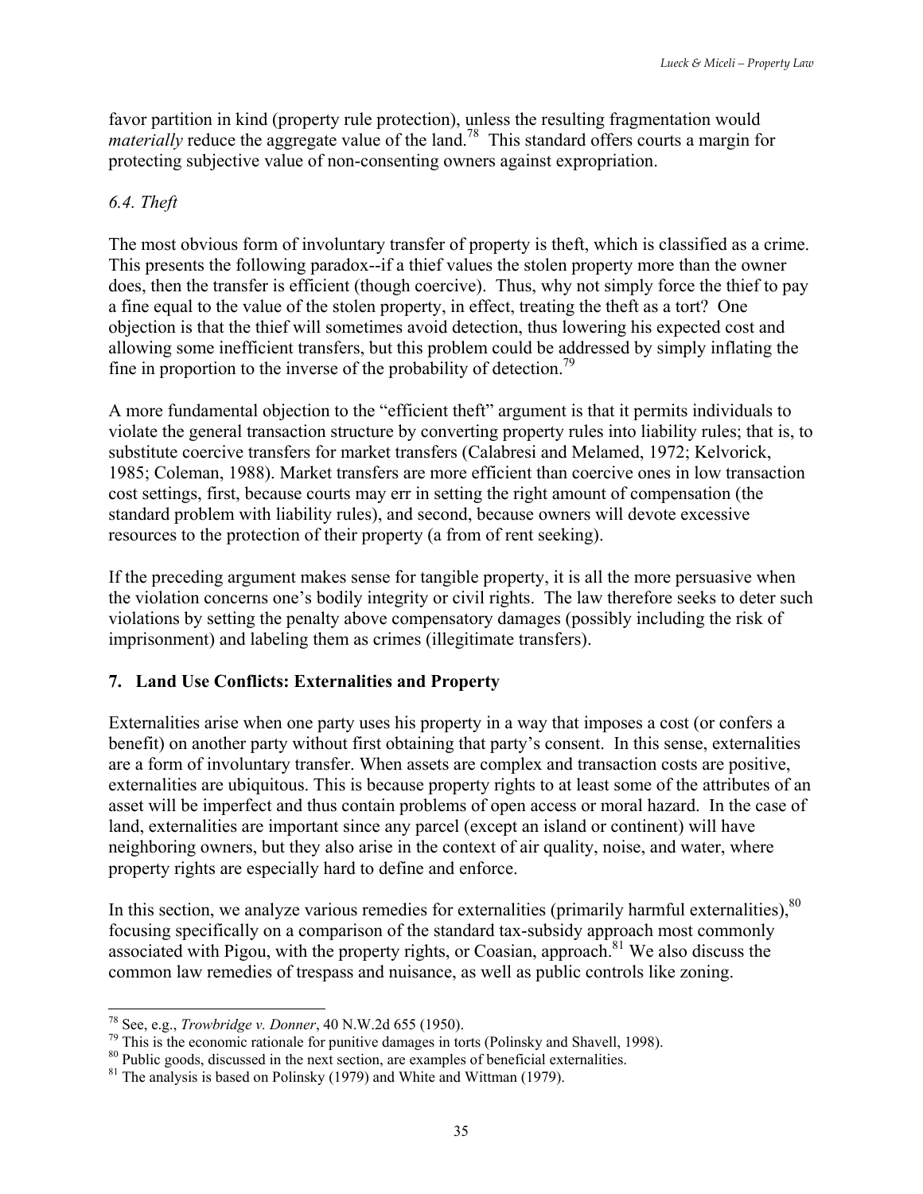favor partition in kind (property rule protection), unless the resulting fragmentation would *materially* reduce the aggregate value of the land.[78] This standard offers courts a margin for protecting subjective value of non-consenting owners against expropriation.

### *6.4. Theft*

The most obvious form of involuntary transfer of property is theft, which is classified as a crime. This presents the following paradox--if a thief values the stolen property more than the owner does, then the transfer is efficient (though coercive). Thus, why not simply force the thief to pay a fine equal to the value of the stolen property, in effect, treating the theft as a tort? One objection is that the thief will sometimes avoid detection, thus lowering his expected cost and allowing some inefficient transfers, but this problem could be addressed by simply inflating the fine in proportion to the inverse of the probability of detection.[79]

A more fundamental objection to the "efficient theft" argument is that it permits individuals to violate the general transaction structure by converting property rules into liability rules; that is, to substitute coercive transfers for market transfers (Calabresi and Melamed, 1972; Kelvorick, 1985; Coleman, 1988). Market transfers are more efficient than coercive ones in low transaction cost settings, first, because courts may err in setting the right amount of compensation (the standard problem with liability rules), and second, because owners will devote excessive resources to the protection of their property (a from of rent seeking).

If the preceding argument makes sense for tangible property, it is all the more persuasive when the violation concerns one's bodily integrity or civil rights. The law therefore seeks to deter such violations by setting the penalty above compensatory damages (possibly including the risk of imprisonment) and labeling them as crimes (illegitimate transfers).

## 7. Land Use Conflicts: Externalities and Property

Externalities arise when one party uses his property in a way that imposes a cost (or confers a benefit) on another party without first obtaining that party's consent. In this sense, externalities are a form of involuntary transfer. When assets are complex and transaction costs are positive, externalities are ubiquitous. This is because property rights to at least some of the attributes of an asset will be imperfect and thus contain problems of open access or moral hazard. In the case of land, externalities are important since any parcel (except an island or continent) will have neighboring owners, but they also arise in the context of air quality, noise, and water, where property rights are especially hard to define and enforce.

In this section, we analyze various remedies for externalities (primarily harmful externalities),[80] focusing specifically on a comparison of the standard tax-subsidy approach most commonly associated with Pigou, with the property rights, or Coasian, approach.[81] We also discuss the common law remedies of trespass and nuisance, as well as public controls like zoning.

---

[78] See, e.g., *Trowbridge v. Donner*, 40 N.W.2d 655 (1950).

[79] This is the economic rationale for punitive damages in torts (Polinsky and Shavell, 1998).

[80] Public goods, discussed in the next section, are examples of beneficial externalities.

[81] The analysis is based on Polinsky (1979) and White and Wittman (1979).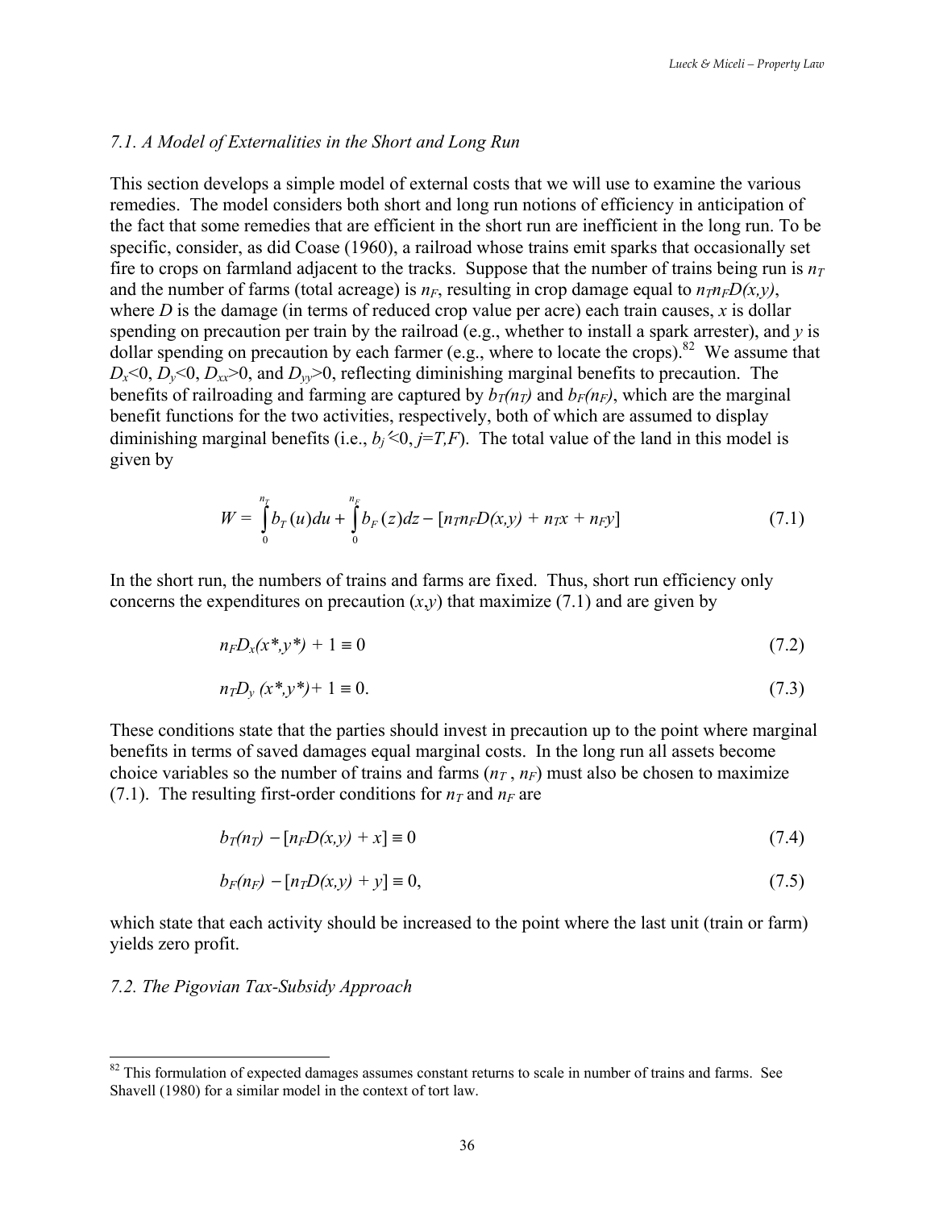### *7.1. A Model of Externalities in the Short and Long Run*

This section develops a simple model of external costs that we will use to examine the various remedies. The model considers both short and long run notions of efficiency in anticipation of the fact that some remedies that are efficient in the short run are inefficient in the long run. To be specific, consider, as did Coase (1960), a railroad whose trains emit sparks that occasionally set fire to crops on farmland adjacent to the tracks. Suppose that the number of trains being run is $n_T$ and the number of farms (total acreage) is $n_F$, resulting in crop damage equal to $n_T n_F D(x,y)$, where $D$ is the damage (in terms of reduced crop value per acre) each train causes, $x$ is dollar spending on precaution per train by the railroad (e.g., whether to install a spark arrester), and $y$ is dollar spending on precaution by each farmer (e.g., where to locate the crops).[82] We assume that $D_x<0$, $D_y<0$, $D_{xx}>0$, and $D_{yy}>0$, reflecting diminishing marginal benefits to precaution. The benefits of railroading and farming are captured by $b_T(n_T)$ and $b_F(n_F)$, which are the marginal benefit functions for the two activities, respectively, both of which are assumed to display diminishing marginal benefits (i.e., $b_j'<0$, $j=T,F$). The total value of the land in this model is given by

$$W = \int_0^{n_T} b_T(u)du + \int_0^{n_F} b_F(z)dz - [n_T n_F D(x,y) + n_T x + n_F y] \tag{7.1}$$

In the short run, the numbers of trains and farms are fixed. Thus, short run efficiency only concerns the expenditures on precaution $(x,y)$ that maximize (7.1) and are given by

$$n_F D_x(x^*,y^*) + 1 \equiv 0 \tag{7.2}$$

$$n_T D_y(x^*,y^*) + 1 \equiv 0. \tag{7.3}$$

These conditions state that the parties should invest in precaution up to the point where marginal benefits in terms of saved damages equal marginal costs. In the long run all assets become choice variables so the number of trains and farms $(n_T, n_F)$ must also be chosen to maximize (7.1). The resulting first-order conditions for $n_T$ and $n_F$ are

$$b_T(n_T) - [n_F D(x,y) + x] \equiv 0 \tag{7.4}$$

$$b_F(n_F) - [n_T D(x,y) + y] \equiv 0, \tag{7.5}$$

which state that each activity should be increased to the point where the last unit (train or farm) yields zero profit.

### *7.2. The Pigovian Tax-Subsidy Approach*

[82] This formulation of expected damages assumes constant returns to scale in number of trains and farms. See Shavell (1980) for a similar model in the context of tort law.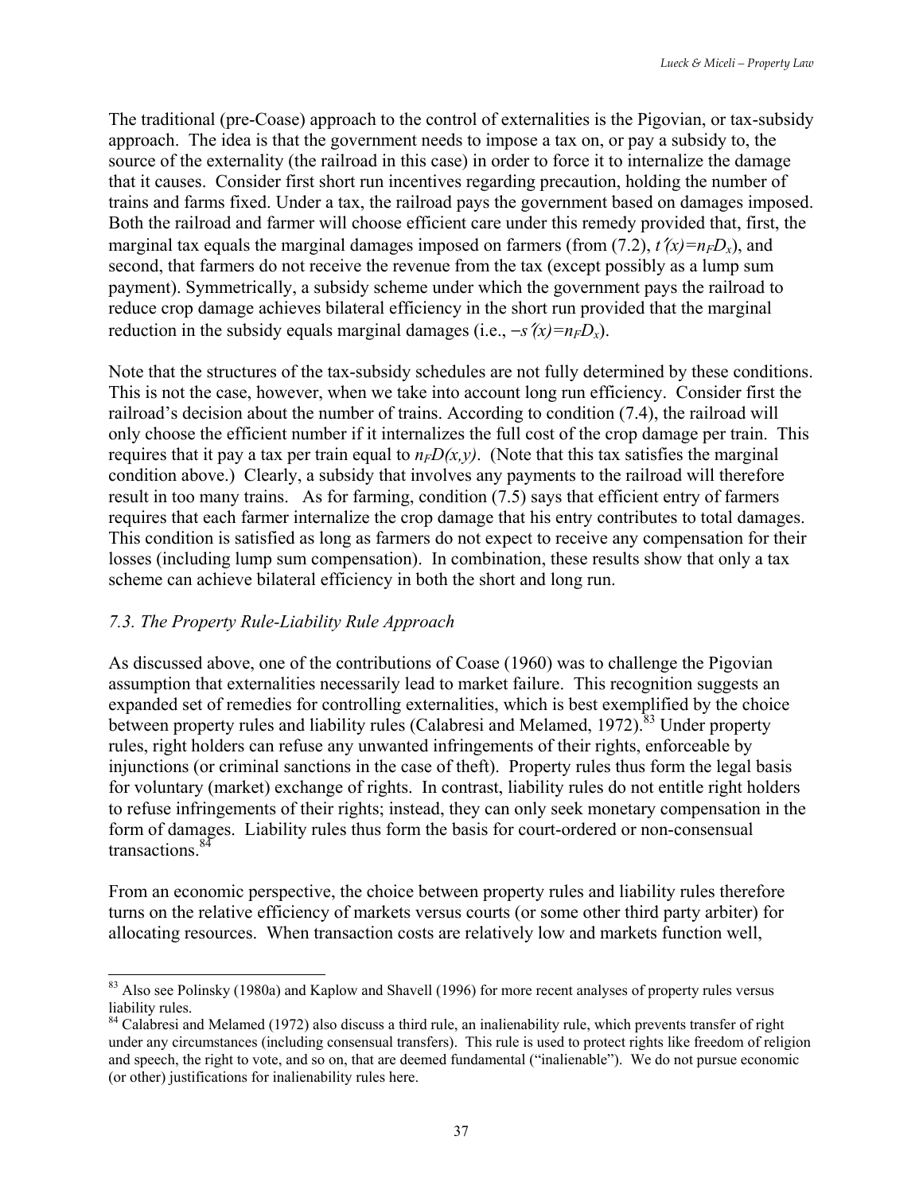The traditional (pre-Coase) approach to the control of externalities is the Pigovian, or tax-subsidy approach. The idea is that the government needs to impose a tax on, or pay a subsidy to, the source of the externality (the railroad in this case) in order to force it to internalize the damage that it causes. Consider first short run incentives regarding precaution, holding the number of trains and farms fixed. Under a tax, the railroad pays the government based on damages imposed. Both the railroad and farmer will choose efficient care under this remedy provided that, first, the marginal tax equals the marginal damages imposed on farmers (from (7.2), $t'(x)=n_F D_x$), and second, that farmers do not receive the revenue from the tax (except possibly as a lump sum payment). Symmetrically, a subsidy scheme under which the government pays the railroad to reduce crop damage achieves bilateral efficiency in the short run provided that the marginal reduction in the subsidy equals marginal damages (i.e., $-s'(x)=n_F D_x$).

Note that the structures of the tax-subsidy schedules are not fully determined by these conditions. This is not the case, however, when we take into account long run efficiency. Consider first the railroad's decision about the number of trains. According to condition (7.4), the railroad will only choose the efficient number if it internalizes the full cost of the crop damage per train. This requires that it pay a tax per train equal to $n_F D(x,y)$. (Note that this tax satisfies the marginal condition above.) Clearly, a subsidy that involves any payments to the railroad will therefore result in too many trains. As for farming, condition (7.5) says that efficient entry of farmers requires that each farmer internalize the crop damage that his entry contributes to total damages. This condition is satisfied as long as farmers do not expect to receive any compensation for their losses (including lump sum compensation). In combination, these results show that only a tax scheme can achieve bilateral efficiency in both the short and long run.

### *7.3. The Property Rule-Liability Rule Approach*

As discussed above, one of the contributions of Coase (1960) was to challenge the Pigovian assumption that externalities necessarily lead to market failure. This recognition suggests an expanded set of remedies for controlling externalities, which is best exemplified by the choice between property rules and liability rules (Calabresi and Melamed, 1972).[83] Under property rules, right holders can refuse any unwanted infringements of their rights, enforceable by injunctions (or criminal sanctions in the case of theft). Property rules thus form the legal basis for voluntary (market) exchange of rights. In contrast, liability rules do not entitle right holders to refuse infringements of their rights; instead, they can only seek monetary compensation in the form of damages. Liability rules thus form the basis for court-ordered or non-consensual transactions.[84]

From an economic perspective, the choice between property rules and liability rules therefore turns on the relative efficiency of markets versus courts (or some other third party arbiter) for allocating resources. When transaction costs are relatively low and markets function well,

---

[83] Also see Polinsky (1980a) and Kaplow and Shavell (1996) for more recent analyses of property rules versus liability rules.

[84] Calabresi and Melamed (1972) also discuss a third rule, an inalienability rule, which prevents transfer of right under any circumstances (including consensual transfers). This rule is used to protect rights like freedom of religion and speech, the right to vote, and so on, that are deemed fundamental ("inalienable"). We do not pursue economic (or other) justifications for inalienability rules here.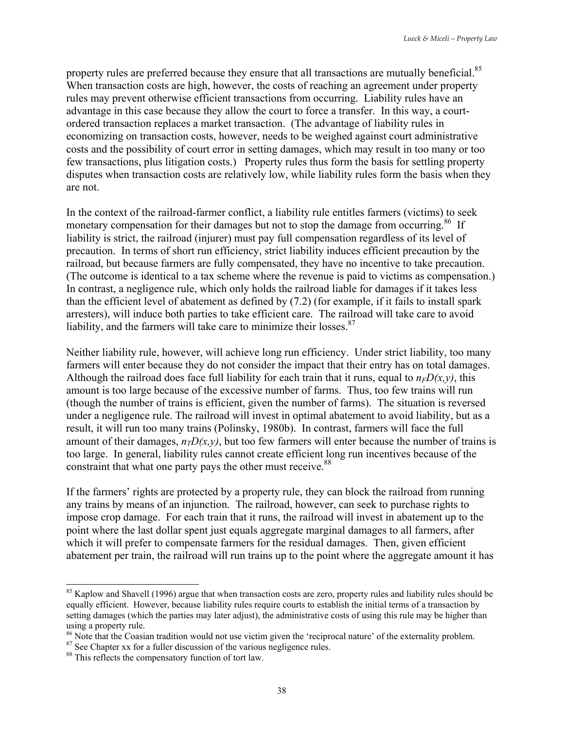property rules are preferred because they ensure that all transactions are mutually beneficial.[85] When transaction costs are high, however, the costs of reaching an agreement under property rules may prevent otherwise efficient transactions from occurring. Liability rules have an advantage in this case because they allow the court to force a transfer. In this way, a court-ordered transaction replaces a market transaction. (The advantage of liability rules in economizing on transaction costs, however, needs to be weighed against court administrative costs and the possibility of court error in setting damages, which may result in too many or too few transactions, plus litigation costs.) Property rules thus form the basis for settling property disputes when transaction costs are relatively low, while liability rules form the basis when they are not.

In the context of the railroad-farmer conflict, a liability rule entitles farmers (victims) to seek monetary compensation for their damages but not to stop the damage from occurring.[86] If liability is strict, the railroad (injurer) must pay full compensation regardless of its level of precaution. In terms of short run efficiency, strict liability induces efficient precaution by the railroad, but because farmers are fully compensated, they have no incentive to take precaution. (The outcome is identical to a tax scheme where the revenue is paid to victims as compensation.) In contrast, a negligence rule, which only holds the railroad liable for damages if it takes less than the efficient level of abatement as defined by (7.2) (for example, if it fails to install spark arresters), will induce both parties to take efficient care. The railroad will take care to avoid liability, and the farmers will take care to minimize their losses.[87]

Neither liability rule, however, will achieve long run efficiency. Under strict liability, too many farmers will enter because they do not consider the impact that their entry has on total damages. Although the railroad does face full liability for each train that it runs, equal to $n_F D(x,y)$, this amount is too large because of the excessive number of farms. Thus, too few trains will run (though the number of trains is efficient, given the number of farms). The situation is reversed under a negligence rule. The railroad will invest in optimal abatement to avoid liability, but as a result, it will run too many trains (Polinsky, 1980b). In contrast, farmers will face the full amount of their damages, $n_T D(x,y)$, but too few farmers will enter because the number of trains is too large. In general, liability rules cannot create efficient long run incentives because of the constraint that what one party pays the other must receive.[88]

If the farmers' rights are protected by a property rule, they can block the railroad from running any trains by means of an injunction. The railroad, however, can seek to purchase rights to impose crop damage. For each train that it runs, the railroad will invest in abatement up to the point where the last dollar spent just equals aggregate marginal damages to all farmers, after which it will prefer to compensate farmers for the residual damages. Then, given efficient abatement per train, the railroad will run trains up to the point where the aggregate amount it has

---

[85] Kaplow and Shavell (1996) argue that when transaction costs are zero, property rules and liability rules should be equally efficient. However, because liability rules require courts to establish the initial terms of a transaction by setting damages (which the parties may later adjust), the administrative costs of using this rule may be higher than using a property rule.

[86] Note that the Coasian tradition would not use victim given the 'reciprocal nature' of the externality problem.

[87] See Chapter xx for a fuller discussion of the various negligence rules.

[88] This reflects the compensatory function of tort law.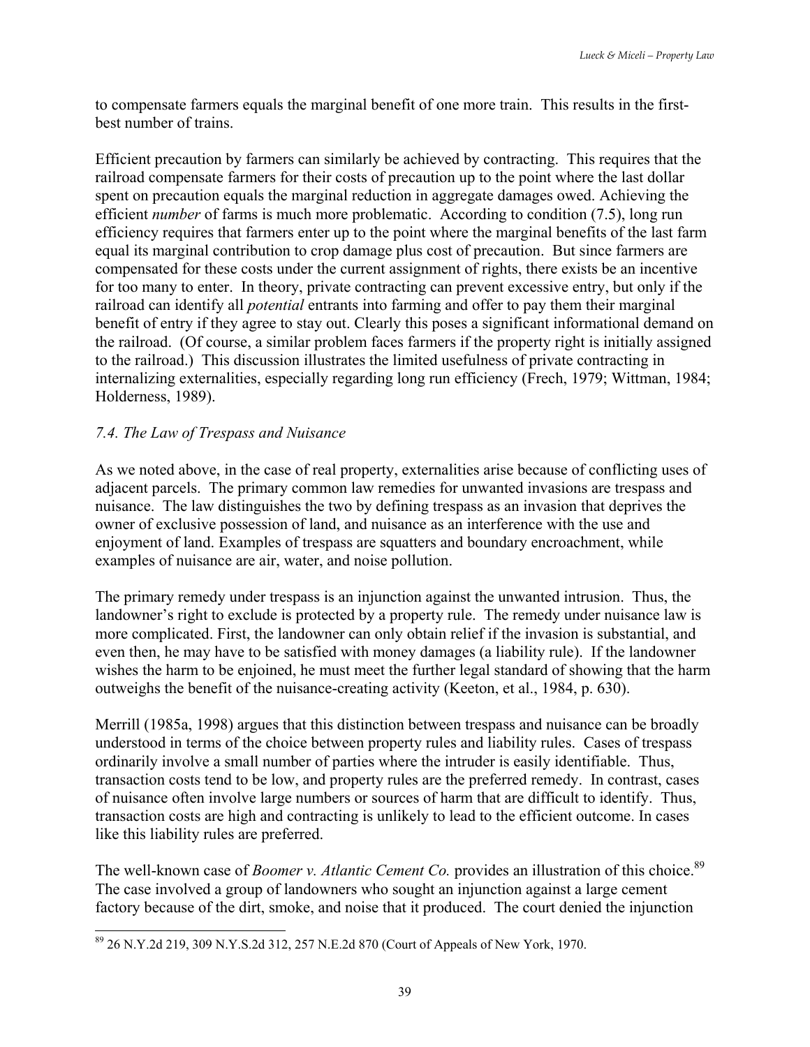to compensate farmers equals the marginal benefit of one more train. This results in the first-best number of trains.

Efficient precaution by farmers can similarly be achieved by contracting. This requires that the railroad compensate farmers for their costs of precaution up to the point where the last dollar spent on precaution equals the marginal reduction in aggregate damages owed. Achieving the efficient *number* of farms is much more problematic. According to condition (7.5), long run efficiency requires that farmers enter up to the point where the marginal benefits of the last farm equal its marginal contribution to crop damage plus cost of precaution. But since farmers are compensated for these costs under the current assignment of rights, there exists be an incentive for too many to enter. In theory, private contracting can prevent excessive entry, but only if the railroad can identify all *potential* entrants into farming and offer to pay them their marginal benefit of entry if they agree to stay out. Clearly this poses a significant informational demand on the railroad. (Of course, a similar problem faces farmers if the property right is initially assigned to the railroad.) This discussion illustrates the limited usefulness of private contracting in internalizing externalities, especially regarding long run efficiency (Frech, 1979; Wittman, 1984; Holderness, 1989).

### *7.4. The Law of Trespass and Nuisance*

As we noted above, in the case of real property, externalities arise because of conflicting uses of adjacent parcels. The primary common law remedies for unwanted invasions are trespass and nuisance. The law distinguishes the two by defining trespass as an invasion that deprives the owner of exclusive possession of land, and nuisance as an interference with the use and enjoyment of land. Examples of trespass are squatters and boundary encroachment, while examples of nuisance are air, water, and noise pollution.

The primary remedy under trespass is an injunction against the unwanted intrusion. Thus, the landowner's right to exclude is protected by a property rule. The remedy under nuisance law is more complicated. First, the landowner can only obtain relief if the invasion is substantial, and even then, he may have to be satisfied with money damages (a liability rule). If the landowner wishes the harm to be enjoined, he must meet the further legal standard of showing that the harm outweighs the benefit of the nuisance-creating activity (Keeton, et al., 1984, p. 630).

Merrill (1985a, 1998) argues that this distinction between trespass and nuisance can be broadly understood in terms of the choice between property rules and liability rules. Cases of trespass ordinarily involve a small number of parties where the intruder is easily identifiable. Thus, transaction costs tend to be low, and property rules are the preferred remedy. In contrast, cases of nuisance often involve large numbers or sources of harm that are difficult to identify. Thus, transaction costs are high and contracting is unlikely to lead to the efficient outcome. In cases like this liability rules are preferred.

The well-known case of *Boomer v. Atlantic Cement Co.* provides an illustration of this choice.[89] The case involved a group of landowners who sought an injunction against a large cement factory because of the dirt, smoke, and noise that it produced. The court denied the injunction

[89] 26 N.Y.2d 219, 309 N.Y.S.2d 312, 257 N.E.2d 870 (Court of Appeals of New York, 1970.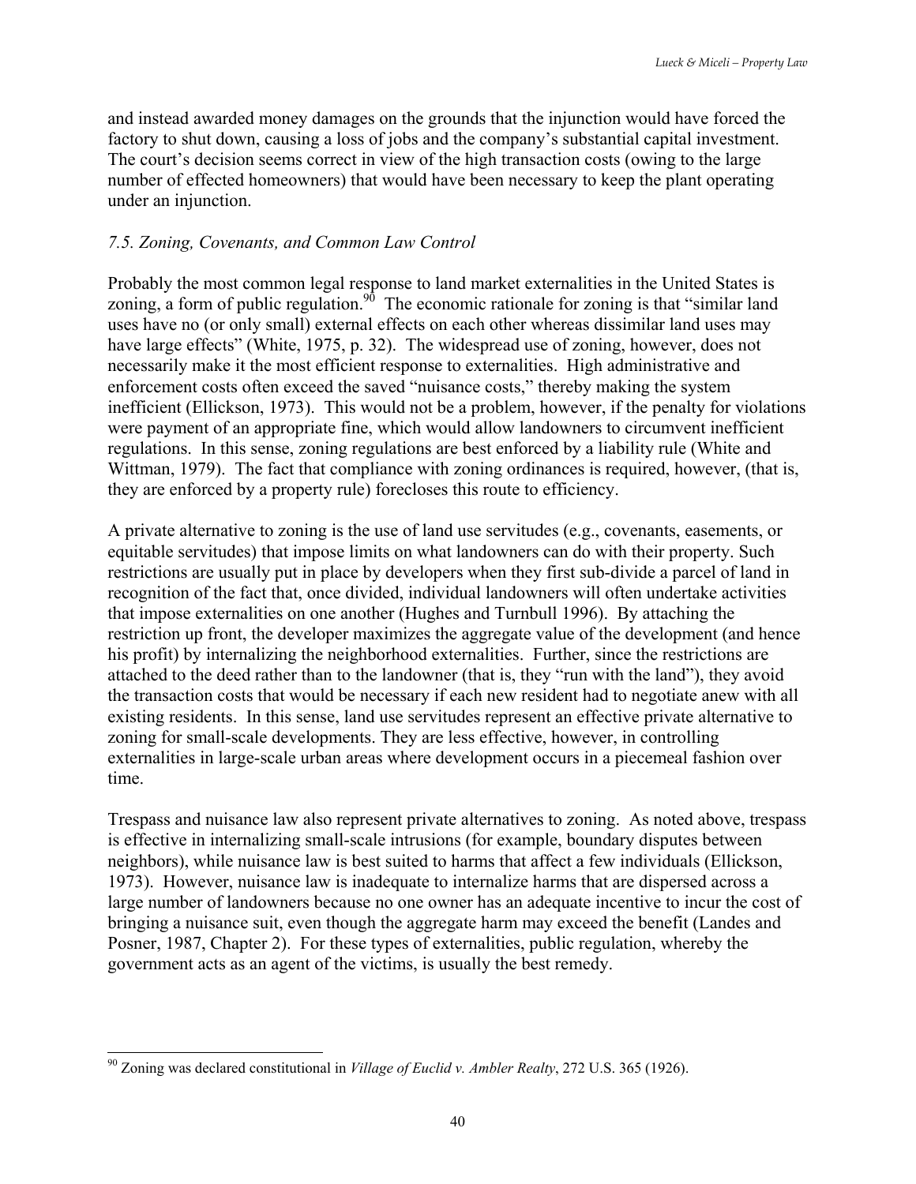and instead awarded money damages on the grounds that the injunction would have forced the factory to shut down, causing a loss of jobs and the company's substantial capital investment. The court's decision seems correct in view of the high transaction costs (owing to the large number of effected homeowners) that would have been necessary to keep the plant operating under an injunction.

### *7.5. Zoning, Covenants, and Common Law Control*

Probably the most common legal response to land market externalities in the United States is zoning, a form of public regulation.[90] The economic rationale for zoning is that "similar land uses have no (or only small) external effects on each other whereas dissimilar land uses may have large effects" (White, 1975, p. 32). The widespread use of zoning, however, does not necessarily make it the most efficient response to externalities. High administrative and enforcement costs often exceed the saved "nuisance costs," thereby making the system inefficient (Ellickson, 1973). This would not be a problem, however, if the penalty for violations were payment of an appropriate fine, which would allow landowners to circumvent inefficient regulations. In this sense, zoning regulations are best enforced by a liability rule (White and Wittman, 1979). The fact that compliance with zoning ordinances is required, however, (that is, they are enforced by a property rule) forecloses this route to efficiency.

A private alternative to zoning is the use of land use servitudes (e.g., covenants, easements, or equitable servitudes) that impose limits on what landowners can do with their property. Such restrictions are usually put in place by developers when they first sub-divide a parcel of land in recognition of the fact that, once divided, individual landowners will often undertake activities that impose externalities on one another (Hughes and Turnbull 1996). By attaching the restriction up front, the developer maximizes the aggregate value of the development (and hence his profit) by internalizing the neighborhood externalities. Further, since the restrictions are attached to the deed rather than to the landowner (that is, they "run with the land"), they avoid the transaction costs that would be necessary if each new resident had to negotiate anew with all existing residents. In this sense, land use servitudes represent an effective private alternative to zoning for small-scale developments. They are less effective, however, in controlling externalities in large-scale urban areas where development occurs in a piecemeal fashion over time.

Trespass and nuisance law also represent private alternatives to zoning. As noted above, trespass is effective in internalizing small-scale intrusions (for example, boundary disputes between neighbors), while nuisance law is best suited to harms that affect a few individuals (Ellickson, 1973). However, nuisance law is inadequate to internalize harms that are dispersed across a large number of landowners because no one owner has an adequate incentive to incur the cost of bringing a nuisance suit, even though the aggregate harm may exceed the benefit (Landes and Posner, 1987, Chapter 2). For these types of externalities, public regulation, whereby the government acts as an agent of the victims, is usually the best remedy.

---

[90] Zoning was declared constitutional in *Village of Euclid v. Ambler Realty*, 272 U.S. 365 (1926).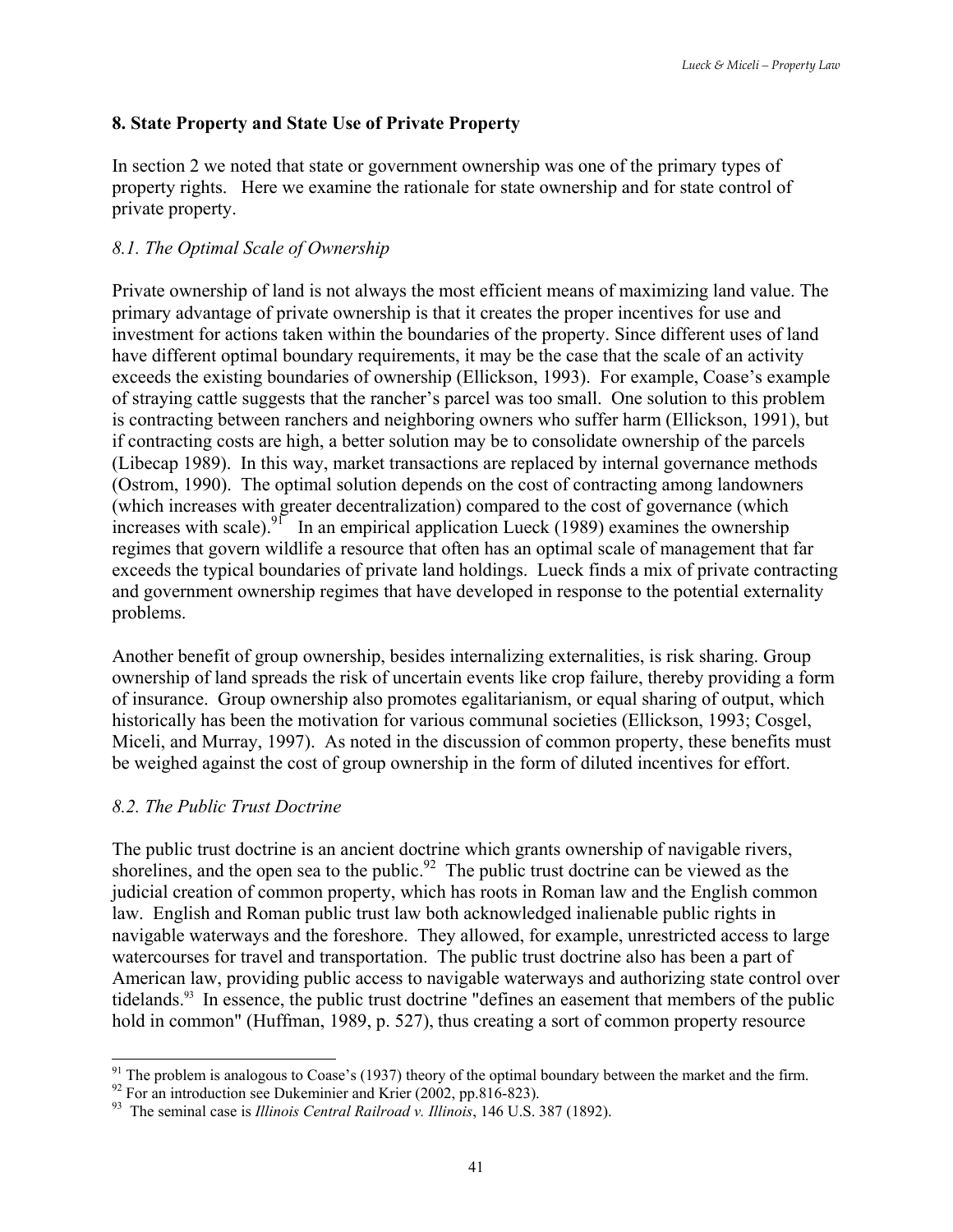## 8. State Property and State Use of Private Property

In section 2 we noted that state or government ownership was one of the primary types of property rights. Here we examine the rationale for state ownership and for state control of private property.

### *8.1. The Optimal Scale of Ownership*

Private ownership of land is not always the most efficient means of maximizing land value. The primary advantage of private ownership is that it creates the proper incentives for use and investment for actions taken within the boundaries of the property. Since different uses of land have different optimal boundary requirements, it may be the case that the scale of an activity exceeds the existing boundaries of ownership (Ellickson, 1993). For example, Coase's example of straying cattle suggests that the rancher's parcel was too small. One solution to this problem is contracting between ranchers and neighboring owners who suffer harm (Ellickson, 1991), but if contracting costs are high, a better solution may be to consolidate ownership of the parcels (Libecap 1989). In this way, market transactions are replaced by internal governance methods (Ostrom, 1990). The optimal solution depends on the cost of contracting among landowners (which increases with greater decentralization) compared to the cost of governance (which increases with scale).[91] In an empirical application Lueck (1989) examines the ownership regimes that govern wildlife a resource that often has an optimal scale of management that far exceeds the typical boundaries of private land holdings. Lueck finds a mix of private contracting and government ownership regimes that have developed in response to the potential externality problems.

Another benefit of group ownership, besides internalizing externalities, is risk sharing. Group ownership of land spreads the risk of uncertain events like crop failure, thereby providing a form of insurance. Group ownership also promotes egalitarianism, or equal sharing of output, which historically has been the motivation for various communal societies (Ellickson, 1993; Cosgel, Miceli, and Murray, 1997). As noted in the discussion of common property, these benefits must be weighed against the cost of group ownership in the form of diluted incentives for effort.

### *8.2. The Public Trust Doctrine*

The public trust doctrine is an ancient doctrine which grants ownership of navigable rivers, shorelines, and the open sea to the public.[92] The public trust doctrine can be viewed as the judicial creation of common property, which has roots in Roman law and the English common law. English and Roman public trust law both acknowledged inalienable public rights in navigable waterways and the foreshore. They allowed, for example, unrestricted access to large watercourses for travel and transportation. The public trust doctrine also has been a part of American law, providing public access to navigable waterways and authorizing state control over tidelands.[93] In essence, the public trust doctrine "defines an easement that members of the public hold in common" (Huffman, 1989, p. 527), thus creating a sort of common property resource

[91] The problem is analogous to Coase's (1937) theory of the optimal boundary between the market and the firm.

[92] For an introduction see Dukeminier and Krier (2002, pp.816-823).

[93] The seminal case is *Illinois Central Railroad v. Illinois*, 146 U.S. 387 (1892).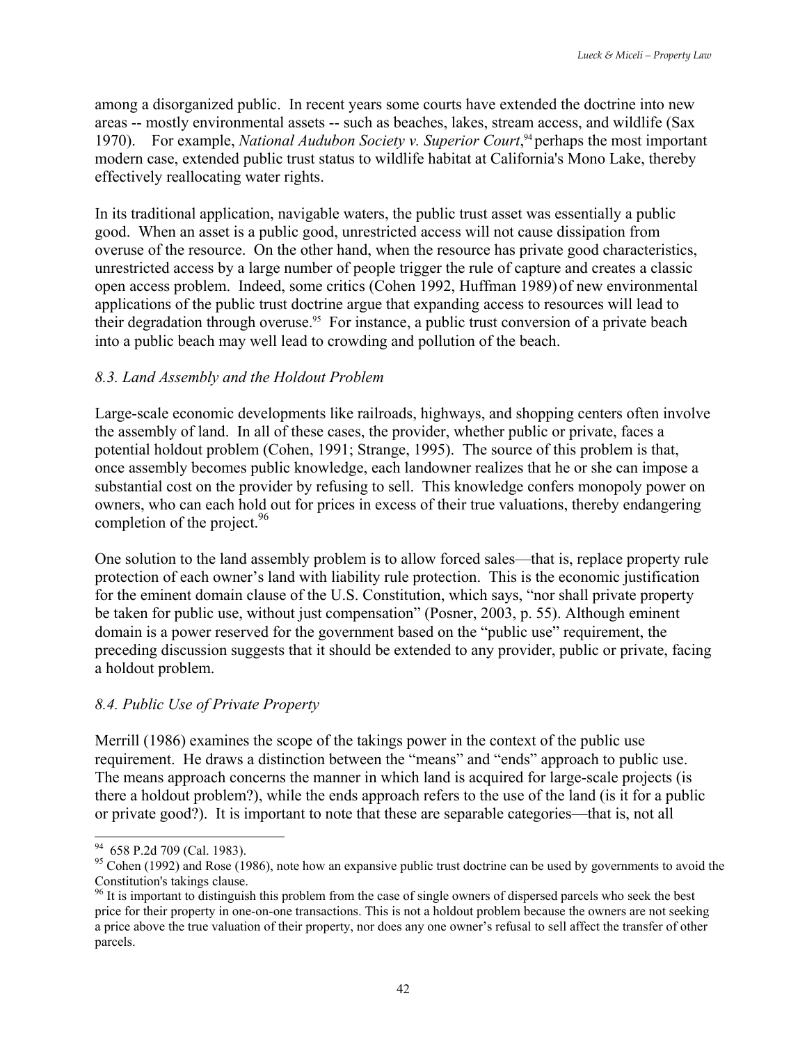among a disorganized public. In recent years some courts have extended the doctrine into new areas -- mostly environmental assets -- such as beaches, lakes, stream access, and wildlife (Sax 1970). For example, *National Audubon Society v. Superior Court*,[94] perhaps the most important modern case, extended public trust status to wildlife habitat at California's Mono Lake, thereby effectively reallocating water rights.

In its traditional application, navigable waters, the public trust asset was essentially a public good. When an asset is a public good, unrestricted access will not cause dissipation from overuse of the resource. On the other hand, when the resource has private good characteristics, unrestricted access by a large number of people trigger the rule of capture and creates a classic open access problem. Indeed, some critics (Cohen 1992, Huffman 1989) of new environmental applications of the public trust doctrine argue that expanding access to resources will lead to their degradation through overuse.[95] For instance, a public trust conversion of a private beach into a public beach may well lead to crowding and pollution of the beach.

### *8.3. Land Assembly and the Holdout Problem*

Large-scale economic developments like railroads, highways, and shopping centers often involve the assembly of land. In all of these cases, the provider, whether public or private, faces a potential holdout problem (Cohen, 1991; Strange, 1995). The source of this problem is that, once assembly becomes public knowledge, each landowner realizes that he or she can impose a substantial cost on the provider by refusing to sell. This knowledge confers monopoly power on owners, who can each hold out for prices in excess of their true valuations, thereby endangering completion of the project.[96]

One solution to the land assembly problem is to allow forced sales—that is, replace property rule protection of each owner's land with liability rule protection. This is the economic justification for the eminent domain clause of the U.S. Constitution, which says, "nor shall private property be taken for public use, without just compensation" (Posner, 2003, p. 55). Although eminent domain is a power reserved for the government based on the "public use" requirement, the preceding discussion suggests that it should be extended to any provider, public or private, facing a holdout problem.

### *8.4. Public Use of Private Property*

Merrill (1986) examines the scope of the takings power in the context of the public use requirement. He draws a distinction between the "means" and "ends" approach to public use. The means approach concerns the manner in which land is acquired for large-scale projects (is there a holdout problem?), while the ends approach refers to the use of the land (is it for a public or private good?). It is important to note that these are separable categories—that is, not all

---

[94] 658 P.2d 709 (Cal. 1983).

[95] Cohen (1992) and Rose (1986), note how an expansive public trust doctrine can be used by governments to avoid the Constitution's takings clause.

[96] It is important to distinguish this problem from the case of single owners of dispersed parcels who seek the best price for their property in one-on-one transactions. This is not a holdout problem because the owners are not seeking a price above the true valuation of their property, nor does any one owner's refusal to sell affect the transfer of other parcels.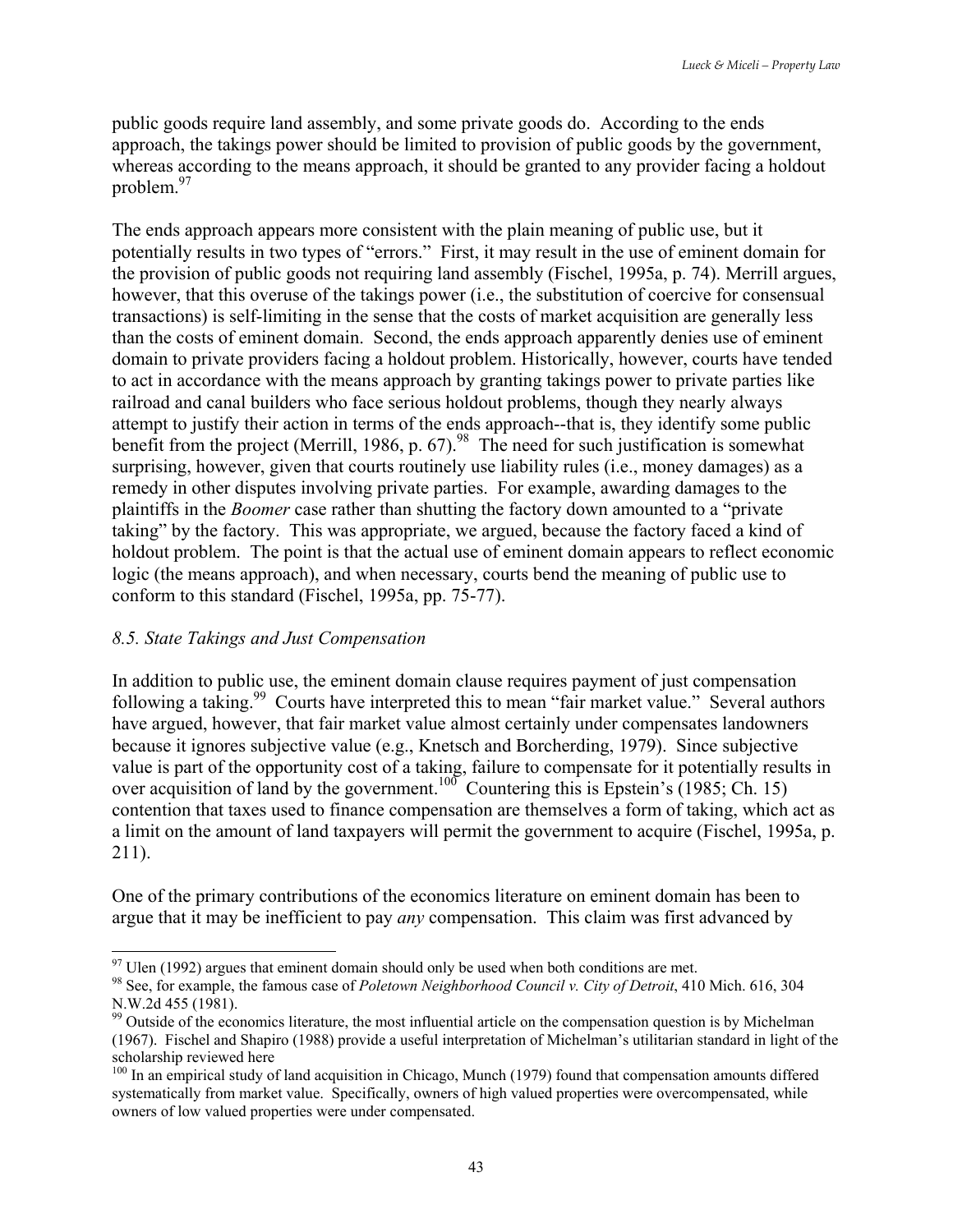public goods require land assembly, and some private goods do. According to the ends approach, the takings power should be limited to provision of public goods by the government, whereas according to the means approach, it should be granted to any provider facing a holdout problem.[97]

The ends approach appears more consistent with the plain meaning of public use, but it potentially results in two types of "errors." First, it may result in the use of eminent domain for the provision of public goods not requiring land assembly (Fischel, 1995a, p. 74). Merrill argues, however, that this overuse of the takings power (i.e., the substitution of coercive for consensual transactions) is self-limiting in the sense that the costs of market acquisition are generally less than the costs of eminent domain. Second, the ends approach apparently denies use of eminent domain to private providers facing a holdout problem. Historically, however, courts have tended to act in accordance with the means approach by granting takings power to private parties like railroad and canal builders who face serious holdout problems, though they nearly always attempt to justify their action in terms of the ends approach--that is, they identify some public benefit from the project (Merrill, 1986, p. 67).[98] The need for such justification is somewhat surprising, however, given that courts routinely use liability rules (i.e., money damages) as a remedy in other disputes involving private parties. For example, awarding damages to the plaintiffs in the *Boomer* case rather than shutting the factory down amounted to a "private taking" by the factory. This was appropriate, we argued, because the factory faced a kind of holdout problem. The point is that the actual use of eminent domain appears to reflect economic logic (the means approach), and when necessary, courts bend the meaning of public use to conform to this standard (Fischel, 1995a, pp. 75-77).

### *8.5. State Takings and Just Compensation*

In addition to public use, the eminent domain clause requires payment of just compensation following a taking.[99] Courts have interpreted this to mean "fair market value." Several authors have argued, however, that fair market value almost certainly under compensates landowners because it ignores subjective value (e.g., Knetsch and Borcherding, 1979). Since subjective value is part of the opportunity cost of a taking, failure to compensate for it potentially results in over acquisition of land by the government.[100] Countering this is Epstein's (1985; Ch. 15) contention that taxes used to finance compensation are themselves a form of taking, which act as a limit on the amount of land taxpayers will permit the government to acquire (Fischel, 1995a, p. 211).

One of the primary contributions of the economics literature on eminent domain has been to argue that it may be inefficient to pay *any* compensation. This claim was first advanced by

---

[97] Ulen (1992) argues that eminent domain should only be used when both conditions are met.

[98] See, for example, the famous case of *Poletown Neighborhood Council v. City of Detroit*, 410 Mich. 616, 304 N.W.2d 455 (1981).

[99] Outside of the economics literature, the most influential article on the compensation question is by Michelman (1967). Fischel and Shapiro (1988) provide a useful interpretation of Michelman's utilitarian standard in light of the scholarship reviewed here

[100] In an empirical study of land acquisition in Chicago, Munch (1979) found that compensation amounts differed systematically from market value. Specifically, owners of high valued properties were overcompensated, while owners of low valued properties were under compensated.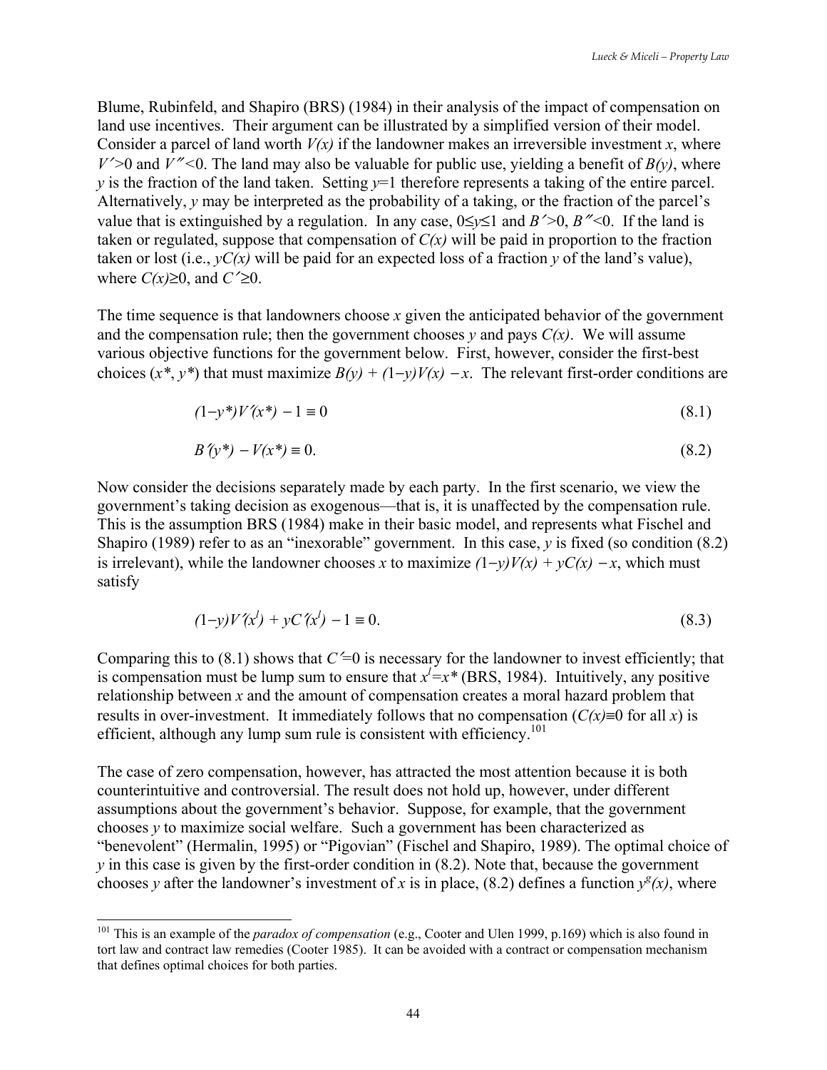Blume, Rubinfeld, and Shapiro (BRS) (1984) in their analysis of the impact of compensation on land use incentives. Their argument can be illustrated by a simplified version of their model. Consider a parcel of land worth $V(x)$ if the landowner makes an irreversible investment $x$, where $V'>0$ and $V''<0$. The land may also be valuable for public use, yielding a benefit of $B(y)$, where $y$ is the fraction of the land taken. Setting $y=1$ therefore represents a taking of the entire parcel. Alternatively, $y$ may be interpreted as the probability of a taking, or the fraction of the parcel's value that is extinguished by a regulation. In any case, $0 \leq y \leq 1$ and $B'>0$, $B''<0$. If the land is taken or regulated, suppose that compensation of $C(x)$ will be paid in proportion to the fraction taken or lost (i.e., $yC(x)$ will be paid for an expected loss of a fraction $y$ of the land's value), where $C(x) \geq 0$, and $C' \geq 0$.

The time sequence is that landowners choose $x$ given the anticipated behavior of the government and the compensation rule; then the government chooses $y$ and pays $C(x)$. We will assume various objective functions for the government below. First, however, consider the first-best choices ($x^*$, $y^*$) that must maximize $B(y) + (1-y)V(x) - x$. The relevant first-order conditions are

$$(1-y^*)V'(x^*) - 1 \equiv 0 \tag{8.1}$$

$$B'(y^*) - V(x^*) \equiv 0. \tag{8.2}$$

Now consider the decisions separately made by each party. In the first scenario, we view the government's taking decision as exogenous—that is, it is unaffected by the compensation rule. This is the assumption BRS (1984) make in their basic model, and represents what Fischel and Shapiro (1989) refer to as an "inexorable" government. In this case, $y$ is fixed (so condition (8.2) is irrelevant), while the landowner chooses $x$ to maximize $(1-y)V(x) + yC(x) - x$, which must satisfy

$$(1-y)V'(x^l) + yC'(x^l) - 1 \equiv 0. \tag{8.3}$$

Comparing this to (8.1) shows that $C'=0$ is necessary for the landowner to invest efficiently; that is compensation must be lump sum to ensure that $x^l = x^*$ (BRS, 1984). Intuitively, any positive relationship between $x$ and the amount of compensation creates a moral hazard problem that results in over-investment. It immediately follows that no compensation ($C(x) \equiv 0$ for all $x$) is efficient, although any lump sum rule is consistent with efficiency.[101]

The case of zero compensation, however, has attracted the most attention because it is both counterintuitive and controversial. The result does not hold up, however, under different assumptions about the government's behavior. Suppose, for example, that the government chooses $y$ to maximize social welfare. Such a government has been characterized as "benevolent" (Hermalin, 1995) or "Pigovian" (Fischel and Shapiro, 1989). The optimal choice of $y$ in this case is given by the first-order condition in (8.2). Note that, because the government chooses $y$ after the landowner's investment of $x$ is in place, (8.2) defines a function $y^g(x)$, where

[101] This is an example of the *paradox of compensation* (e.g., Cooter and Ulen 1999, p.169) which is also found in tort law and contract law remedies (Cooter 1985). It can be avoided with a contract or compensation mechanism that defines optimal choices for both parties.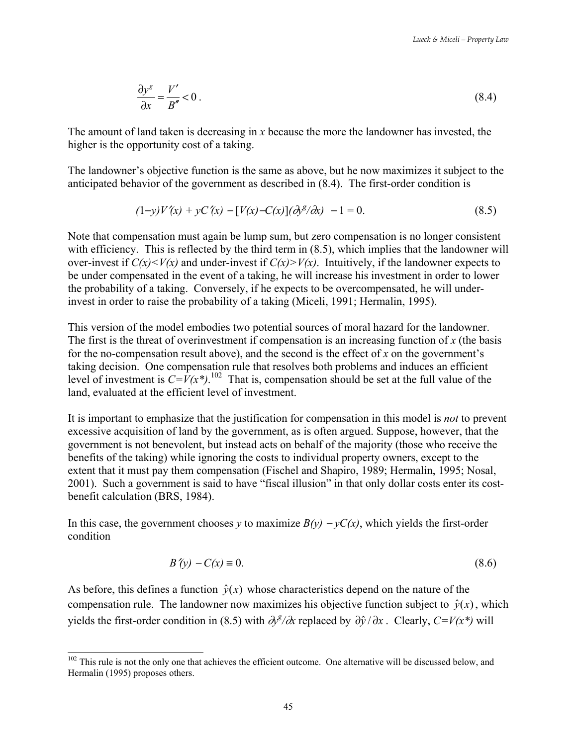$$\frac{\partial y^g}{\partial x} = \frac{V'}{B''} < 0\,. \tag{8.4}$$

The amount of land taken is decreasing in $x$ because the more the landowner has invested, the higher is the opportunity cost of a taking.

The landowner's objective function is the same as above, but he now maximizes it subject to the anticipated behavior of the government as described in (8.4). The first-order condition is

$$(1-y)V'(x) + yC'(x) - [V(x)-C(x)](\partial y^g/\partial x) - 1 = 0. \tag{8.5}$$

Note that compensation must again be lump sum, but zero compensation is no longer consistent with efficiency. This is reflected by the third term in (8.5), which implies that the landowner will over-invest if $C(x)<V(x)$ and under-invest if $C(x)>V(x)$. Intuitively, if the landowner expects to be under compensated in the event of a taking, he will increase his investment in order to lower the probability of a taking. Conversely, if he expects to be overcompensated, he will under-invest in order to raise the probability of a taking (Miceli, 1991; Hermalin, 1995).

This version of the model embodies two potential sources of moral hazard for the landowner. The first is the threat of overinvestment if compensation is an increasing function of $x$ (the basis for the no-compensation result above), and the second is the effect of $x$ on the government's taking decision. One compensation rule that resolves both problems and induces an efficient level of investment is $C=V(x^*)$.[102] That is, compensation should be set at the full value of the land, evaluated at the efficient level of investment.

It is important to emphasize that the justification for compensation in this model is *not* to prevent excessive acquisition of land by the government, as is often argued. Suppose, however, that the government is not benevolent, but instead acts on behalf of the majority (those who receive the benefits of the taking) while ignoring the costs to individual property owners, except to the extent that it must pay them compensation (Fischel and Shapiro, 1989; Hermalin, 1995; Nosal, 2001). Such a government is said to have "fiscal illusion" in that only dollar costs enter its cost-benefit calculation (BRS, 1984).

In this case, the government chooses $y$ to maximize $B(y) - yC(x)$, which yields the first-order condition

$$B'(y) - C(x) \equiv 0. \tag{8.6}$$

As before, this defines a function $\hat{y}(x)$ whose characteristics depend on the nature of the compensation rule. The landowner now maximizes his objective function subject to $\hat{y}(x)$, which yields the first-order condition in (8.5) with $\partial y^g/\partial x$ replaced by $\partial \hat{y}/\partial x$. Clearly, $C=V(x^*)$ will

[102] This rule is not the only one that achieves the efficient outcome. One alternative will be discussed below, and Hermalin (1995) proposes others.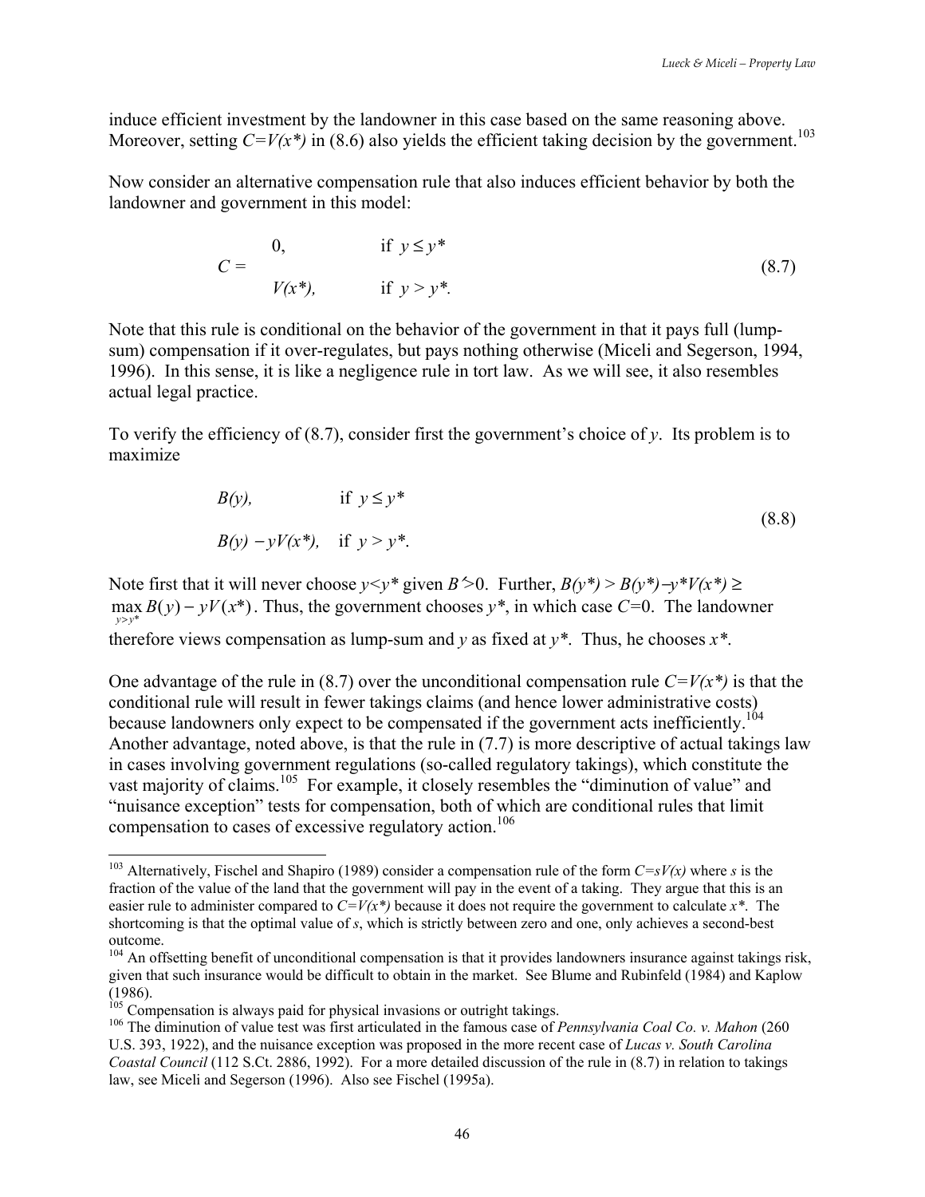induce efficient investment by the landowner in this case based on the same reasoning above. Moreover, setting $C=V(x^*)$ in (8.6) also yields the efficient taking decision by the government.[103]

Now consider an alternative compensation rule that also induces efficient behavior by both the landowner and government in this model:

$$C = \begin{cases} 0, & \text{if } y \leq y^* \\ V(x^*), & \text{if } y > y^*. \end{cases} \tag{8.7}$$

Note that this rule is conditional on the behavior of the government in that it pays full (lump-sum) compensation if it over-regulates, but pays nothing otherwise (Miceli and Segerson, 1994, 1996). In this sense, it is like a negligence rule in tort law. As we will see, it also resembles actual legal practice.

To verify the efficiency of (8.7), consider first the government's choice of $y$. Its problem is to maximize

$$\begin{cases} B(y), & \text{if } y \leq y^* \\ B(y) - yV(x^*), & \text{if } y > y^*. \end{cases} \tag{8.8}$$

Note first that it will never choose $y<y^*$ given $B'>0$. Further, $B(y^*) > B(y^*)-y^*V(x^*) \geq \max_{y>y^*} B(y) - yV(x^*)$. Thus, the government chooses $y^*$, in which case $C=0$. The landowner therefore views compensation as lump-sum and $y$ as fixed at $y^*$. Thus, he chooses $x^*$.

One advantage of the rule in (8.7) over the unconditional compensation rule $C=V(x^*)$ is that the conditional rule will result in fewer takings claims (and hence lower administrative costs) because landowners only expect to be compensated if the government acts inefficiently.[104] Another advantage, noted above, is that the rule in (7.7) is more descriptive of actual takings law in cases involving government regulations (so-called regulatory takings), which constitute the vast majority of claims.[105] For example, it closely resembles the "diminution of value" and "nuisance exception" tests for compensation, both of which are conditional rules that limit compensation to cases of excessive regulatory action.[106]

---

[103] Alternatively, Fischel and Shapiro (1989) consider a compensation rule of the form $C=sV(x)$ where $s$ is the fraction of the value of the land that the government will pay in the event of a taking. They argue that this is an easier rule to administer compared to $C=V(x^*)$ because it does not require the government to calculate $x^*$. The shortcoming is that the optimal value of $s$, which is strictly between zero and one, only achieves a second-best outcome.

[104] An offsetting benefit of unconditional compensation is that it provides landowners insurance against takings risk, given that such insurance would be difficult to obtain in the market. See Blume and Rubinfeld (1984) and Kaplow (1986).

[105] Compensation is always paid for physical invasions or outright takings.

[106] The diminution of value test was first articulated in the famous case of *Pennsylvania Coal Co. v. Mahon* (260 U.S. 393, 1922), and the nuisance exception was proposed in the more recent case of *Lucas v. South Carolina Coastal Council* (112 S.Ct. 2886, 1992). For a more detailed discussion of the rule in (8.7) in relation to takings law, see Miceli and Segerson (1996). Also see Fischel (1995a).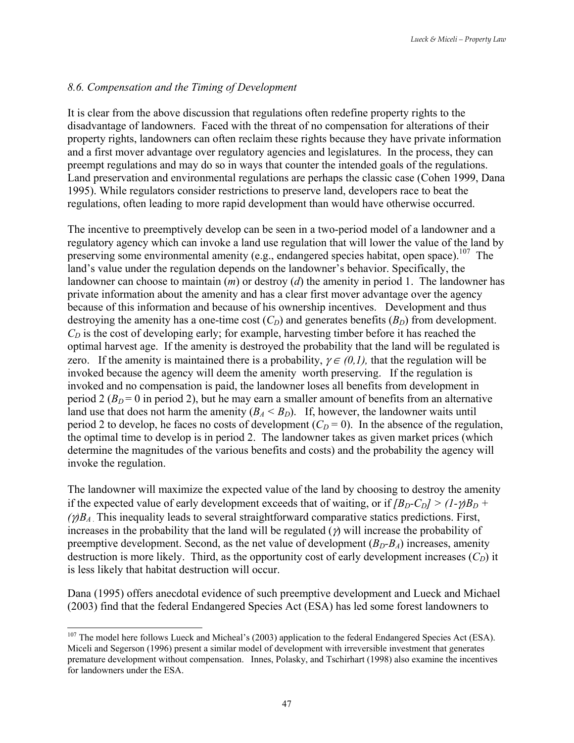### *8.6. Compensation and the Timing of Development*

It is clear from the above discussion that regulations often redefine property rights to the disadvantage of landowners. Faced with the threat of no compensation for alterations of their property rights, landowners can often reclaim these rights because they have private information and a first mover advantage over regulatory agencies and legislatures. In the process, they can preempt regulations and may do so in ways that counter the intended goals of the regulations. Land preservation and environmental regulations are perhaps the classic case (Cohen 1999, Dana 1995). While regulators consider restrictions to preserve land, developers race to beat the regulations, often leading to more rapid development than would have otherwise occurred.

The incentive to preemptively develop can be seen in a two-period model of a landowner and a regulatory agency which can invoke a land use regulation that will lower the value of the land by preserving some environmental amenity (e.g., endangered species habitat, open space).[107] The land's value under the regulation depends on the landowner's behavior. Specifically, the landowner can choose to maintain (*m*) or destroy (*d*) the amenity in period 1. The landowner has private information about the amenity and has a clear first mover advantage over the agency because of this information and because of his ownership incentives. Development and thus destroying the amenity has a one-time cost ($C_D$) and generates benefits ($B_D$) from development. $C_D$ is the cost of developing early; for example, harvesting timber before it has reached the optimal harvest age. If the amenity is destroyed the probability that the land will be regulated is zero. If the amenity is maintained there is a probability, $\gamma \in (0,1)$, that the regulation will be invoked because the agency will deem the amenity worth preserving. If the regulation is invoked and no compensation is paid, the landowner loses all benefits from development in period 2 ($B_D = 0$ in period 2), but he may earn a smaller amount of benefits from an alternative land use that does not harm the amenity ($B_A < B_D$). If, however, the landowner waits until period 2 to develop, he faces no costs of development ($C_D = 0$). In the absence of the regulation, the optimal time to develop is in period 2. The landowner takes as given market prices (which determine the magnitudes of the various benefits and costs) and the probability the agency will invoke the regulation.

The landowner will maximize the expected value of the land by choosing to destroy the amenity if the expected value of early development exceeds that of waiting, or if $[B_D - C_D] > (1-\gamma)B_D + (\gamma)B_A$. This inequality leads to several straightforward comparative statics predictions. First, increases in the probability that the land will be regulated ($\gamma$) will increase the probability of preemptive development. Second, as the net value of development ($B_D - B_A$) increases, amenity destruction is more likely. Third, as the opportunity cost of early development increases ($C_D$) it is less likely that habitat destruction will occur.

Dana (1995) offers anecdotal evidence of such preemptive development and Lueck and Michael (2003) find that the federal Endangered Species Act (ESA) has led some forest landowners to

---

[107] The model here follows Lueck and Micheal's (2003) application to the federal Endangered Species Act (ESA). Miceli and Segerson (1996) present a similar model of development with irreversible investment that generates premature development without compensation. Innes, Polasky, and Tschirhart (1998) also examine the incentives for landowners under the ESA.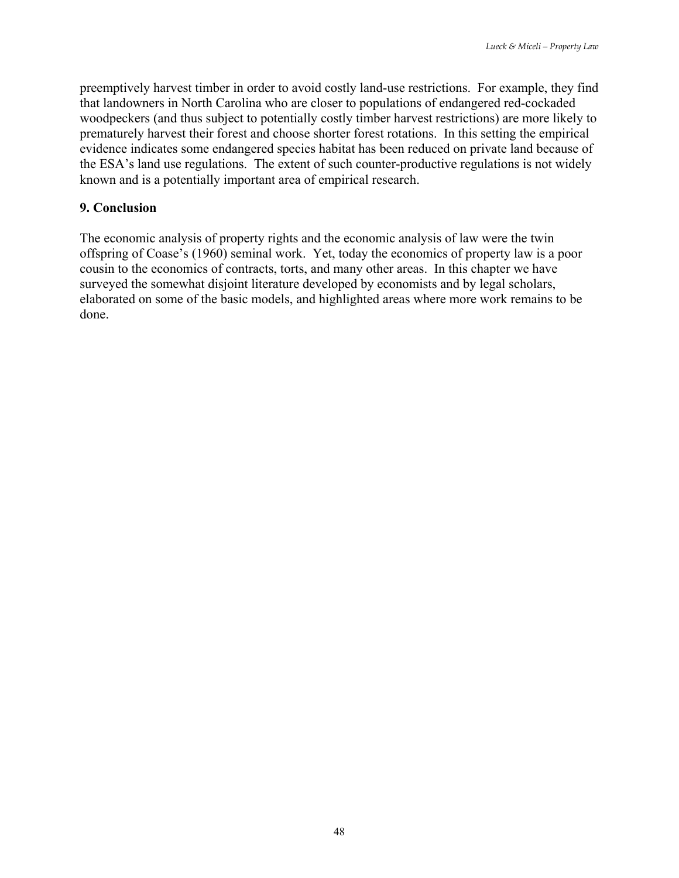preemptively harvest timber in order to avoid costly land-use restrictions. For example, they find that landowners in North Carolina who are closer to populations of endangered red-cockaded woodpeckers (and thus subject to potentially costly timber harvest restrictions) are more likely to prematurely harvest their forest and choose shorter forest rotations. In this setting the empirical evidence indicates some endangered species habitat has been reduced on private land because of the ESA's land use regulations. The extent of such counter-productive regulations is not widely known and is a potentially important area of empirical research.

## 9. Conclusion

The economic analysis of property rights and the economic analysis of law were the twin offspring of Coase's (1960) seminal work. Yet, today the economics of property law is a poor cousin to the economics of contracts, torts, and many other areas. In this chapter we have surveyed the somewhat disjoint literature developed by economists and by legal scholars, elaborated on some of the basic models, and highlighted areas where more work remains to be done.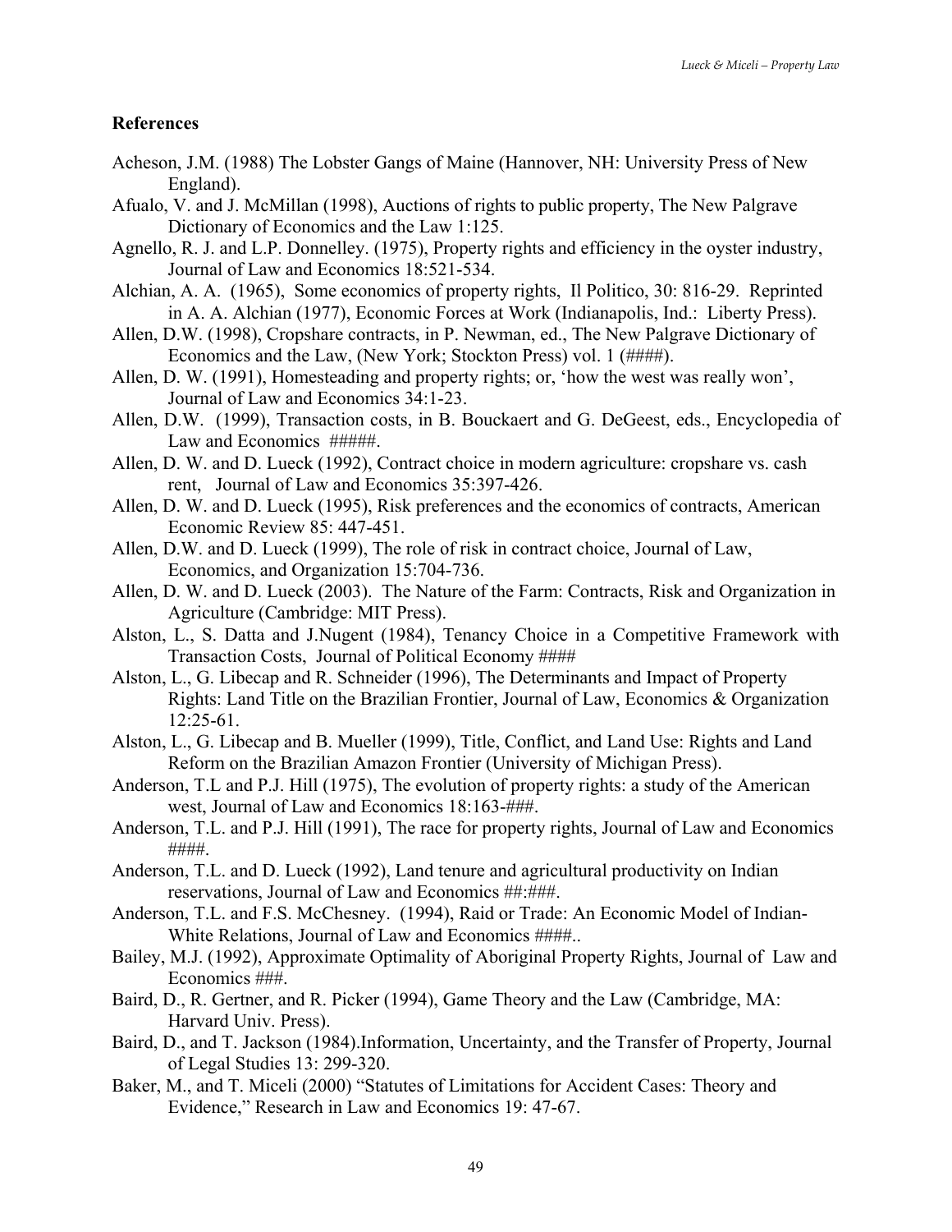## References

Acheson, J.M. (1988) The Lobster Gangs of Maine (Hannover, NH: University Press of New England).

Afualo, V. and J. McMillan (1998), Auctions of rights to public property, The New Palgrave Dictionary of Economics and the Law 1:125.

Agnello, R. J. and L.P. Donnelley. (1975), Property rights and efficiency in the oyster industry, Journal of Law and Economics 18:521-534.

Alchian, A. A. (1965), Some economics of property rights, Il Politico, 30: 816-29. Reprinted in A. A. Alchian (1977), Economic Forces at Work (Indianapolis, Ind.: Liberty Press).

Allen, D.W. (1998), Cropshare contracts, in P. Newman, ed., The New Palgrave Dictionary of Economics and the Law, (New York; Stockton Press) vol. 1 (####).

Allen, D. W. (1991), Homesteading and property rights; or, 'how the west was really won', Journal of Law and Economics 34:1-23.

Allen, D.W. (1999), Transaction costs, in B. Bouckaert and G. DeGeest, eds., Encyclopedia of Law and Economics #####.

Allen, D. W. and D. Lueck (1992), Contract choice in modern agriculture: cropshare vs. cash rent, Journal of Law and Economics 35:397-426.

Allen, D. W. and D. Lueck (1995), Risk preferences and the economics of contracts, American Economic Review 85: 447-451.

Allen, D.W. and D. Lueck (1999), The role of risk in contract choice, Journal of Law, Economics, and Organization 15:704-736.

Allen, D. W. and D. Lueck (2003). The Nature of the Farm: Contracts, Risk and Organization in Agriculture (Cambridge: MIT Press).

Alston, L., S. Datta and J.Nugent (1984), Tenancy Choice in a Competitive Framework with Transaction Costs, Journal of Political Economy ####

Alston, L., G. Libecap and R. Schneider (1996), The Determinants and Impact of Property Rights: Land Title on the Brazilian Frontier, Journal of Law, Economics & Organization 12:25-61.

Alston, L., G. Libecap and B. Mueller (1999), Title, Conflict, and Land Use: Rights and Land Reform on the Brazilian Amazon Frontier (University of Michigan Press).

Anderson, T.L and P.J. Hill (1975), The evolution of property rights: a study of the American west, Journal of Law and Economics 18:163-###.

Anderson, T.L. and P.J. Hill (1991), The race for property rights, Journal of Law and Economics ####.

Anderson, T.L. and D. Lueck (1992), Land tenure and agricultural productivity on Indian reservations, Journal of Law and Economics ##:###.

Anderson, T.L. and F.S. McChesney. (1994), Raid or Trade: An Economic Model of Indian-White Relations, Journal of Law and Economics ####..

Bailey, M.J. (1992), Approximate Optimality of Aboriginal Property Rights, Journal of Law and Economics ###.

Baird, D., R. Gertner, and R. Picker (1994), Game Theory and the Law (Cambridge, MA: Harvard Univ. Press).

Baird, D., and T. Jackson (1984).Information, Uncertainty, and the Transfer of Property, Journal of Legal Studies 13: 299-320.

Baker, M., and T. Miceli (2000) "Statutes of Limitations for Accident Cases: Theory and Evidence," Research in Law and Economics 19: 47-67.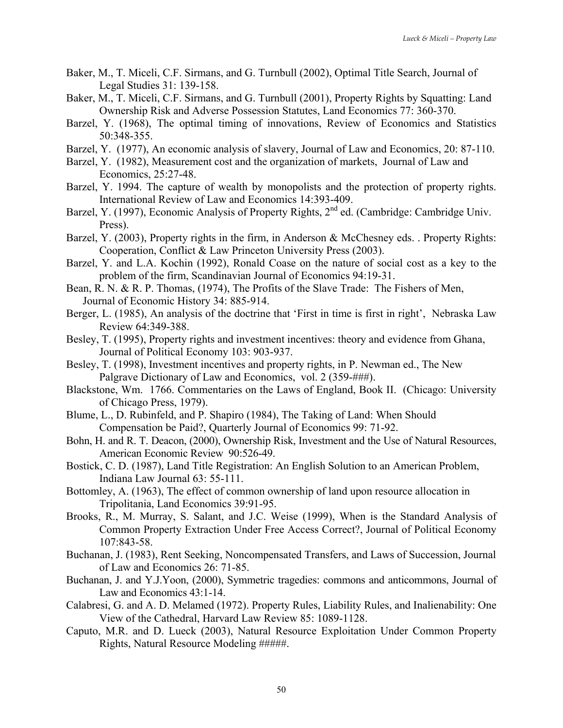Baker, M., T. Miceli, C.F. Sirmans, and G. Turnbull (2002), Optimal Title Search, Journal of Legal Studies 31: 139-158.

Baker, M., T. Miceli, C.F. Sirmans, and G. Turnbull (2001), Property Rights by Squatting: Land Ownership Risk and Adverse Possession Statutes, Land Economics 77: 360-370.

Barzel, Y. (1968), The optimal timing of innovations, Review of Economics and Statistics 50:348-355.

Barzel, Y. (1977), An economic analysis of slavery, Journal of Law and Economics, 20: 87-110.

Barzel, Y. (1982), Measurement cost and the organization of markets, Journal of Law and Economics, 25:27-48.

Barzel, Y. 1994. The capture of wealth by monopolists and the protection of property rights. International Review of Law and Economics 14:393-409.

Barzel, Y. (1997), Economic Analysis of Property Rights, 2nd ed. (Cambridge: Cambridge Univ. Press).

Barzel, Y. (2003), Property rights in the firm, in Anderson & McChesney eds. . Property Rights: Cooperation, Conflict & Law Princeton University Press (2003).

Barzel, Y. and L.A. Kochin (1992), Ronald Coase on the nature of social cost as a key to the problem of the firm, Scandinavian Journal of Economics 94:19-31.

Bean, R. N. & R. P. Thomas, (1974), The Profits of the Slave Trade: The Fishers of Men, Journal of Economic History 34: 885-914.

Berger, L. (1985), An analysis of the doctrine that 'First in time is first in right', Nebraska Law Review 64:349-388.

Besley, T. (1995), Property rights and investment incentives: theory and evidence from Ghana, Journal of Political Economy 103: 903-937.

Besley, T. (1998), Investment incentives and property rights, in P. Newman ed., The New Palgrave Dictionary of Law and Economics, vol. 2 (359-###).

Blackstone, Wm. 1766. Commentaries on the Laws of England, Book II. (Chicago: University of Chicago Press, 1979).

Blume, L., D. Rubinfeld, and P. Shapiro (1984), The Taking of Land: When Should Compensation be Paid?, Quarterly Journal of Economics 99: 71-92.

Bohn, H. and R. T. Deacon, (2000), Ownership Risk, Investment and the Use of Natural Resources, American Economic Review 90:526-49.

Bostick, C. D. (1987), Land Title Registration: An English Solution to an American Problem, Indiana Law Journal 63: 55-111.

Bottomley, A. (1963), The effect of common ownership of land upon resource allocation in Tripolitania, Land Economics 39:91-95.

Brooks, R., M. Murray, S. Salant, and J.C. Weise (1999), When is the Standard Analysis of Common Property Extraction Under Free Access Correct?, Journal of Political Economy 107:843-58.

Buchanan, J. (1983), Rent Seeking, Noncompensated Transfers, and Laws of Succession, Journal of Law and Economics 26: 71-85.

Buchanan, J. and Y.J.Yoon, (2000), Symmetric tragedies: commons and anticommons, Journal of Law and Economics 43:1-14.

Calabresi, G. and A. D. Melamed (1972). Property Rules, Liability Rules, and Inalienability: One View of the Cathedral, Harvard Law Review 85: 1089-1128.

Caputo, M.R. and D. Lueck (2003), Natural Resource Exploitation Under Common Property Rights, Natural Resource Modeling #####.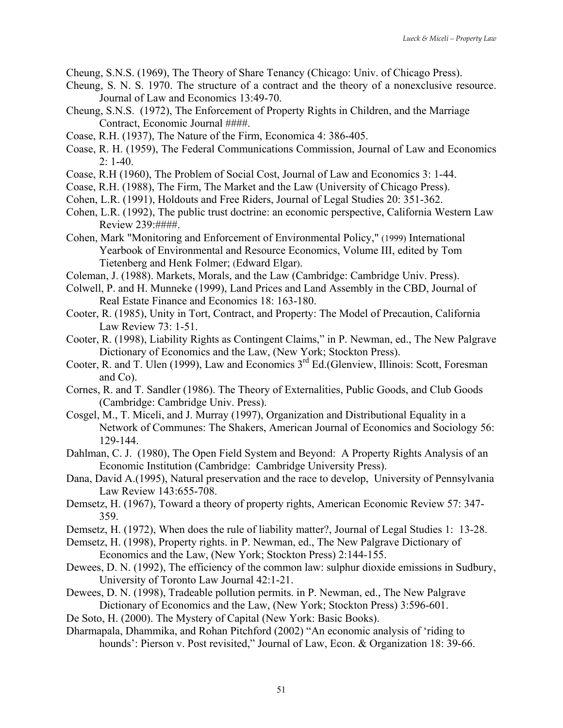Cheung, S.N.S. (1969), The Theory of Share Tenancy (Chicago: Univ. of Chicago Press).

Cheung, S. N. S. 1970. The structure of a contract and the theory of a nonexclusive resource. Journal of Law and Economics 13:49-70.

Cheung, S.N.S. (1972), The Enforcement of Property Rights in Children, and the Marriage Contract, Economic Journal ####.

Coase, R.H. (1937), The Nature of the Firm, Economica 4: 386-405.

Coase, R. H. (1959), The Federal Communications Commission, Journal of Law and Economics 2: 1-40.

Coase, R.H (1960), The Problem of Social Cost, Journal of Law and Economics 3: 1-44.

Coase, R.H. (1988), The Firm, The Market and the Law (University of Chicago Press).

Cohen, L.R. (1991), Holdouts and Free Riders, Journal of Legal Studies 20: 351-362.

Cohen, L.R. (1992), The public trust doctrine: an economic perspective, California Western Law Review 239:####.

Cohen, Mark "Monitoring and Enforcement of Environmental Policy," (1999) International Yearbook of Environmental and Resource Economics, Volume III, edited by Tom Tietenberg and Henk Folmer; (Edward Elgar).

Coleman, J. (1988). Markets, Morals, and the Law (Cambridge: Cambridge Univ. Press).

Colwell, P. and H. Munneke (1999), Land Prices and Land Assembly in the CBD, Journal of Real Estate Finance and Economics 18: 163-180.

Cooter, R. (1985), Unity in Tort, Contract, and Property: The Model of Precaution, California Law Review 73: 1-51.

Cooter, R. (1998), Liability Rights as Contingent Claims," in P. Newman, ed., The New Palgrave Dictionary of Economics and the Law, (New York; Stockton Press).

Cooter, R. and T. Ulen (1999), Law and Economics 3rd Ed.(Glenview, Illinois: Scott, Foresman and Co).

Cornes, R. and T. Sandler (1986). The Theory of Externalities, Public Goods, and Club Goods (Cambridge: Cambridge Univ. Press).

Cosgel, M., T. Miceli, and J. Murray (1997), Organization and Distributional Equality in a Network of Communes: The Shakers, American Journal of Economics and Sociology 56: 129-144.

Dahlman, C. J. (1980), The Open Field System and Beyond: A Property Rights Analysis of an Economic Institution (Cambridge: Cambridge University Press).

Dana, David A.(1995), Natural preservation and the race to develop, University of Pennsylvania Law Review 143:655-708.

Demsetz, H. (1967), Toward a theory of property rights, American Economic Review 57: 347-359.

Demsetz, H. (1972), When does the rule of liability matter?, Journal of Legal Studies 1: 13-28.

Demsetz, H. (1998), Property rights. in P. Newman, ed., The New Palgrave Dictionary of Economics and the Law, (New York; Stockton Press) 2:144-155.

Dewees, D. N. (1992), The efficiency of the common law: sulphur dioxide emissions in Sudbury, University of Toronto Law Journal 42:1-21.

Dewees, D. N. (1998), Tradeable pollution permits. in P. Newman, ed., The New Palgrave Dictionary of Economics and the Law, (New York; Stockton Press) 3:596-601.

De Soto, H. (2000). The Mystery of Capital (New York: Basic Books).

Dharmapala, Dhammika, and Rohan Pitchford (2002) "An economic analysis of 'riding to hounds': Pierson v. Post revisited," Journal of Law, Econ. & Organization 18: 39-66.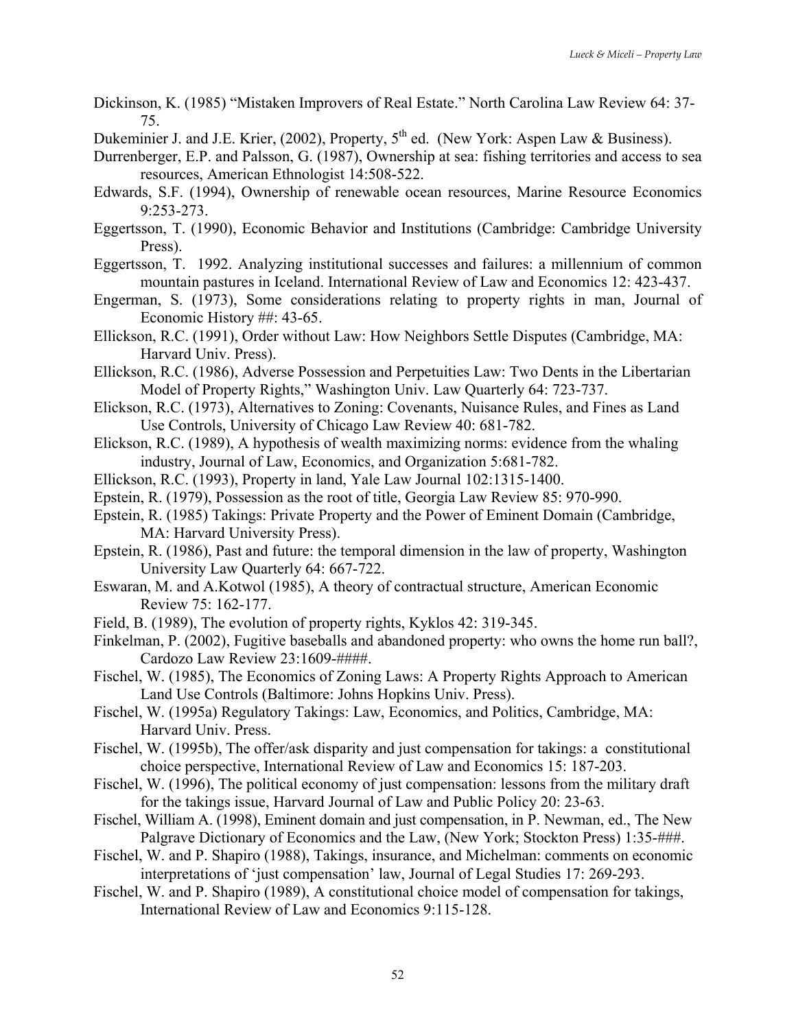Dickinson, K. (1985) "Mistaken Improvers of Real Estate." North Carolina Law Review 64: 37-75.

Dukeminier J. and J.E. Krier, (2002), Property, 5th ed. (New York: Aspen Law & Business).

Durrenberger, E.P. and Palsson, G. (1987), Ownership at sea: fishing territories and access to sea resources, American Ethnologist 14:508-522.

Edwards, S.F. (1994), Ownership of renewable ocean resources, Marine Resource Economics 9:253-273.

Eggertsson, T. (1990), Economic Behavior and Institutions (Cambridge: Cambridge University Press).

Eggertsson, T. 1992. Analyzing institutional successes and failures: a millennium of common mountain pastures in Iceland. International Review of Law and Economics 12: 423-437.

Engerman, S. (1973), Some considerations relating to property rights in man, Journal of Economic History ##: 43-65.

Ellickson, R.C. (1991), Order without Law: How Neighbors Settle Disputes (Cambridge, MA: Harvard Univ. Press).

Ellickson, R.C. (1986), Adverse Possession and Perpetuities Law: Two Dents in the Libertarian Model of Property Rights," Washington Univ. Law Quarterly 64: 723-737.

Elickson, R.C. (1973), Alternatives to Zoning: Covenants, Nuisance Rules, and Fines as Land Use Controls, University of Chicago Law Review 40: 681-782.

Elickson, R.C. (1989), A hypothesis of wealth maximizing norms: evidence from the whaling industry, Journal of Law, Economics, and Organization 5:681-782.

Ellickson, R.C. (1993), Property in land, Yale Law Journal 102:1315-1400.

Epstein, R. (1979), Possession as the root of title, Georgia Law Review 85: 970-990.

Epstein, R. (1985) Takings: Private Property and the Power of Eminent Domain (Cambridge, MA: Harvard University Press).

Epstein, R. (1986), Past and future: the temporal dimension in the law of property, Washington University Law Quarterly 64: 667-722.

Eswaran, M. and A.Kotwol (1985), A theory of contractual structure, American Economic Review 75: 162-177.

Field, B. (1989), The evolution of property rights, Kyklos 42: 319-345.

Finkelman, P. (2002), Fugitive baseballs and abandoned property: who owns the home run ball?, Cardozo Law Review 23:1609-####.

Fischel, W. (1985), The Economics of Zoning Laws: A Property Rights Approach to American Land Use Controls (Baltimore: Johns Hopkins Univ. Press).

Fischel, W. (1995a) Regulatory Takings: Law, Economics, and Politics, Cambridge, MA: Harvard Univ. Press.

Fischel, W. (1995b), The offer/ask disparity and just compensation for takings: a constitutional choice perspective, International Review of Law and Economics 15: 187-203.

Fischel, W. (1996), The political economy of just compensation: lessons from the military draft for the takings issue, Harvard Journal of Law and Public Policy 20: 23-63.

Fischel, William A. (1998), Eminent domain and just compensation, in P. Newman, ed., The New Palgrave Dictionary of Economics and the Law, (New York; Stockton Press) 1:35-###.

Fischel, W. and P. Shapiro (1988), Takings, insurance, and Michelman: comments on economic interpretations of 'just compensation' law, Journal of Legal Studies 17: 269-293.

Fischel, W. and P. Shapiro (1989), A constitutional choice model of compensation for takings, International Review of Law and Economics 9:115-128.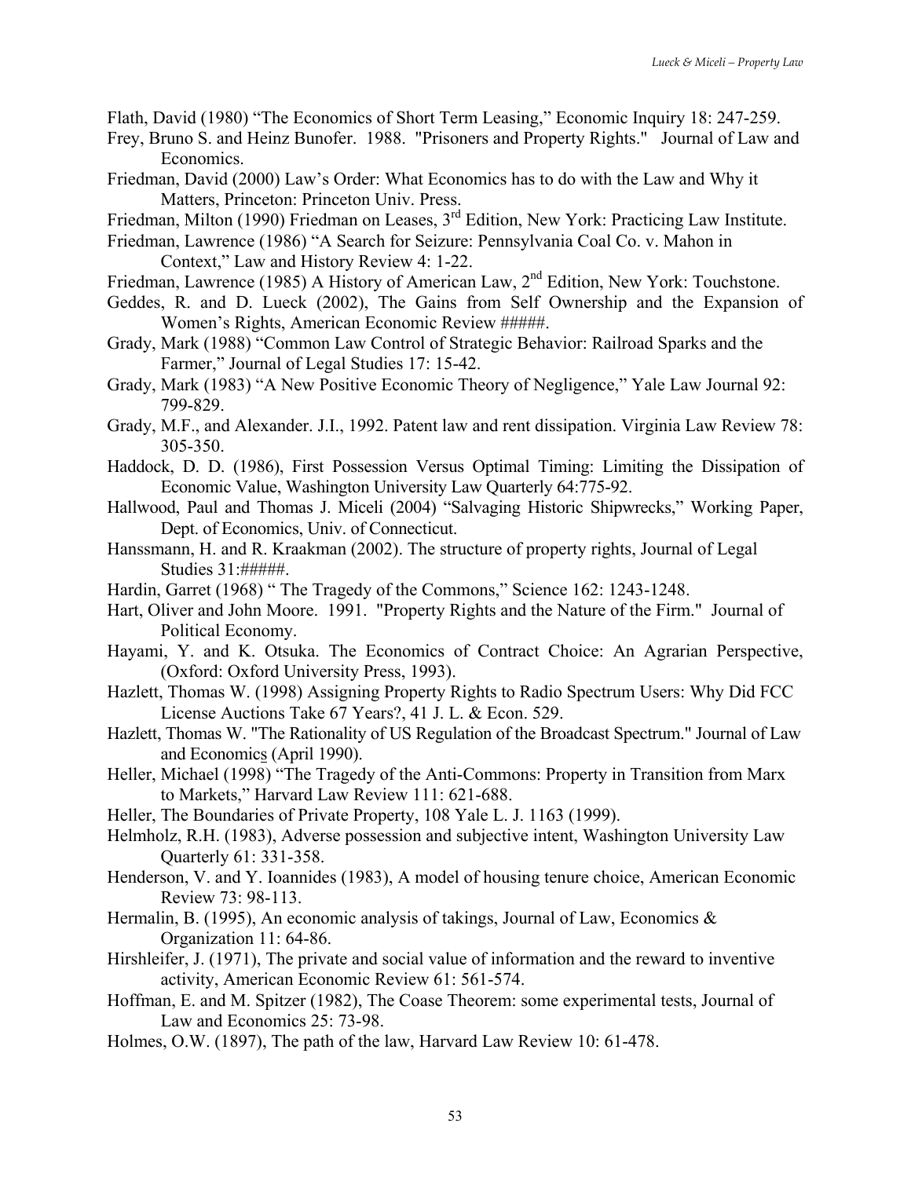Flath, David (1980) "The Economics of Short Term Leasing," Economic Inquiry 18: 247-259.

Frey, Bruno S. and Heinz Bunofer. 1988. "Prisoners and Property Rights." Journal of Law and Economics.

Friedman, David (2000) Law's Order: What Economics has to do with the Law and Why it Matters, Princeton: Princeton Univ. Press.

Friedman, Milton (1990) Friedman on Leases, 3rd Edition, New York: Practicing Law Institute.

Friedman, Lawrence (1986) "A Search for Seizure: Pennsylvania Coal Co. v. Mahon in Context," Law and History Review 4: 1-22.

Friedman, Lawrence (1985) A History of American Law, 2nd Edition, New York: Touchstone.

Geddes, R. and D. Lueck (2002), The Gains from Self Ownership and the Expansion of Women's Rights, American Economic Review #####.

Grady, Mark (1988) "Common Law Control of Strategic Behavior: Railroad Sparks and the Farmer," Journal of Legal Studies 17: 15-42.

Grady, Mark (1983) "A New Positive Economic Theory of Negligence," Yale Law Journal 92: 799-829.

Grady, M.F., and Alexander. J.I., 1992. Patent law and rent dissipation. Virginia Law Review 78: 305-350.

Haddock, D. D. (1986), First Possession Versus Optimal Timing: Limiting the Dissipation of Economic Value, Washington University Law Quarterly 64:775-92.

Hallwood, Paul and Thomas J. Miceli (2004) "Salvaging Historic Shipwrecks," Working Paper, Dept. of Economics, Univ. of Connecticut.

Hanssmann, H. and R. Kraakman (2002). The structure of property rights, Journal of Legal Studies 31:#####.

Hardin, Garret (1968) " The Tragedy of the Commons," Science 162: 1243-1248.

Hart, Oliver and John Moore. 1991. "Property Rights and the Nature of the Firm." Journal of Political Economy.

Hayami, Y. and K. Otsuka. The Economics of Contract Choice: An Agrarian Perspective, (Oxford: Oxford University Press, 1993).

Hazlett, Thomas W. (1998) Assigning Property Rights to Radio Spectrum Users: Why Did FCC License Auctions Take 67 Years?, 41 J. L. & Econ. 529.

Hazlett, Thomas W. "The Rationality of US Regulation of the Broadcast Spectrum." Journal of Law and Economics (April 1990).

Heller, Michael (1998) "The Tragedy of the Anti-Commons: Property in Transition from Marx to Markets," Harvard Law Review 111: 621-688.

Heller, The Boundaries of Private Property, 108 Yale L. J. 1163 (1999).

Helmholz, R.H. (1983), Adverse possession and subjective intent, Washington University Law Quarterly 61: 331-358.

Henderson, V. and Y. Ioannides (1983), A model of housing tenure choice, American Economic Review 73: 98-113.

Hermalin, B. (1995), An economic analysis of takings, Journal of Law, Economics & Organization 11: 64-86.

Hirshleifer, J. (1971), The private and social value of information and the reward to inventive activity, American Economic Review 61: 561-574.

Hoffman, E. and M. Spitzer (1982), The Coase Theorem: some experimental tests, Journal of Law and Economics 25: 73-98.

Holmes, O.W. (1897), The path of the law, Harvard Law Review 10: 61-478.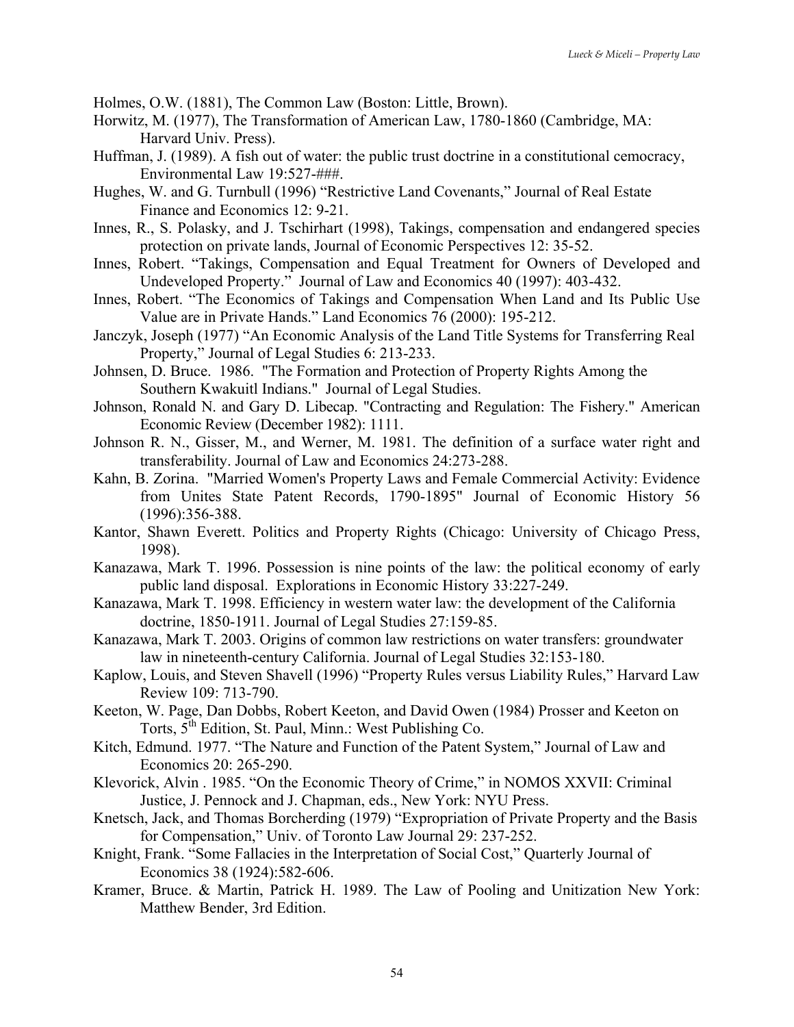Holmes, O.W. (1881), The Common Law (Boston: Little, Brown).

Horwitz, M. (1977), The Transformation of American Law, 1780-1860 (Cambridge, MA: Harvard Univ. Press).

Huffman, J. (1989). A fish out of water: the public trust doctrine in a constitutional cemocracy, Environmental Law 19:527-###.

Hughes, W. and G. Turnbull (1996) "Restrictive Land Covenants," Journal of Real Estate Finance and Economics 12: 9-21.

Innes, R., S. Polasky, and J. Tschirhart (1998), Takings, compensation and endangered species protection on private lands, Journal of Economic Perspectives 12: 35-52.

Innes, Robert. "Takings, Compensation and Equal Treatment for Owners of Developed and Undeveloped Property." Journal of Law and Economics 40 (1997): 403-432.

Innes, Robert. "The Economics of Takings and Compensation When Land and Its Public Use Value are in Private Hands." Land Economics 76 (2000): 195-212.

Janczyk, Joseph (1977) "An Economic Analysis of the Land Title Systems for Transferring Real Property," Journal of Legal Studies 6: 213-233.

Johnsen, D. Bruce. 1986. "The Formation and Protection of Property Rights Among the Southern Kwakuitl Indians." Journal of Legal Studies.

Johnson, Ronald N. and Gary D. Libecap. "Contracting and Regulation: The Fishery." American Economic Review (December 1982): 1111.

Johnson R. N., Gisser, M., and Werner, M. 1981. The definition of a surface water right and transferability. Journal of Law and Economics 24:273-288.

Kahn, B. Zorina. "Married Women's Property Laws and Female Commercial Activity: Evidence from Unites State Patent Records, 1790-1895" Journal of Economic History 56 (1996):356-388.

Kantor, Shawn Everett. Politics and Property Rights (Chicago: University of Chicago Press, 1998).

Kanazawa, Mark T. 1996. Possession is nine points of the law: the political economy of early public land disposal. Explorations in Economic History 33:227-249.

Kanazawa, Mark T. 1998. Efficiency in western water law: the development of the California doctrine, 1850-1911. Journal of Legal Studies 27:159-85.

Kanazawa, Mark T. 2003. Origins of common law restrictions on water transfers: groundwater law in nineteenth-century California. Journal of Legal Studies 32:153-180.

Kaplow, Louis, and Steven Shavell (1996) "Property Rules versus Liability Rules," Harvard Law Review 109: 713-790.

Keeton, W. Page, Dan Dobbs, Robert Keeton, and David Owen (1984) Prosser and Keeton on Torts, 5th Edition, St. Paul, Minn.: West Publishing Co.

Kitch, Edmund. 1977. "The Nature and Function of the Patent System," Journal of Law and Economics 20: 265-290.

Klevorick, Alvin . 1985. "On the Economic Theory of Crime," in NOMOS XXVII: Criminal Justice, J. Pennock and J. Chapman, eds., New York: NYU Press.

Knetsch, Jack, and Thomas Borcherding (1979) "Expropriation of Private Property and the Basis for Compensation," Univ. of Toronto Law Journal 29: 237-252.

Knight, Frank. "Some Fallacies in the Interpretation of Social Cost," Quarterly Journal of Economics 38 (1924):582-606.

Kramer, Bruce. & Martin, Patrick H. 1989. The Law of Pooling and Unitization New York: Matthew Bender, 3rd Edition.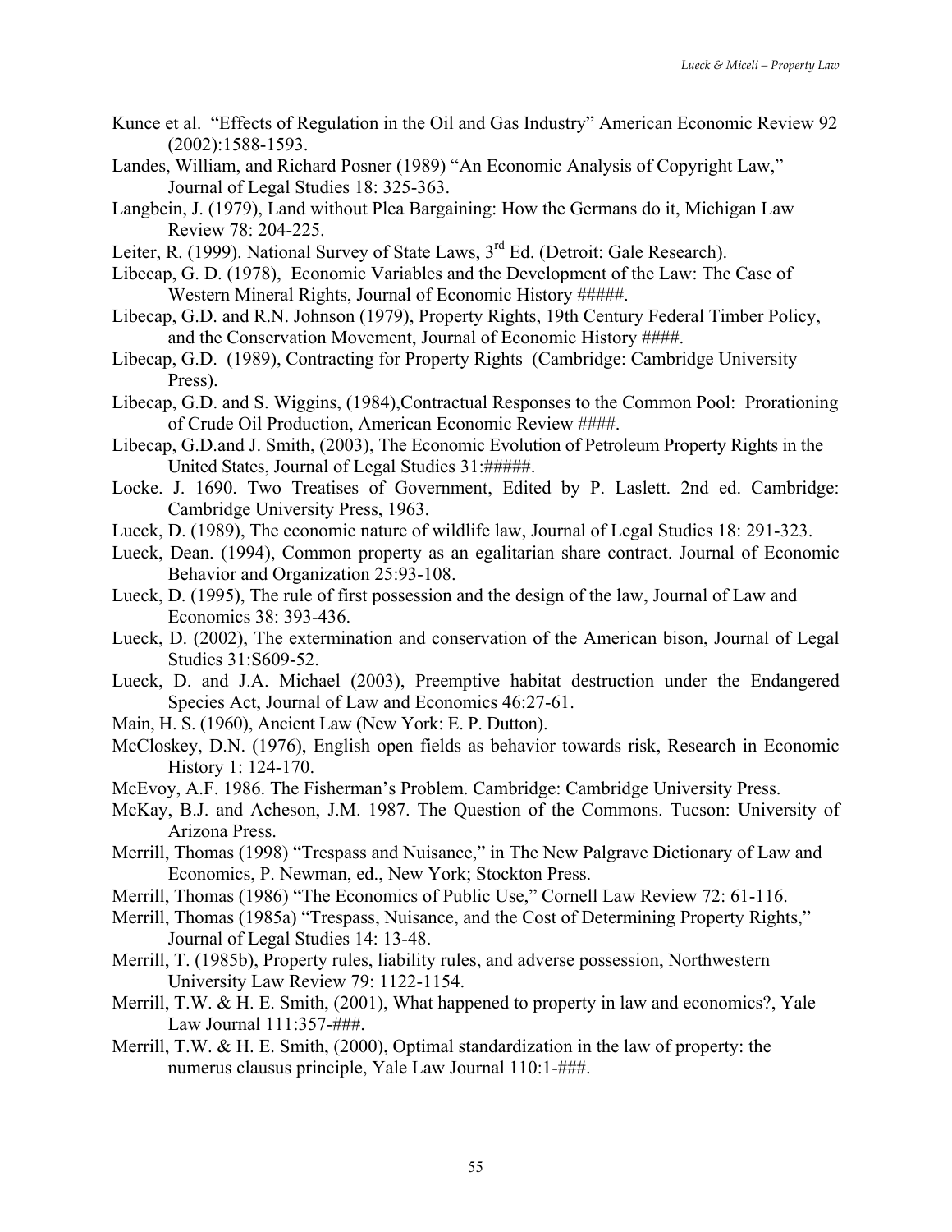Kunce et al. "Effects of Regulation in the Oil and Gas Industry" American Economic Review 92 (2002):1588-1593.

Landes, William, and Richard Posner (1989) "An Economic Analysis of Copyright Law," Journal of Legal Studies 18: 325-363.

Langbein, J. (1979), Land without Plea Bargaining: How the Germans do it, Michigan Law Review 78: 204-225.

Leiter, R. (1999). National Survey of State Laws, 3rd Ed. (Detroit: Gale Research).

Libecap, G. D. (1978), Economic Variables and the Development of the Law: The Case of Western Mineral Rights, Journal of Economic History #####.

Libecap, G.D. and R.N. Johnson (1979), Property Rights, 19th Century Federal Timber Policy, and the Conservation Movement, Journal of Economic History ####.

Libecap, G.D. (1989), Contracting for Property Rights (Cambridge: Cambridge University Press).

Libecap, G.D. and S. Wiggins, (1984),Contractual Responses to the Common Pool: Prorationing of Crude Oil Production, American Economic Review ####.

Libecap, G.D.and J. Smith, (2003), The Economic Evolution of Petroleum Property Rights in the United States, Journal of Legal Studies 31:#####.

Locke. J. 1690. Two Treatises of Government, Edited by P. Laslett. 2nd ed. Cambridge: Cambridge University Press, 1963.

Lueck, D. (1989), The economic nature of wildlife law, Journal of Legal Studies 18: 291-323.

Lueck, Dean. (1994), Common property as an egalitarian share contract. Journal of Economic Behavior and Organization 25:93-108.

Lueck, D. (1995), The rule of first possession and the design of the law, Journal of Law and Economics 38: 393-436.

Lueck, D. (2002), The extermination and conservation of the American bison, Journal of Legal Studies 31:S609-52.

Lueck, D. and J.A. Michael (2003), Preemptive habitat destruction under the Endangered Species Act, Journal of Law and Economics 46:27-61.

Main, H. S. (1960), Ancient Law (New York: E. P. Dutton).

McCloskey, D.N. (1976), English open fields as behavior towards risk, Research in Economic History 1: 124-170.

McEvoy, A.F. 1986. The Fisherman's Problem. Cambridge: Cambridge University Press.

McKay, B.J. and Acheson, J.M. 1987. The Question of the Commons. Tucson: University of Arizona Press.

Merrill, Thomas (1998) "Trespass and Nuisance," in The New Palgrave Dictionary of Law and Economics, P. Newman, ed., New York; Stockton Press.

Merrill, Thomas (1986) "The Economics of Public Use," Cornell Law Review 72: 61-116.

Merrill, Thomas (1985a) "Trespass, Nuisance, and the Cost of Determining Property Rights," Journal of Legal Studies 14: 13-48.

Merrill, T. (1985b), Property rules, liability rules, and adverse possession, Northwestern University Law Review 79: 1122-1154.

Merrill, T.W. & H. E. Smith, (2001), What happened to property in law and economics?, Yale Law Journal 111:357-###.

Merrill, T.W. & H. E. Smith, (2000), Optimal standardization in the law of property: the numerus clausus principle, Yale Law Journal 110:1-###.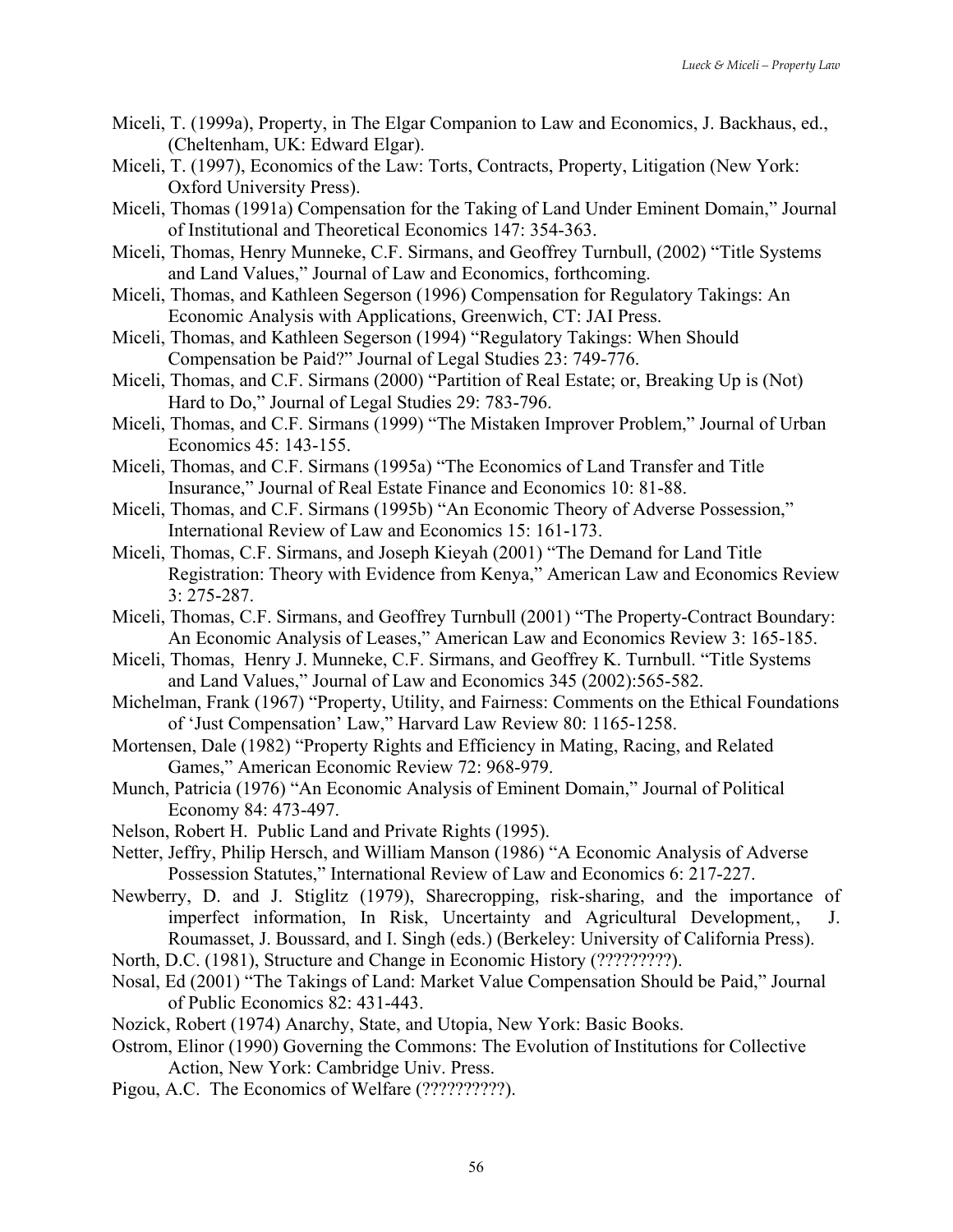Miceli, T. (1999a), Property, in The Elgar Companion to Law and Economics, J. Backhaus, ed., (Cheltenham, UK: Edward Elgar).

Miceli, T. (1997), Economics of the Law: Torts, Contracts, Property, Litigation (New York: Oxford University Press).

Miceli, Thomas (1991a) Compensation for the Taking of Land Under Eminent Domain," Journal of Institutional and Theoretical Economics 147: 354-363.

Miceli, Thomas, Henry Munneke, C.F. Sirmans, and Geoffrey Turnbull, (2002) "Title Systems and Land Values," Journal of Law and Economics, forthcoming.

Miceli, Thomas, and Kathleen Segerson (1996) Compensation for Regulatory Takings: An Economic Analysis with Applications, Greenwich, CT: JAI Press.

Miceli, Thomas, and Kathleen Segerson (1994) "Regulatory Takings: When Should Compensation be Paid?" Journal of Legal Studies 23: 749-776.

Miceli, Thomas, and C.F. Sirmans (2000) "Partition of Real Estate; or, Breaking Up is (Not) Hard to Do," Journal of Legal Studies 29: 783-796.

Miceli, Thomas, and C.F. Sirmans (1999) "The Mistaken Improver Problem," Journal of Urban Economics 45: 143-155.

Miceli, Thomas, and C.F. Sirmans (1995a) "The Economics of Land Transfer and Title Insurance," Journal of Real Estate Finance and Economics 10: 81-88.

Miceli, Thomas, and C.F. Sirmans (1995b) "An Economic Theory of Adverse Possession," International Review of Law and Economics 15: 161-173.

Miceli, Thomas, C.F. Sirmans, and Joseph Kieyah (2001) "The Demand for Land Title Registration: Theory with Evidence from Kenya," American Law and Economics Review 3: 275-287.

Miceli, Thomas, C.F. Sirmans, and Geoffrey Turnbull (2001) "The Property-Contract Boundary: An Economic Analysis of Leases," American Law and Economics Review 3: 165-185.

Miceli, Thomas, Henry J. Munneke, C.F. Sirmans, and Geoffrey K. Turnbull. "Title Systems and Land Values," Journal of Law and Economics 345 (2002):565-582.

Michelman, Frank (1967) "Property, Utility, and Fairness: Comments on the Ethical Foundations of 'Just Compensation' Law," Harvard Law Review 80: 1165-1258.

Mortensen, Dale (1982) "Property Rights and Efficiency in Mating, Racing, and Related Games," American Economic Review 72: 968-979.

Munch, Patricia (1976) "An Economic Analysis of Eminent Domain," Journal of Political Economy 84: 473-497.

Nelson, Robert H. Public Land and Private Rights (1995).

Netter, Jeffry, Philip Hersch, and William Manson (1986) "A Economic Analysis of Adverse Possession Statutes," International Review of Law and Economics 6: 217-227.

Newberry, D. and J. Stiglitz (1979), Sharecropping, risk-sharing, and the importance of imperfect information, In Risk, Uncertainty and Agricultural Development,, J. Roumasset, J. Boussard, and I. Singh (eds.) (Berkeley: University of California Press).

North, D.C. (1981), Structure and Change in Economic History (?????????).

Nosal, Ed (2001) "The Takings of Land: Market Value Compensation Should be Paid," Journal of Public Economics 82: 431-443.

Nozick, Robert (1974) Anarchy, State, and Utopia, New York: Basic Books.

Ostrom, Elinor (1990) Governing the Commons: The Evolution of Institutions for Collective Action, New York: Cambridge Univ. Press.

Pigou, A.C. The Economics of Welfare (??????????).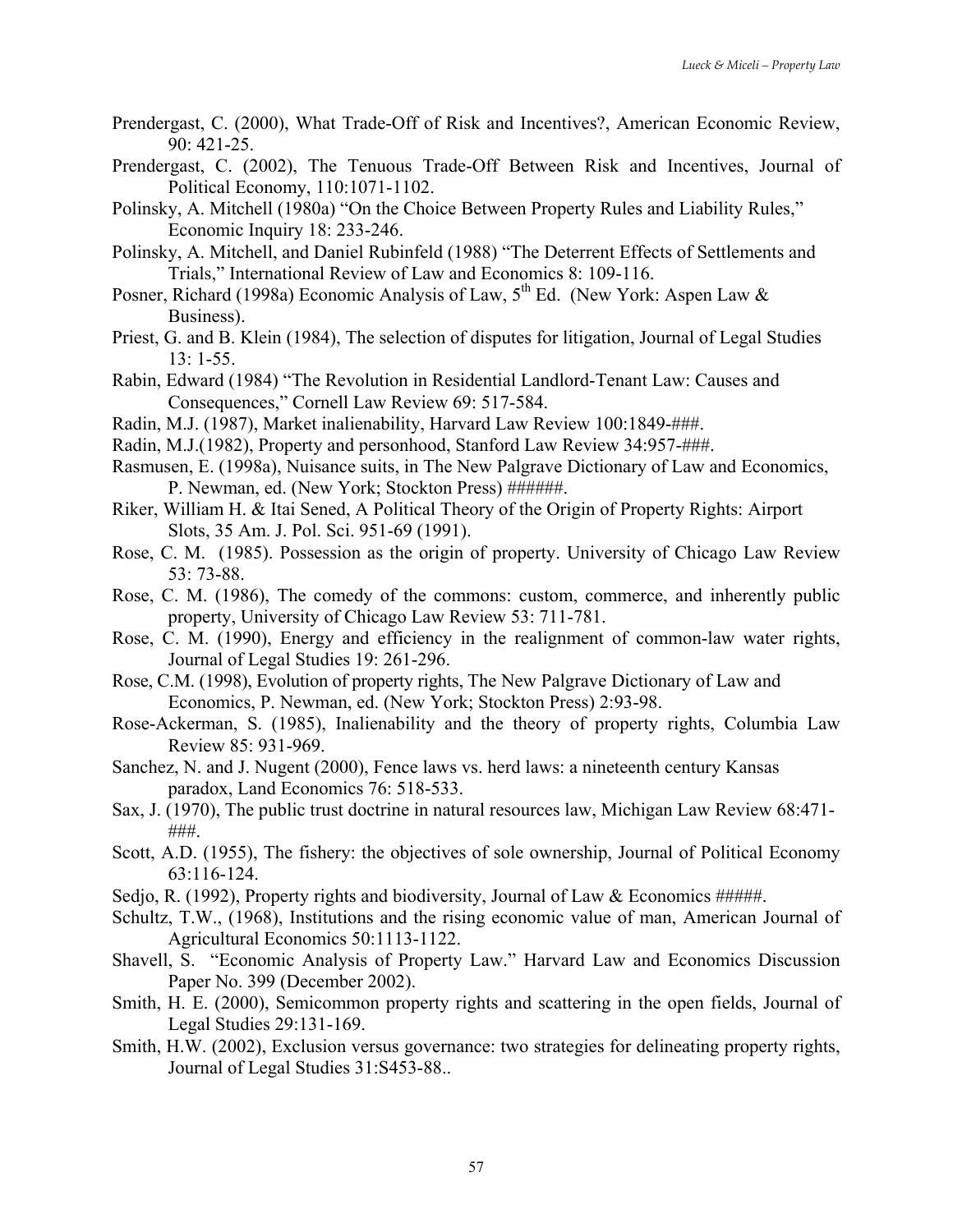Prendergast, C. (2000), What Trade-Off of Risk and Incentives?, American Economic Review, 90: 421-25.

Prendergast, C. (2002), The Tenuous Trade-Off Between Risk and Incentives, Journal of Political Economy, 110:1071-1102.

Polinsky, A. Mitchell (1980a) "On the Choice Between Property Rules and Liability Rules," Economic Inquiry 18: 233-246.

Polinsky, A. Mitchell, and Daniel Rubinfeld (1988) "The Deterrent Effects of Settlements and Trials," International Review of Law and Economics 8: 109-116.

Posner, Richard (1998a) Economic Analysis of Law, 5th Ed. (New York: Aspen Law & Business).

Priest, G. and B. Klein (1984), The selection of disputes for litigation, Journal of Legal Studies 13: 1-55.

Rabin, Edward (1984) "The Revolution in Residential Landlord-Tenant Law: Causes and Consequences," Cornell Law Review 69: 517-584.

Radin, M.J. (1987), Market inalienability, Harvard Law Review 100:1849-###.

Radin, M.J.(1982), Property and personhood, Stanford Law Review 34:957-###.

Rasmusen, E. (1998a), Nuisance suits, in The New Palgrave Dictionary of Law and Economics, P. Newman, ed. (New York; Stockton Press) ######.

Riker, William H. & Itai Sened, A Political Theory of the Origin of Property Rights: Airport Slots, 35 Am. J. Pol. Sci. 951-69 (1991).

Rose, C. M. (1985). Possession as the origin of property. University of Chicago Law Review 53: 73-88.

Rose, C. M. (1986), The comedy of the commons: custom, commerce, and inherently public property, University of Chicago Law Review 53: 711-781.

Rose, C. M. (1990), Energy and efficiency in the realignment of common-law water rights, Journal of Legal Studies 19: 261-296.

Rose, C.M. (1998), Evolution of property rights, The New Palgrave Dictionary of Law and Economics, P. Newman, ed. (New York; Stockton Press) 2:93-98.

Rose-Ackerman, S. (1985), Inalienability and the theory of property rights, Columbia Law Review 85: 931-969.

Sanchez, N. and J. Nugent (2000), Fence laws vs. herd laws: a nineteenth century Kansas paradox, Land Economics 76: 518-533.

Sax, J. (1970), The public trust doctrine in natural resources law, Michigan Law Review 68:471-###.

Scott, A.D. (1955), The fishery: the objectives of sole ownership, Journal of Political Economy 63:116-124.

Sedjo, R. (1992), Property rights and biodiversity, Journal of Law & Economics #####.

Schultz, T.W., (1968), Institutions and the rising economic value of man, American Journal of Agricultural Economics 50:1113-1122.

Shavell, S. "Economic Analysis of Property Law." Harvard Law and Economics Discussion Paper No. 399 (December 2002).

Smith, H. E. (2000), Semicommon property rights and scattering in the open fields, Journal of Legal Studies 29:131-169.

Smith, H.W. (2002), Exclusion versus governance: two strategies for delineating property rights, Journal of Legal Studies 31:S453-88..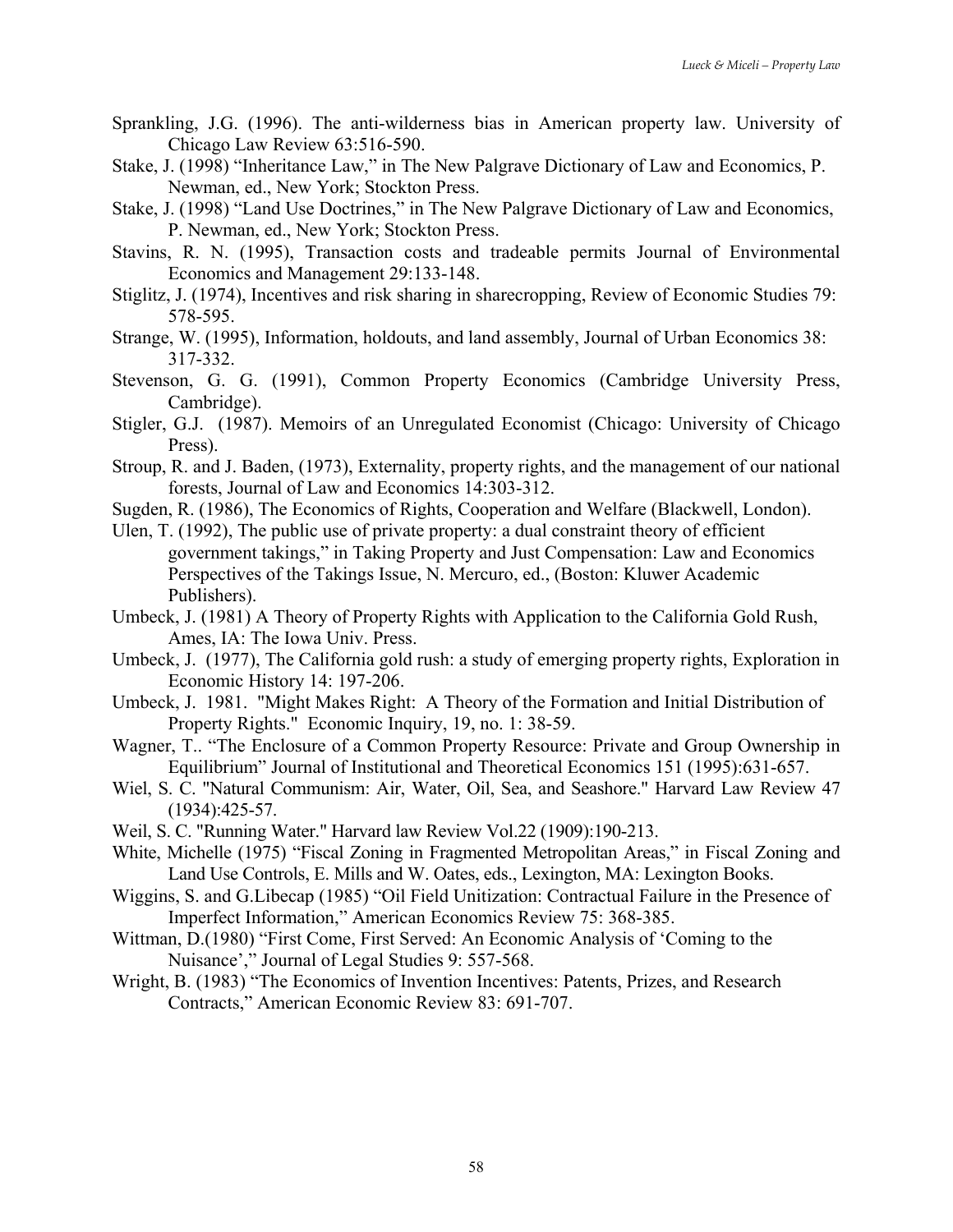Sprankling, J.G. (1996). The anti-wilderness bias in American property law. University of Chicago Law Review 63:516-590.

Stake, J. (1998) "Inheritance Law," in The New Palgrave Dictionary of Law and Economics, P. Newman, ed., New York; Stockton Press.

Stake, J. (1998) "Land Use Doctrines," in The New Palgrave Dictionary of Law and Economics, P. Newman, ed., New York; Stockton Press.

Stavins, R. N. (1995), Transaction costs and tradeable permits Journal of Environmental Economics and Management 29:133-148.

Stiglitz, J. (1974), Incentives and risk sharing in sharecropping, Review of Economic Studies 79: 578-595.

Strange, W. (1995), Information, holdouts, and land assembly, Journal of Urban Economics 38: 317-332.

Stevenson, G. G. (1991), Common Property Economics (Cambridge University Press, Cambridge).

Stigler, G.J. (1987). Memoirs of an Unregulated Economist (Chicago: University of Chicago Press).

Stroup, R. and J. Baden, (1973), Externality, property rights, and the management of our national forests, Journal of Law and Economics 14:303-312.

Sugden, R. (1986), The Economics of Rights, Cooperation and Welfare (Blackwell, London).

Ulen, T. (1992), The public use of private property: a dual constraint theory of efficient government takings," in Taking Property and Just Compensation: Law and Economics Perspectives of the Takings Issue, N. Mercuro, ed., (Boston: Kluwer Academic Publishers).

Umbeck, J. (1981) A Theory of Property Rights with Application to the California Gold Rush, Ames, IA: The Iowa Univ. Press.

Umbeck, J. (1977), The California gold rush: a study of emerging property rights, Exploration in Economic History 14: 197-206.

Umbeck, J. 1981. "Might Makes Right: A Theory of the Formation and Initial Distribution of Property Rights." Economic Inquiry, 19, no. 1: 38-59.

Wagner, T.. "The Enclosure of a Common Property Resource: Private and Group Ownership in Equilibrium" Journal of Institutional and Theoretical Economics 151 (1995):631-657.

Wiel, S. C. "Natural Communism: Air, Water, Oil, Sea, and Seashore." Harvard Law Review 47 (1934):425-57.

Weil, S. C. "Running Water." Harvard law Review Vol.22 (1909):190-213.

White, Michelle (1975) "Fiscal Zoning in Fragmented Metropolitan Areas," in Fiscal Zoning and Land Use Controls, E. Mills and W. Oates, eds., Lexington, MA: Lexington Books.

Wiggins, S. and G.Libecap (1985) "Oil Field Unitization: Contractual Failure in the Presence of Imperfect Information," American Economics Review 75: 368-385.

Wittman, D.(1980) "First Come, First Served: An Economic Analysis of 'Coming to the Nuisance'," Journal of Legal Studies 9: 557-568.

Wright, B. (1983) "The Economics of Invention Incentives: Patents, Prizes, and Research Contracts," American Economic Review 83: 691-707.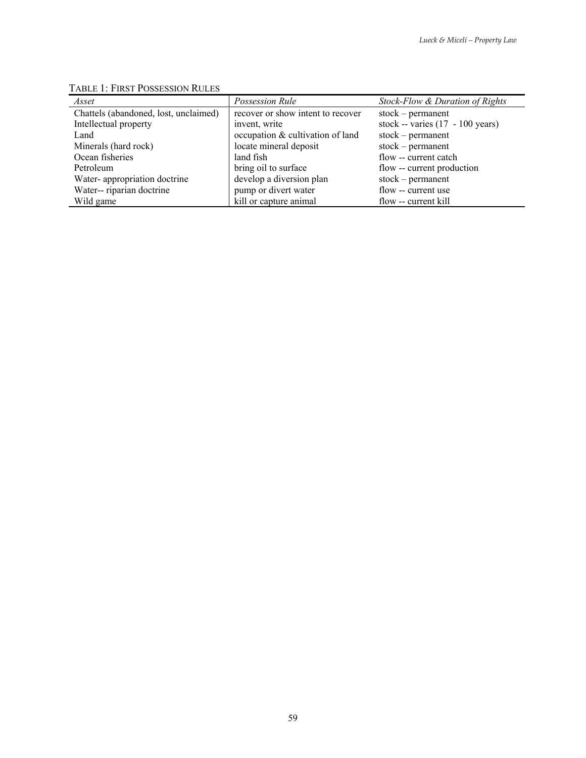TABLE 1: FIRST POSSESSION RULES

| *Asset* | *Possession Rule* | *Stock-Flow & Duration of Rights* |
|---|---|---|
| Chattels (abandoned, lost, unclaimed) | recover or show intent to recover | stock – permanent |
| Intellectual property | invent, write | stock -- varies (17 - 100 years) |
| Land | occupation & cultivation of land | stock – permanent |
| Minerals (hard rock) | locate mineral deposit | stock – permanent |
| Ocean fisheries | land fish | flow -- current catch |
| Petroleum | bring oil to surface | flow -- current production |
| Water- appropriation doctrine | develop a diversion plan | stock – permanent |
| Water-- riparian doctrine | pump or divert water | flow -- current use |
| Wild game | kill or capture animal | flow -- current kill |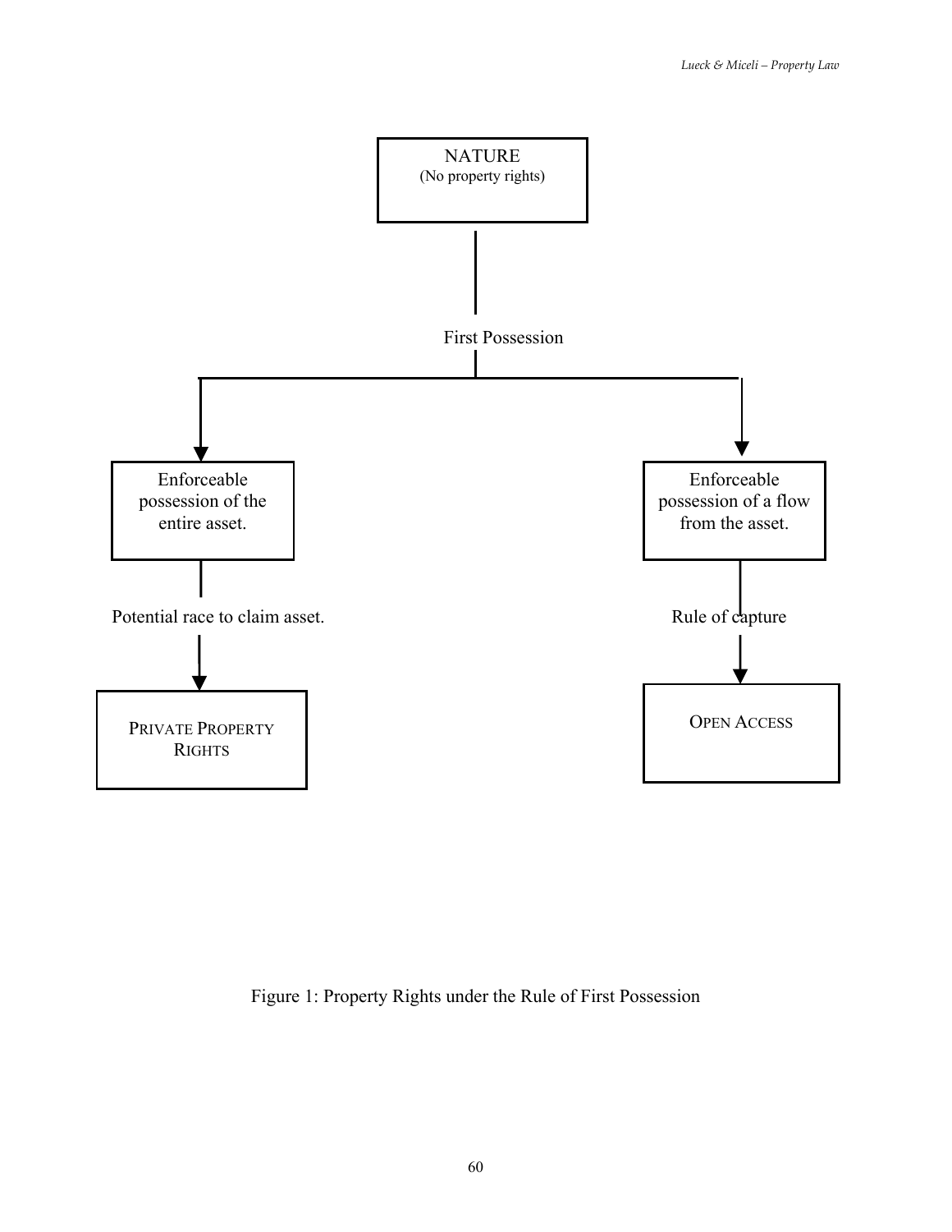NATURE
(No property rights)

First Possession

Enforceable possession of the entire asset.

Potential race to claim asset.

PRIVATE PROPERTY RIGHTS

Enforceable possession of a flow from the asset.

Rule of capture

OPEN ACCESS

Figure 1: Property Rights under the Rule of First Possession